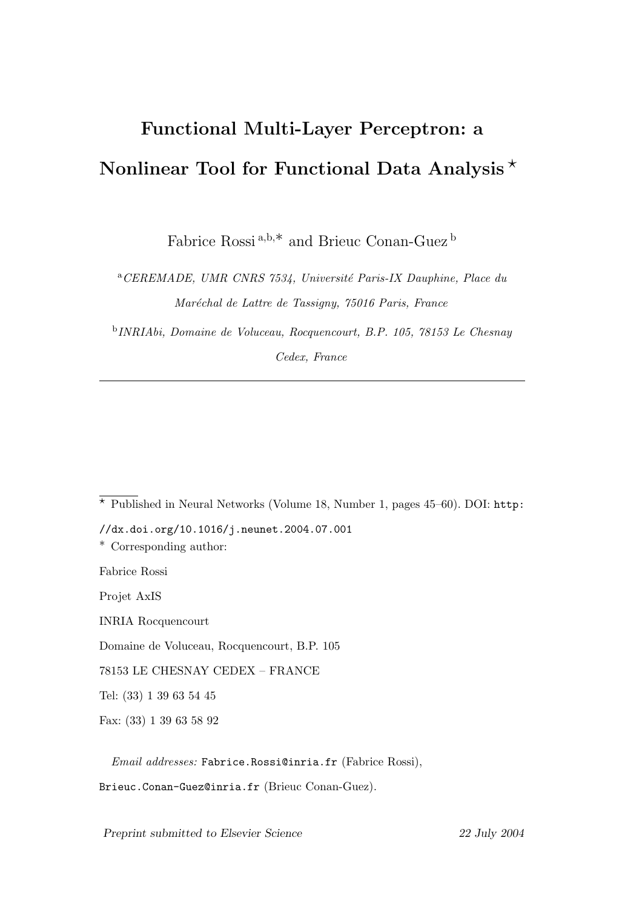# Functional Multi-Layer Perceptron: a Nonlinear Tool for Functional Data Analysis [⋆]

Fabrice Rossi [a,b,∗] and Brieuc Conan-Guez [b]

[a] *CEREMADE, UMR CNRS 7534, Université Paris-IX Dauphine, Place du Maréchal de Lattre de Tassigny, 75016 Paris, France*

[b] *INRIAbi, Domaine de Voluceau, Rocquencourt, B.P. 105, 78153 Le Chesnay Cedex, France*

---

[⋆] Published in Neural Networks (Volume 18, Number 1, pages 45–60). DOI: `http://dx.doi.org/10.1016/j.neunet.2004.07.001`

[∗] Corresponding author:

Fabrice Rossi

Projet AxIS

INRIA Rocquencourt

Domaine de Voluceau, Rocquencourt, B.P. 105

78153 LE CHESNAY CEDEX – FRANCE

Tel: (33) 1 39 63 54 45

Fax: (33) 1 39 63 58 92

*Email addresses:* `Fabrice.Rossi@inria.fr` (Fabrice Rossi), `Brieuc.Conan-Guez@inria.fr` (Brieuc Conan-Guez).

*Preprint submitted to Elsevier Science* *22 July 2004*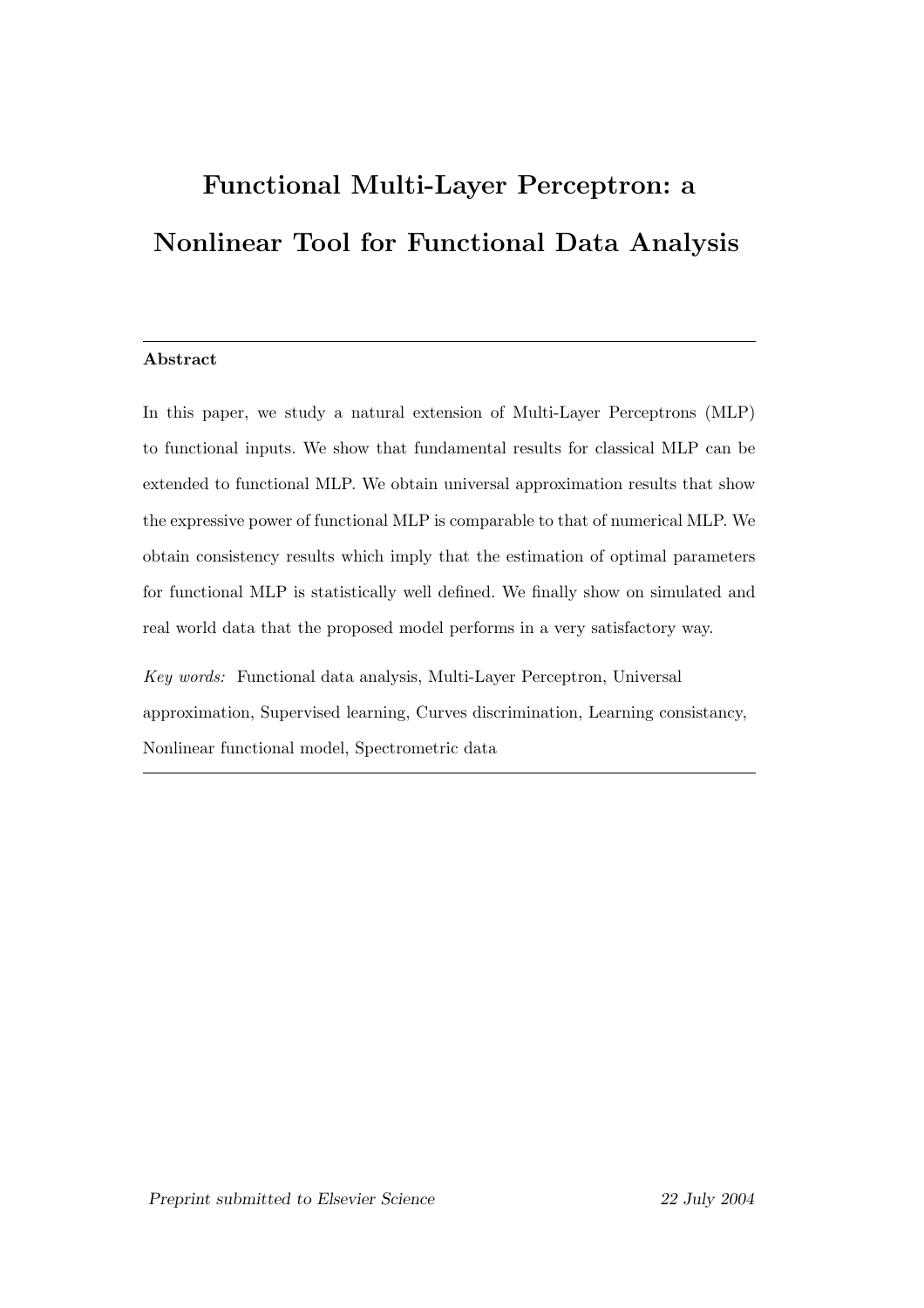# Functional Multi-Layer Perceptron: a Nonlinear Tool for Functional Data Analysis

---

**Abstract**

In this paper, we study a natural extension of Multi-Layer Perceptrons (MLP) to functional inputs. We show that fundamental results for classical MLP can be extended to functional MLP. We obtain universal approximation results that show the expressive power of functional MLP is comparable to that of numerical MLP. We obtain consistency results which imply that the estimation of optimal parameters for functional MLP is statistically well defined. We finally show on simulated and real world data that the proposed model performs in a very satisfactory way.

*Key words:* Functional data analysis, Multi-Layer Perceptron, Universal approximation, Supervised learning, Curves discrimination, Learning consistancy, Nonlinear functional model, Spectrometric data

---

*Preprint submitted to Elsevier Science* 22 July 2004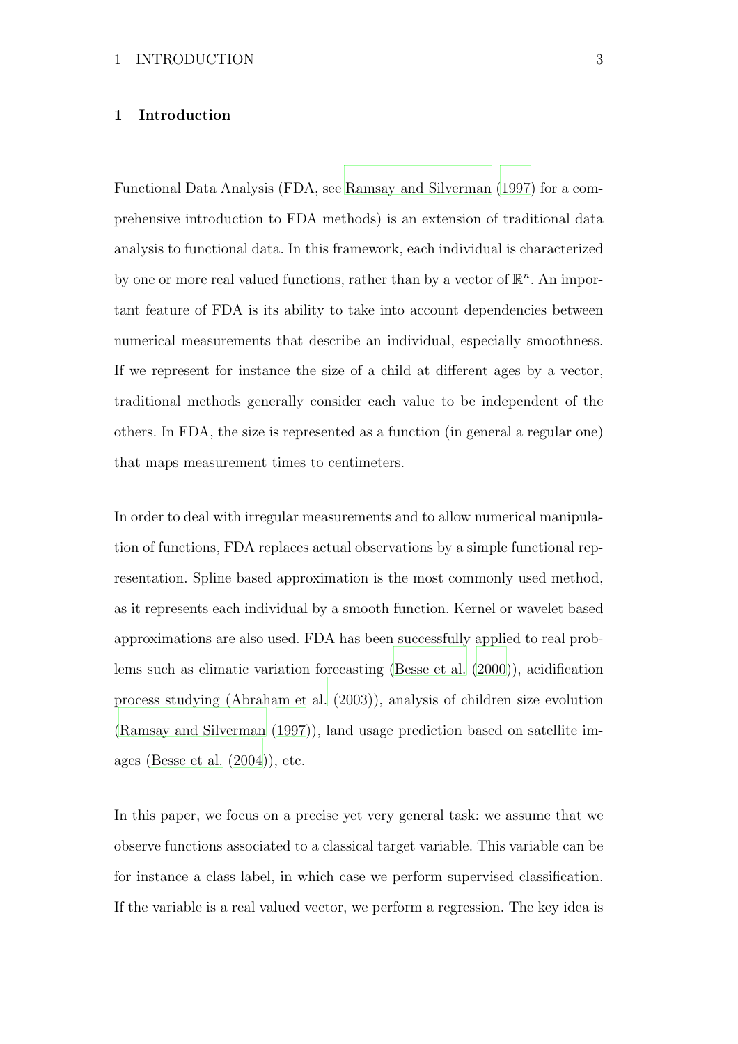# 1 Introduction

Functional Data Analysis (FDA, see Ramsay and Silverman (1997) for a comprehensive introduction to FDA methods) is an extension of traditional data analysis to functional data. In this framework, each individual is characterized by one or more real valued functions, rather than by a vector of $\mathbb{R}^n$. An important feature of FDA is its ability to take into account dependencies between numerical measurements that describe an individual, especially smoothness. If we represent for instance the size of a child at different ages by a vector, traditional methods generally consider each value to be independent of the others. In FDA, the size is represented as a function (in general a regular one) that maps measurement times to centimeters.

In order to deal with irregular measurements and to allow numerical manipulation of functions, FDA replaces actual observations by a simple functional representation. Spline based approximation is the most commonly used method, as it represents each individual by a smooth function. Kernel or wavelet based approximations are also used. FDA has been successfully applied to real problems such as climatic variation forecasting (Besse et al. (2000)), acidification process studying (Abraham et al. (2003)), analysis of children size evolution (Ramsay and Silverman (1997)), land usage prediction based on satellite images (Besse et al. (2004)), etc.

In this paper, we focus on a precise yet very general task: we assume that we observe functions associated to a classical target variable. This variable can be for instance a class label, in which case we perform supervised classification. If the variable is a real valued vector, we perform a regression. The key idea is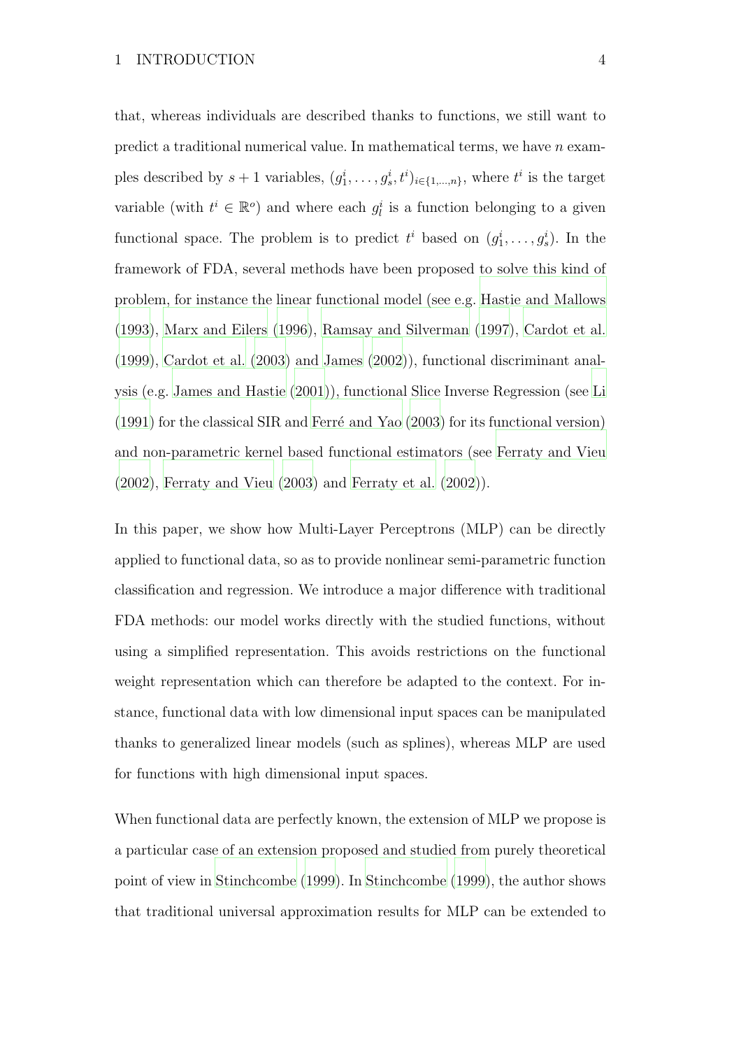that, whereas individuals are described thanks to functions, we still want to predict a traditional numerical value. In mathematical terms, we have $n$ examples described by $s+1$ variables, $(g_1^i, \ldots, g_s^i, t^i)_{i \in \{1,\ldots,n\}}$, where $t^i$ is the target variable (with $t^i \in \mathbb{R}^o$) and where each $g_l^i$ is a function belonging to a given functional space. The problem is to predict $t^i$ based on $(g_1^i, \ldots, g_s^i)$. In the framework of FDA, several methods have been proposed to solve this kind of problem, for instance the linear functional model (see e.g. Hastie and Mallows (1993), Marx and Eilers (1996), Ramsay and Silverman (1997), Cardot et al. (1999), Cardot et al. (2003) and James (2002)), functional discriminant analysis (e.g. James and Hastie (2001)), functional Slice Inverse Regression (see Li (1991) for the classical SIR and Ferré and Yao (2003) for its functional version) and non-parametric kernel based functional estimators (see Ferraty and Vieu (2002), Ferraty and Vieu (2003) and Ferraty et al. (2002)).

In this paper, we show how Multi-Layer Perceptrons (MLP) can be directly applied to functional data, so as to provide nonlinear semi-parametric function classification and regression. We introduce a major difference with traditional FDA methods: our model works directly with the studied functions, without using a simplified representation. This avoids restrictions on the functional weight representation which can therefore be adapted to the context. For instance, functional data with low dimensional input spaces can be manipulated thanks to generalized linear models (such as splines), whereas MLP are used for functions with high dimensional input spaces.

When functional data are perfectly known, the extension of MLP we propose is a particular case of an extension proposed and studied from purely theoretical point of view in Stinchcombe (1999). In Stinchcombe (1999), the author shows that traditional universal approximation results for MLP can be extended to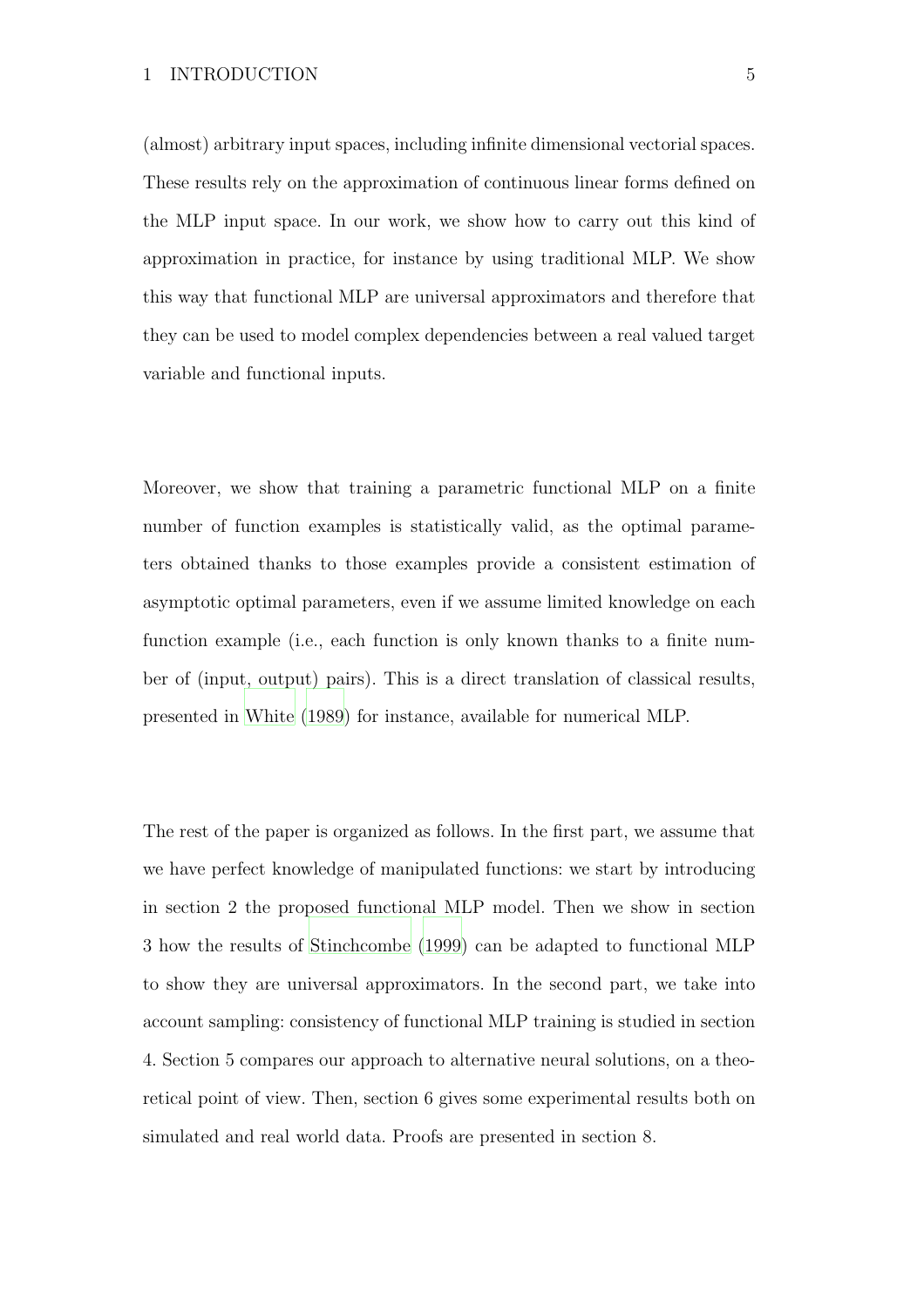(almost) arbitrary input spaces, including infinite dimensional vectorial spaces. These results rely on the approximation of continuous linear forms defined on the MLP input space. In our work, we show how to carry out this kind of approximation in practice, for instance by using traditional MLP. We show this way that functional MLP are universal approximators and therefore that they can be used to model complex dependencies between a real valued target variable and functional inputs.

Moreover, we show that training a parametric functional MLP on a finite number of function examples is statistically valid, as the optimal parameters obtained thanks to those examples provide a consistent estimation of asymptotic optimal parameters, even if we assume limited knowledge on each function example (i.e., each function is only known thanks to a finite number of (input, output) pairs). This is a direct translation of classical results, presented in White (1989) for instance, available for numerical MLP.

The rest of the paper is organized as follows. In the first part, we assume that we have perfect knowledge of manipulated functions: we start by introducing in section 2 the proposed functional MLP model. Then we show in section 3 how the results of Stinchcombe (1999) can be adapted to functional MLP to show they are universal approximators. In the second part, we take into account sampling: consistency of functional MLP training is studied in section 4. Section 5 compares our approach to alternative neural solutions, on a theoretical point of view. Then, section 6 gives some experimental results both on simulated and real world data. Proofs are presented in section 8.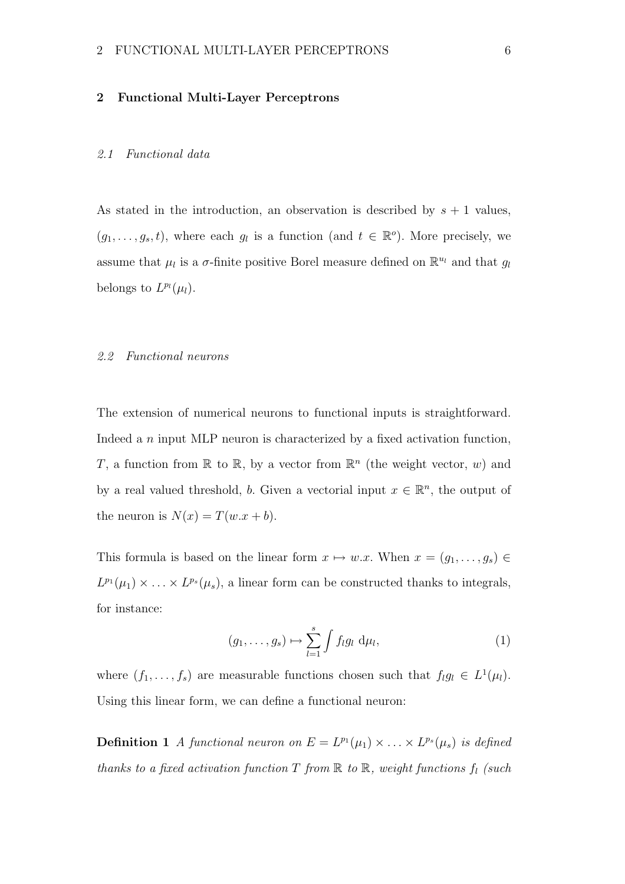## 2 Functional Multi-Layer Perceptrons

### 2.1 Functional data

As stated in the introduction, an observation is described by $s + 1$ values, $(g_1, \ldots, g_s, t)$, where each $g_l$ is a function (and $t \in \mathbb{R}^o$). More precisely, we assume that $\mu_l$ is a $\sigma$-finite positive Borel measure defined on $\mathbb{R}^{u_l}$ and that $g_l$ belongs to $L^{p_l}(\mu_l)$.

### 2.2 Functional neurons

The extension of numerical neurons to functional inputs is straightforward. Indeed a $n$ input MLP neuron is characterized by a fixed activation function, $T$, a function from $\mathbb{R}$ to $\mathbb{R}$, by a vector from $\mathbb{R}^n$ (the weight vector, $w$) and by a real valued threshold, $b$. Given a vectorial input $x \in \mathbb{R}^n$, the output of the neuron is $N(x) = T(w.x + b)$.

This formula is based on the linear form $x \mapsto w.x$. When $x = (g_1, \ldots, g_s) \in L^{p_1}(\mu_1) \times \ldots \times L^{p_s}(\mu_s)$, a linear form can be constructed thanks to integrals, for instance:

$$(g_1, \ldots, g_s) \mapsto \sum_{l=1}^{s} \int f_l g_l \, \mathrm{d}\mu_l, \tag{1}$$

where $(f_1, \ldots, f_s)$ are measurable functions chosen such that $f_l g_l \in L^1(\mu_l)$. Using this linear form, we can define a functional neuron:

**Definition 1** *A functional neuron on $E = L^{p_1}(\mu_1) \times \ldots \times L^{p_s}(\mu_s)$ is defined thanks to a fixed activation function $T$ from $\mathbb{R}$ to $\mathbb{R}$, weight functions $f_l$ (such*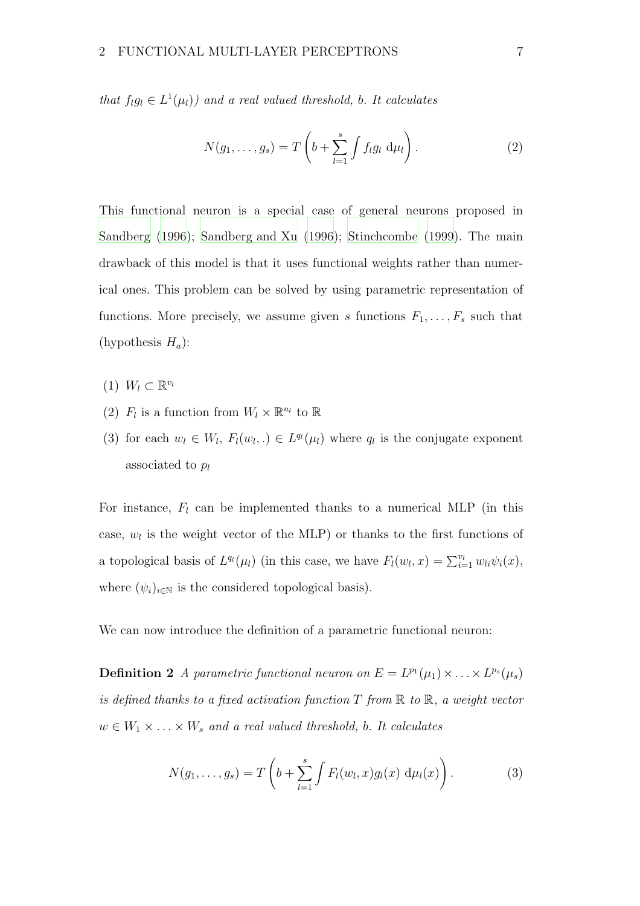*that $f_l g_l \in L^1(\mu_l)$) and a real valued threshold, $b$. It calculates*

$$N(g_1, \ldots, g_s) = T\left(b + \sum_{l=1}^{s} \int f_l g_l \, \mathrm{d}\mu_l\right). \tag{2}$$

This functional neuron is a special case of general neurons proposed in Sandberg (1996); Sandberg and Xu (1996); Stinchcombe (1999). The main drawback of this model is that it uses functional weights rather than numerical ones. This problem can be solved by using parametric representation of functions. More precisely, we assume given $s$ functions $F_1, \ldots, F_s$ such that (hypothesis $H_a$):

(1) $W_l \subset \mathbb{R}^{v_l}$

(2) $F_l$ is a function from $W_l \times \mathbb{R}^{u_l}$ to $\mathbb{R}$

(3) for each $w_l \in W_l$, $F_l(w_l, .) \in L^{q_l}(\mu_l)$ where $q_l$ is the conjugate exponent associated to $p_l$

For instance, $F_l$ can be implemented thanks to a numerical MLP (in this case, $w_l$ is the weight vector of the MLP) or thanks to the first functions of a topological basis of $L^{q_l}(\mu_l)$ (in this case, we have $F_l(w_l, x) = \sum_{i=1}^{v_l} w_{li} \psi_i(x)$, where $(\psi_i)_{i \in \mathbb{N}}$ is the considered topological basis).

We can now introduce the definition of a parametric functional neuron:

**Definition 2** *A parametric functional neuron on $E = L^{p_1}(\mu_1) \times \ldots \times L^{p_s}(\mu_s)$ is defined thanks to a fixed activation function $T$ from $\mathbb{R}$ to $\mathbb{R}$, a weight vector $w \in W_1 \times \ldots \times W_s$ and a real valued threshold, $b$. It calculates*

$$N(g_1, \ldots, g_s) = T\left(b + \sum_{l=1}^{s} \int F_l(w_l, x) g_l(x) \, \mathrm{d}\mu_l(x)\right). \tag{3}$$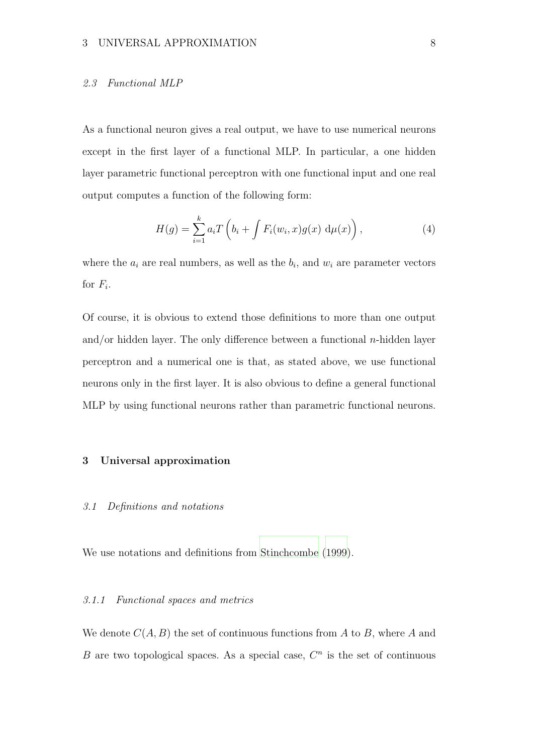### 2.3 Functional MLP

As a functional neuron gives a real output, we have to use numerical neurons except in the first layer of a functional MLP. In particular, a one hidden layer parametric functional perceptron with one functional input and one real output computes a function of the following form:

$$H(g) = \sum_{i=1}^{k} a_i T\left(b_i + \int F_i(w_i, x)g(x)\ \mathrm{d}\mu(x)\right), \tag{4}$$

where the $a_i$ are real numbers, as well as the $b_i$, and $w_i$ are parameter vectors for $F_i$.

Of course, it is obvious to extend those definitions to more than one output and/or hidden layer. The only difference between a functional $n$-hidden layer perceptron and a numerical one is that, as stated above, we use functional neurons only in the first layer. It is also obvious to define a general functional MLP by using functional neurons rather than parametric functional neurons.

## 3 Universal approximation

### 3.1 Definitions and notations

We use notations and definitions from Stinchcombe (1999).

#### 3.1.1 Functional spaces and metrics

We denote $C(A, B)$ the set of continuous functions from $A$ to $B$, where $A$ and $B$ are two topological spaces. As a special case, $C^n$ is the set of continuous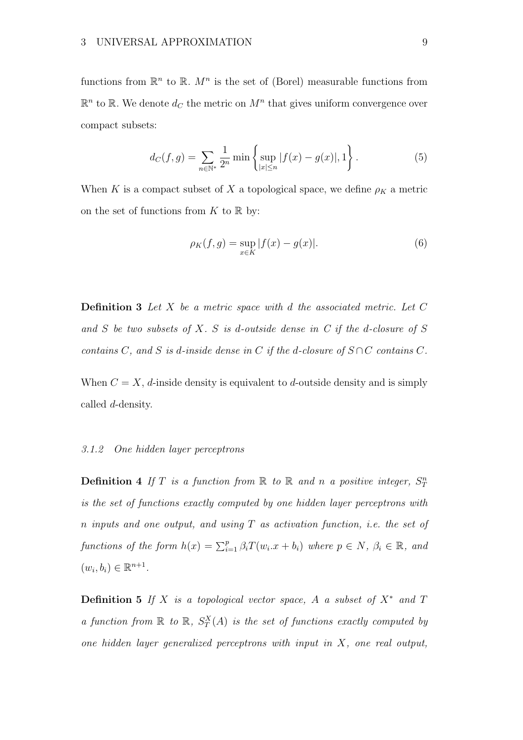functions from $\mathbb{R}^n$ to $\mathbb{R}$. $M^n$ is the set of (Borel) measurable functions from $\mathbb{R}^n$ to $\mathbb{R}$. We denote $d_C$ the metric on $M^n$ that gives uniform convergence over compact subsets:

$$d_C(f,g) = \sum_{n \in \mathbb{N}^*} \frac{1}{2^n} \min \left\{ \sup_{|x| \leq n} |f(x) - g(x)|, 1 \right\}. \tag{5}$$

When $K$ is a compact subset of $X$ a topological space, we define $\rho_K$ a metric on the set of functions from $K$ to $\mathbb{R}$ by:

$$\rho_K(f,g) = \sup_{x \in K} |f(x) - g(x)|. \tag{6}$$

**Definition 3** *Let $X$ be a metric space with $d$ the associated metric. Let $C$ and $S$ be two subsets of $X$. $S$ is $d$-outside dense in $C$ if the $d$-closure of $S$ contains $C$, and $S$ is $d$-inside dense in $C$ if the $d$-closure of $S \cap C$ contains $C$.*

When $C = X$, $d$-inside density is equivalent to $d$-outside density and is simply called $d$-density.

#### *3.1.2 One hidden layer perceptrons*

**Definition 4** *If $T$ is a function from $\mathbb{R}$ to $\mathbb{R}$ and $n$ a positive integer, $S_T^n$ is the set of functions exactly computed by one hidden layer perceptrons with $n$ inputs and one output, and using $T$ as activation function, i.e. the set of functions of the form $h(x) = \sum_{i=1}^{p} \beta_i T(w_i.x + b_i)$ where $p \in N$, $\beta_i \in \mathbb{R}$, and $(w_i, b_i) \in \mathbb{R}^{n+1}$.*

**Definition 5** *If $X$ is a topological vector space, $A$ a subset of $X^*$ and $T$ a function from $\mathbb{R}$ to $\mathbb{R}$, $S_T^X(A)$ is the set of functions exactly computed by one hidden layer generalized perceptrons with input in $X$, one real output,*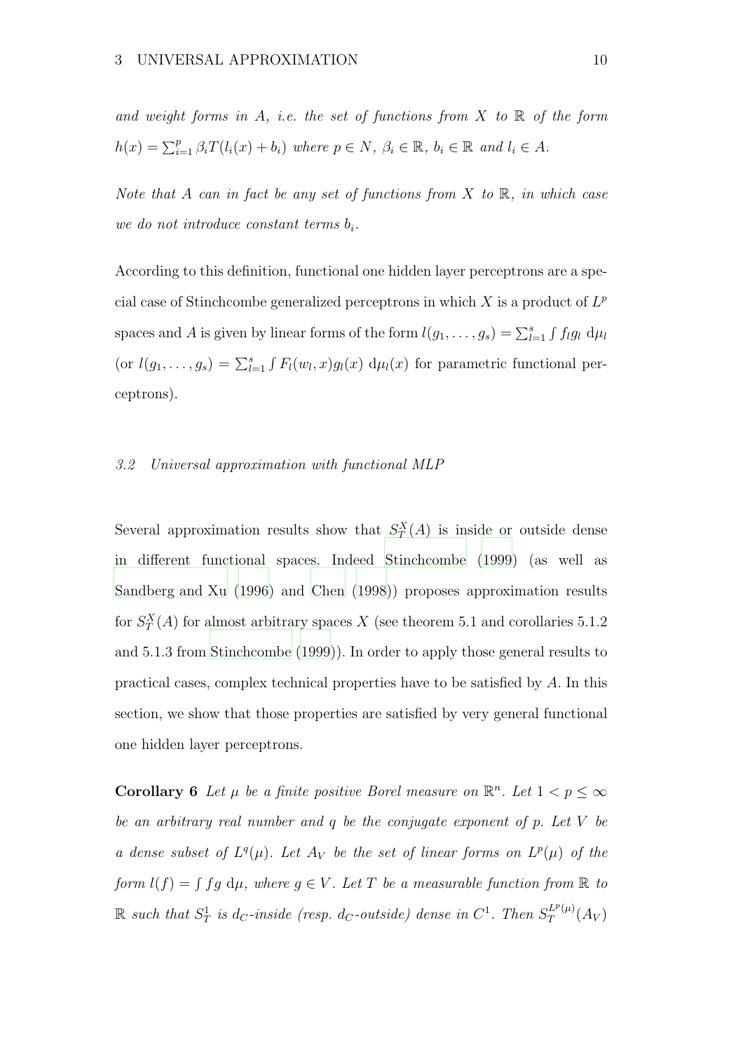*and weight forms in A, i.e. the set of functions from $X$ to $\mathbb{R}$ of the form $h(x) = \sum_{i=1}^{p} \beta_i T(l_i(x) + b_i)$ where $p \in N$, $\beta_i \in \mathbb{R}$, $b_i \in \mathbb{R}$ and $l_i \in A$.*

*Note that $A$ can in fact be any set of functions from $X$ to $\mathbb{R}$, in which case we do not introduce constant terms $b_i$.*

According to this definition, functional one hidden layer perceptrons are a special case of Stinchcombe generalized perceptrons in which $X$ is a product of $L^p$ spaces and $A$ is given by linear forms of the form $l(g_1, \ldots, g_s) = \sum_{l=1}^{s} \int f_l g_l \, \mathrm{d}\mu_l$ (or $l(g_1, \ldots, g_s) = \sum_{l=1}^{s} \int F_l(w_l, x) g_l(x) \, \mathrm{d}\mu_l(x)$ for parametric functional perceptrons).

### 3.2 Universal approximation with functional MLP

Several approximation results show that $S_T^X(A)$ is inside or outside dense in different functional spaces. Indeed Stinchcombe (1999) (as well as Sandberg and Xu (1996) and Chen (1998)) proposes approximation results for $S_T^X(A)$ for almost arbitrary spaces $X$ (see theorem 5.1 and corollaries 5.1.2 and 5.1.3 from Stinchcombe (1999)). In order to apply those general results to practical cases, complex technical properties have to be satisfied by $A$. In this section, we show that those properties are satisfied by very general functional one hidden layer perceptrons.

**Corollary 6** *Let $\mu$ be a finite positive Borel measure on $\mathbb{R}^n$. Let $1 < p \leq \infty$ be an arbitrary real number and $q$ be the conjugate exponent of $p$. Let $V$ be a dense subset of $L^q(\mu)$. Let $A_V$ be the set of linear forms on $L^p(\mu)$ of the form $l(f) = \int fg \, \mathrm{d}\mu$, where $g \in V$. Let $T$ be a measurable function from $\mathbb{R}$ to $\mathbb{R}$ such that $S_T^1$ is $d_C$-inside (resp. $d_C$-outside) dense in $C^1$. Then $S_T^{L^p(\mu)}(A_V)$*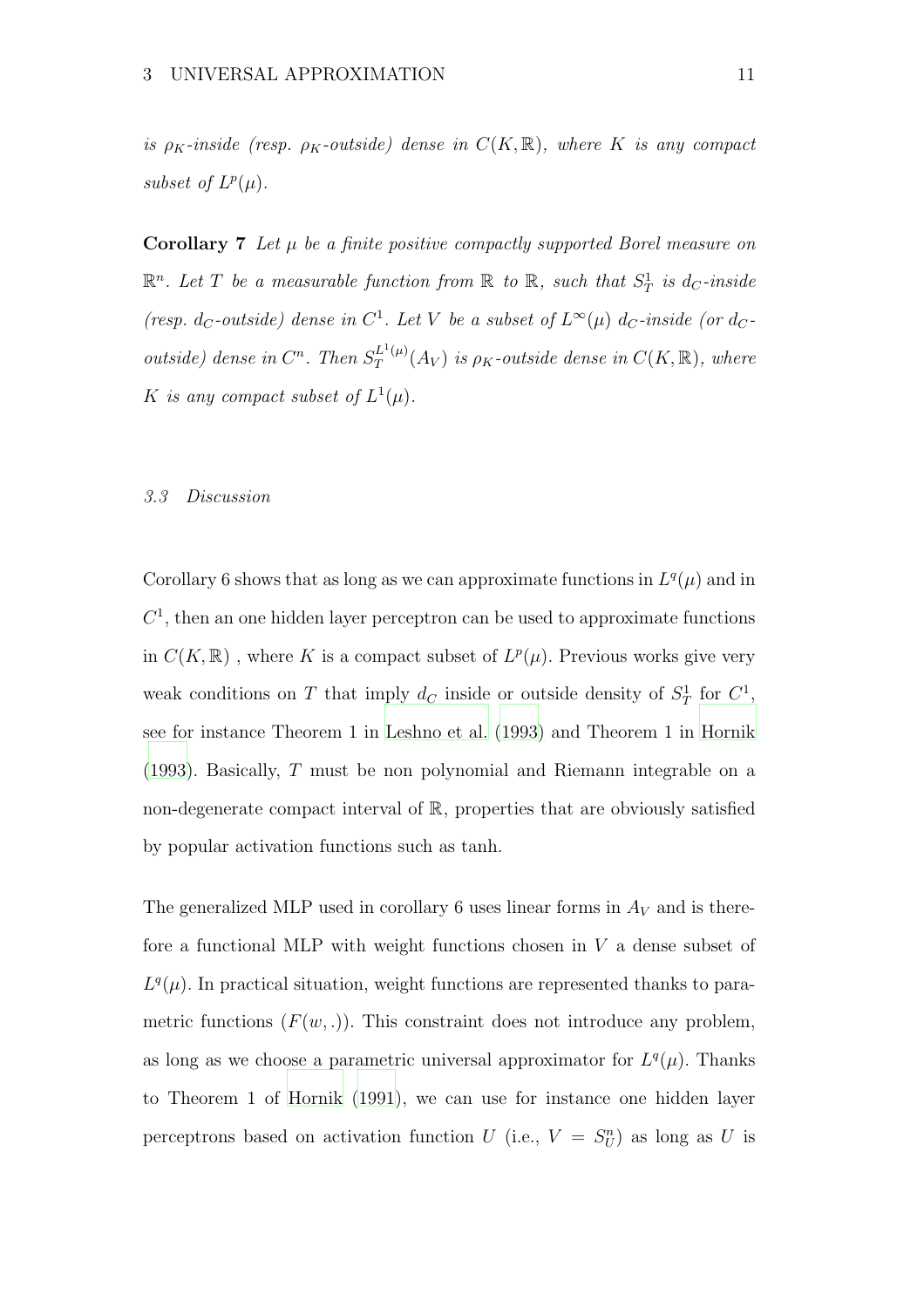*is $\rho_K$-inside (resp. $\rho_K$-outside) dense in $C(K, \mathbb{R})$, where $K$ is any compact subset of $L^p(\mu)$.*

**Corollary 7** *Let $\mu$ be a finite positive compactly supported Borel measure on $\mathbb{R}^n$. Let $T$ be a measurable function from $\mathbb{R}$ to $\mathbb{R}$, such that $S_T^1$ is $d_C$-inside (resp. $d_C$-outside) dense in $C^1$. Let $V$ be a subset of $L^\infty(\mu)$ $d_C$-inside (or $d_C$-outside) dense in $C^n$. Then $S_T^{L^1(\mu)}(A_V)$ is $\rho_K$-outside dense in $C(K, \mathbb{R})$, where $K$ is any compact subset of $L^1(\mu)$.*

### *3.3 Discussion*

Corollary 6 shows that as long as we can approximate functions in $L^q(\mu)$ and in $C^1$, then an one hidden layer perceptron can be used to approximate functions in $C(K, \mathbb{R})$ , where $K$ is a compact subset of $L^p(\mu)$. Previous works give very weak conditions on $T$ that imply $d_C$ inside or outside density of $S_T^1$ for $C^1$, see for instance Theorem 1 in Leshno et al. (1993) and Theorem 1 in Hornik (1993). Basically, $T$ must be non polynomial and Riemann integrable on a non-degenerate compact interval of $\mathbb{R}$, properties that are obviously satisfied by popular activation functions such as tanh.

The generalized MLP used in corollary 6 uses linear forms in $A_V$ and is therefore a functional MLP with weight functions chosen in $V$ a dense subset of $L^q(\mu)$. In practical situation, weight functions are represented thanks to parametric functions ($F(w, .)$). This constraint does not introduce any problem, as long as we choose a parametric universal approximator for $L^q(\mu)$. Thanks to Theorem 1 of Hornik (1991), we can use for instance one hidden layer perceptrons based on activation function $U$ (i.e., $V = S_U^n$) as long as $U$ is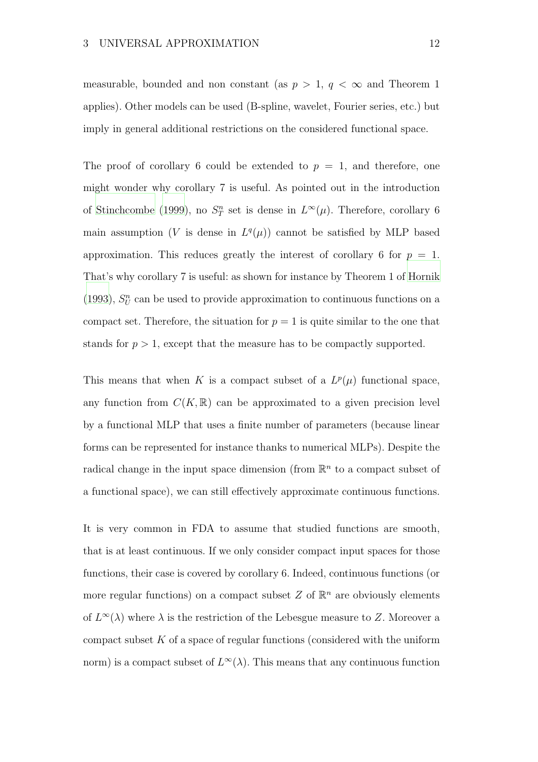measurable, bounded and non constant (as $p > 1$, $q < \infty$ and Theorem 1 applies). Other models can be used (B-spline, wavelet, Fourier series, etc.) but imply in general additional restrictions on the considered functional space.

The proof of corollary 6 could be extended to $p = 1$, and therefore, one might wonder why corollary 7 is useful. As pointed out in the introduction of Stinchcombe (1999), no $S_T^n$ set is dense in $L^\infty(\mu)$. Therefore, corollary 6 main assumption ($V$ is dense in $L^q(\mu)$) cannot be satisfied by MLP based approximation. This reduces greatly the interest of corollary 6 for $p = 1$. That's why corollary 7 is useful: as shown for instance by Theorem 1 of Hornik (1993), $S_U^n$ can be used to provide approximation to continuous functions on a compact set. Therefore, the situation for $p = 1$ is quite similar to the one that stands for $p > 1$, except that the measure has to be compactly supported.

This means that when $K$ is a compact subset of a $L^p(\mu)$ functional space, any function from $C(K, \mathbb{R})$ can be approximated to a given precision level by a functional MLP that uses a finite number of parameters (because linear forms can be represented for instance thanks to numerical MLPs). Despite the radical change in the input space dimension (from $\mathbb{R}^n$ to a compact subset of a functional space), we can still effectively approximate continuous functions.

It is very common in FDA to assume that studied functions are smooth, that is at least continuous. If we only consider compact input spaces for those functions, their case is covered by corollary 6. Indeed, continuous functions (or more regular functions) on a compact subset $Z$ of $\mathbb{R}^n$ are obviously elements of $L^\infty(\lambda)$ where $\lambda$ is the restriction of the Lebesgue measure to $Z$. Moreover a compact subset $K$ of a space of regular functions (considered with the uniform norm) is a compact subset of $L^\infty(\lambda)$. This means that any continuous function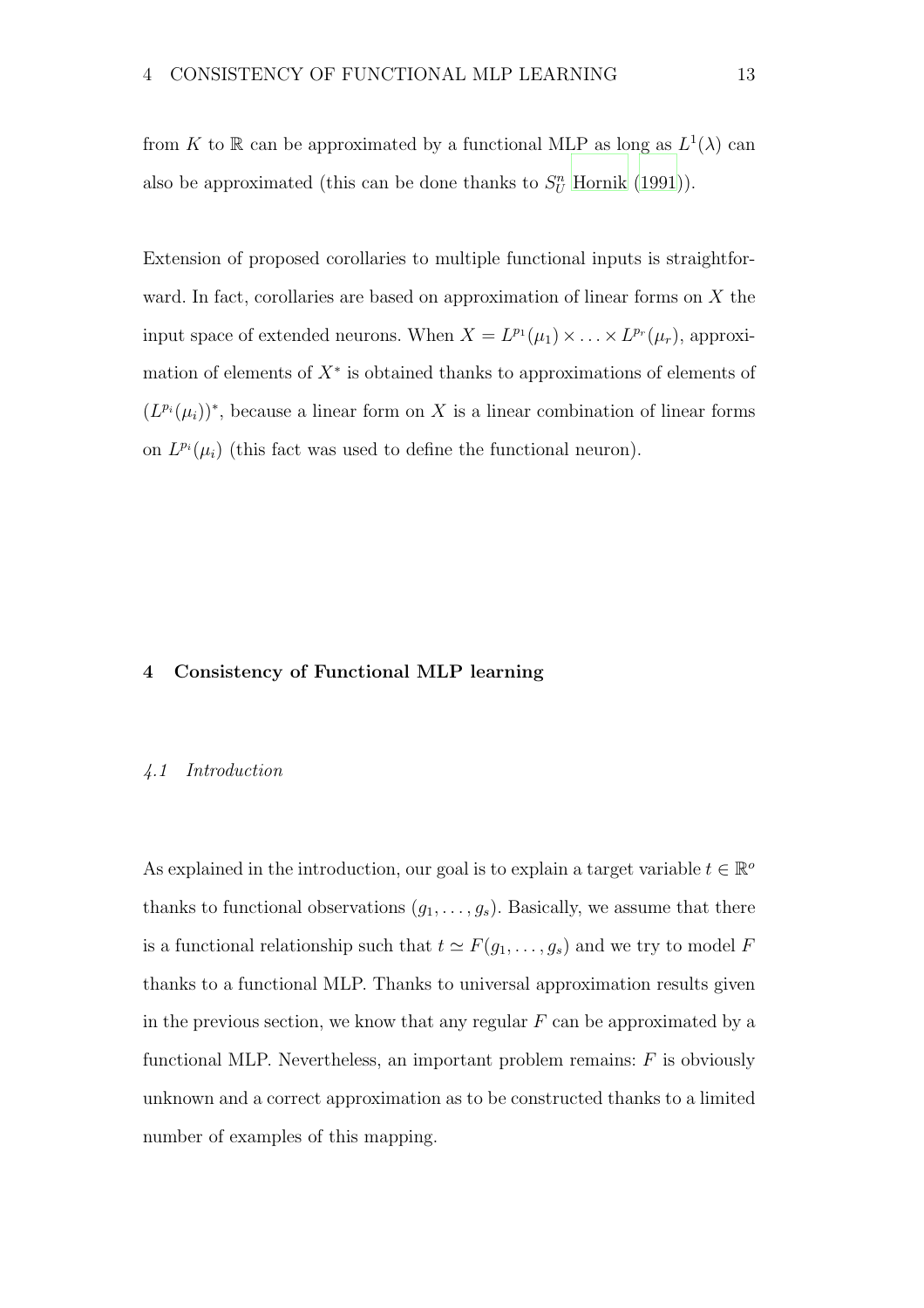from $K$ to $\mathbb{R}$ can be approximated by a functional MLP as long as $L^1(\lambda)$ can also be approximated (this can be done thanks to $S_U^n$ Hornik (1991)).

Extension of proposed corollaries to multiple functional inputs is straightforward. In fact, corollaries are based on approximation of linear forms on $X$ the input space of extended neurons. When $X = L^{p_1}(\mu_1) \times \ldots \times L^{p_r}(\mu_r)$, approximation of elements of $X^*$ is obtained thanks to approximations of elements of $(L^{p_i}(\mu_i))^*$, because a linear form on $X$ is a linear combination of linear forms on $L^{p_i}(\mu_i)$ (this fact was used to define the functional neuron).

## 4 Consistency of Functional MLP learning

### *4.1 Introduction*

As explained in the introduction, our goal is to explain a target variable $t \in \mathbb{R}^o$ thanks to functional observations $(g_1, \ldots, g_s)$. Basically, we assume that there is a functional relationship such that $t \simeq F(g_1, \ldots, g_s)$ and we try to model $F$ thanks to a functional MLP. Thanks to universal approximation results given in the previous section, we know that any regular $F$ can be approximated by a functional MLP. Nevertheless, an important problem remains: $F$ is obviously unknown and a correct approximation as to be constructed thanks to a limited number of examples of this mapping.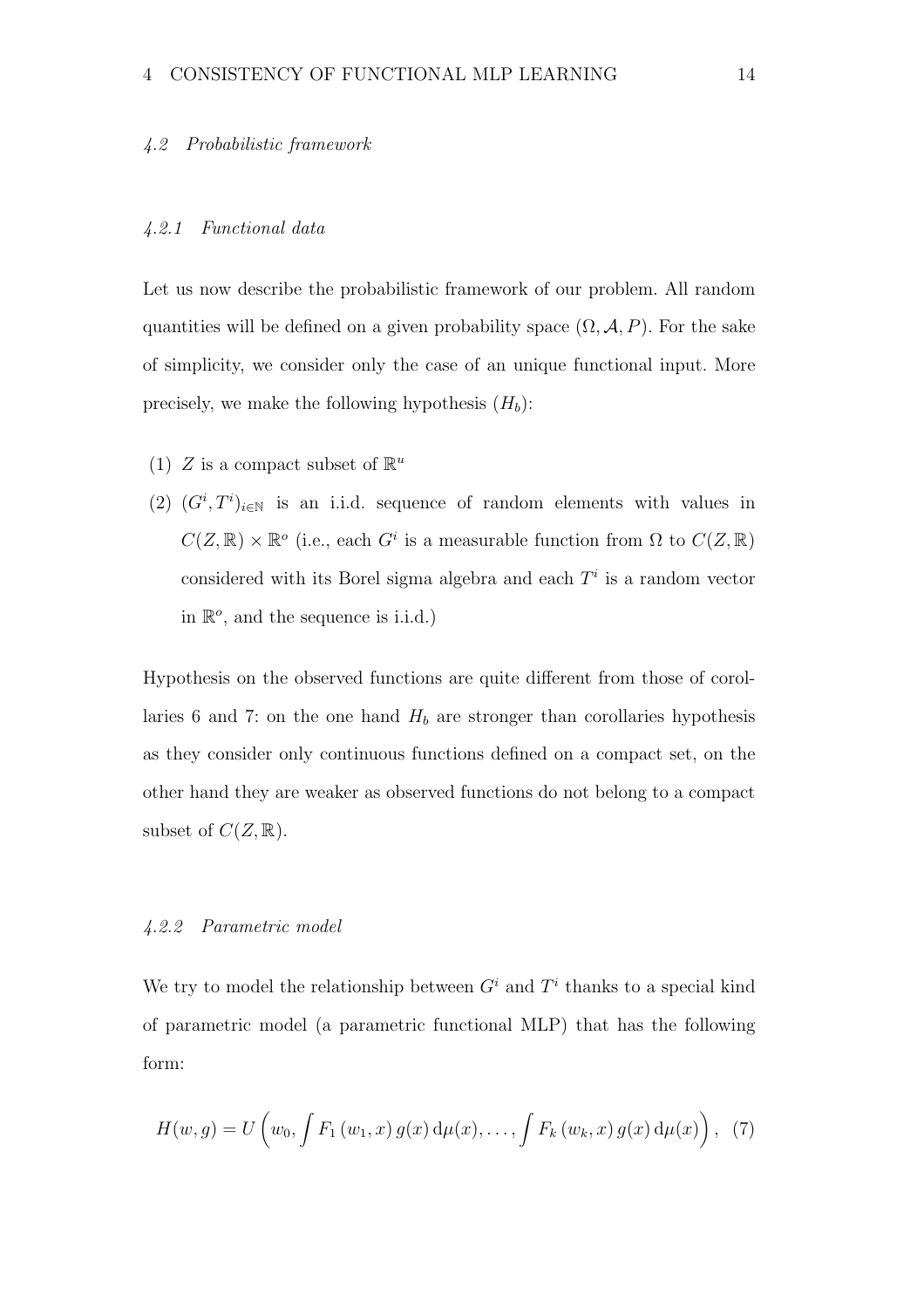### 4.2 Probabilistic framework

#### 4.2.1 Functional data

Let us now describe the probabilistic framework of our problem. All random quantities will be defined on a given probability space $(\Omega, \mathcal{A}, P)$. For the sake of simplicity, we consider only the case of an unique functional input. More precisely, we make the following hypothesis $(H_b)$:

(1) $Z$ is a compact subset of $\mathbb{R}^u$

(2) $(G^i, T^i)_{i \in \mathbb{N}}$ is an i.i.d. sequence of random elements with values in $C(Z, \mathbb{R}) \times \mathbb{R}^o$ (i.e., each $G^i$ is a measurable function from $\Omega$ to $C(Z, \mathbb{R})$ considered with its Borel sigma algebra and each $T^i$ is a random vector in $\mathbb{R}^o$, and the sequence is i.i.d.)

Hypothesis on the observed functions are quite different from those of corollaries 6 and 7: on the one hand $H_b$ are stronger than corollaries hypothesis as they consider only continuous functions defined on a compact set, on the other hand they are weaker as observed functions do not belong to a compact subset of $C(Z, \mathbb{R})$.

#### 4.2.2 Parametric model

We try to model the relationship between $G^i$ and $T^i$ thanks to a special kind of parametric model (a parametric functional MLP) that has the following form:

$$H(w, g) = U\left(w_0, \int F_1\left(w_1, x\right) g(x) \, \mathrm{d}\mu(x), \ldots, \int F_k\left(w_k, x\right) g(x) \, \mathrm{d}\mu(x)\right), \quad (7)$$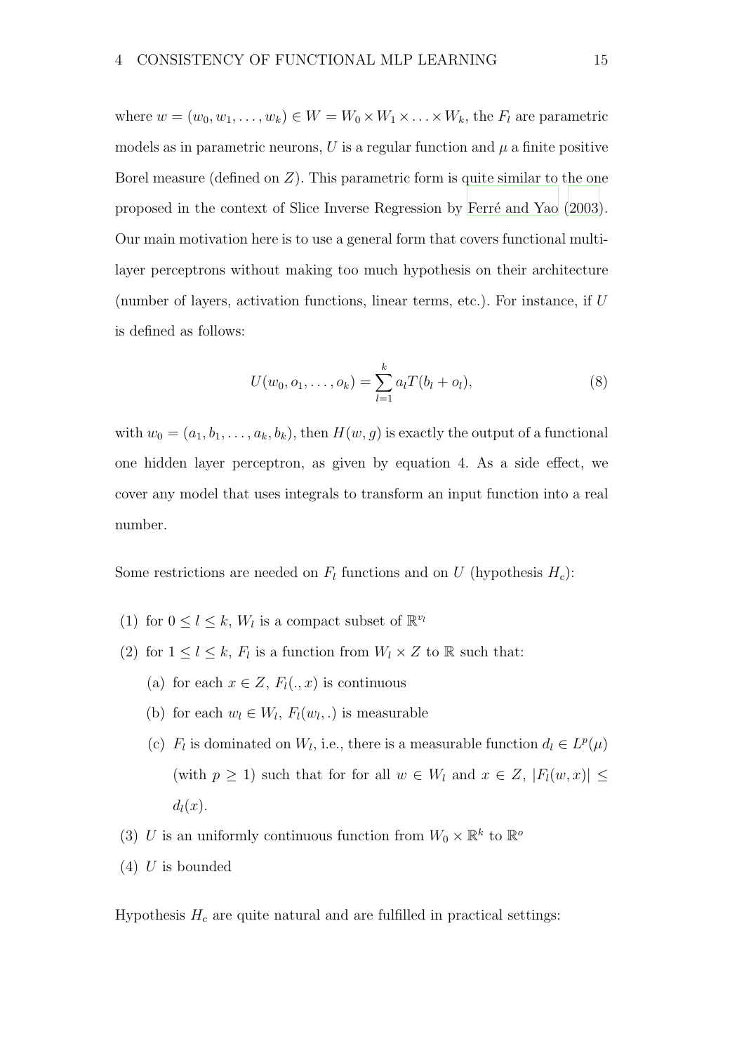where $w = (w_0, w_1, \ldots, w_k) \in W = W_0 \times W_1 \times \ldots \times W_k$, the $F_l$ are parametric models as in parametric neurons, $U$ is a regular function and $\mu$ a finite positive Borel measure (defined on $Z$). This parametric form is quite similar to the one proposed in the context of Slice Inverse Regression by Ferré and Yao (2003). Our main motivation here is to use a general form that covers functional multi-layer perceptrons without making too much hypothesis on their architecture (number of layers, activation functions, linear terms, etc.). For instance, if $U$ is defined as follows:

$$U(w_0, o_1, \ldots, o_k) = \sum_{l=1}^{k} a_l T(b_l + o_l), \tag{8}$$

with $w_0 = (a_1, b_1, \ldots, a_k, b_k)$, then $H(w, g)$ is exactly the output of a functional one hidden layer perceptron, as given by equation 4. As a side effect, we cover any model that uses integrals to transform an input function into a real number.

Some restrictions are needed on $F_l$ functions and on $U$ (hypothesis $H_c$):

(1) for $0 \leq l \leq k$, $W_l$ is a compact subset of $\mathbb{R}^{v_l}$

(2) for $1 \leq l \leq k$, $F_l$ is a function from $W_l \times Z$ to $\mathbb{R}$ such that:

  (a) for each $x \in Z$, $F_l(., x)$ is continuous

  (b) for each $w_l \in W_l$, $F_l(w_l, .)$ is measurable

  (c) $F_l$ is dominated on $W_l$, i.e., there is a measurable function $d_l \in L^p(\mu)$ (with $p \geq 1$) such that for for all $w \in W_l$ and $x \in Z$, $|F_l(w, x)| \leq d_l(x)$.

(3) $U$ is an uniformly continuous function from $W_0 \times \mathbb{R}^k$ to $\mathbb{R}^o$

(4) $U$ is bounded

Hypothesis $H_c$ are quite natural and are fulfilled in practical settings: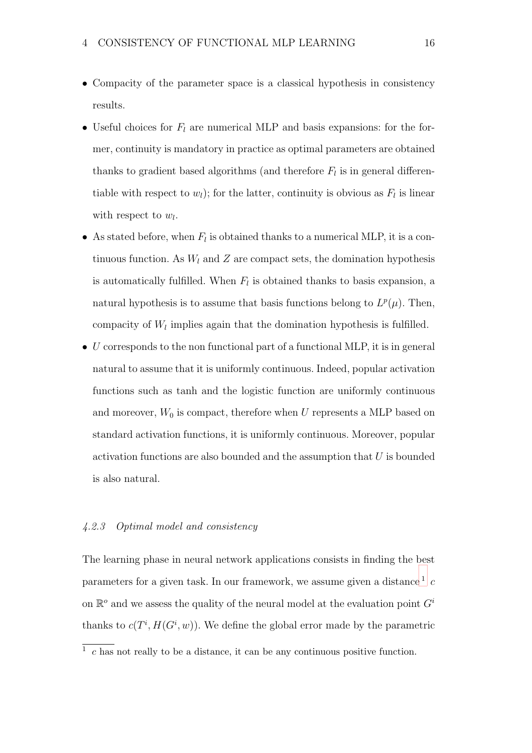- Compacity of the parameter space is a classical hypothesis in consistency results.
- Useful choices for $F_l$ are numerical MLP and basis expansions: for the former, continuity is mandatory in practice as optimal parameters are obtained thanks to gradient based algorithms (and therefore $F_l$ is in general differentiable with respect to $w_l$); for the latter, continuity is obvious as $F_l$ is linear with respect to $w_l$.
- As stated before, when $F_l$ is obtained thanks to a numerical MLP, it is a continuous function. As $W_l$ and $Z$ are compact sets, the domination hypothesis is automatically fulfilled. When $F_l$ is obtained thanks to basis expansion, a natural hypothesis is to assume that basis functions belong to $L^p(\mu)$. Then, compacity of $W_l$ implies again that the domination hypothesis is fulfilled.
- $U$ corresponds to the non functional part of a functional MLP, it is in general natural to assume that it is uniformly continuous. Indeed, popular activation functions such as tanh and the logistic function are uniformly continuous and moreover, $W_0$ is compact, therefore when $U$ represents a MLP based on standard activation functions, it is uniformly continuous. Moreover, popular activation functions are also bounded and the assumption that $U$ is bounded is also natural.

#### *4.2.3 Optimal model and consistency*

The learning phase in neural network applications consists in finding the best parameters for a given task. In our framework, we assume given a distance[1] $c$ on $\mathbb{R}^o$ and we assess the quality of the neural model at the evaluation point $G^i$ thanks to $c(T^i, H(G^i, w))$. We define the global error made by the parametric

[1] $c$ has not really to be a distance, it can be any continuous positive function.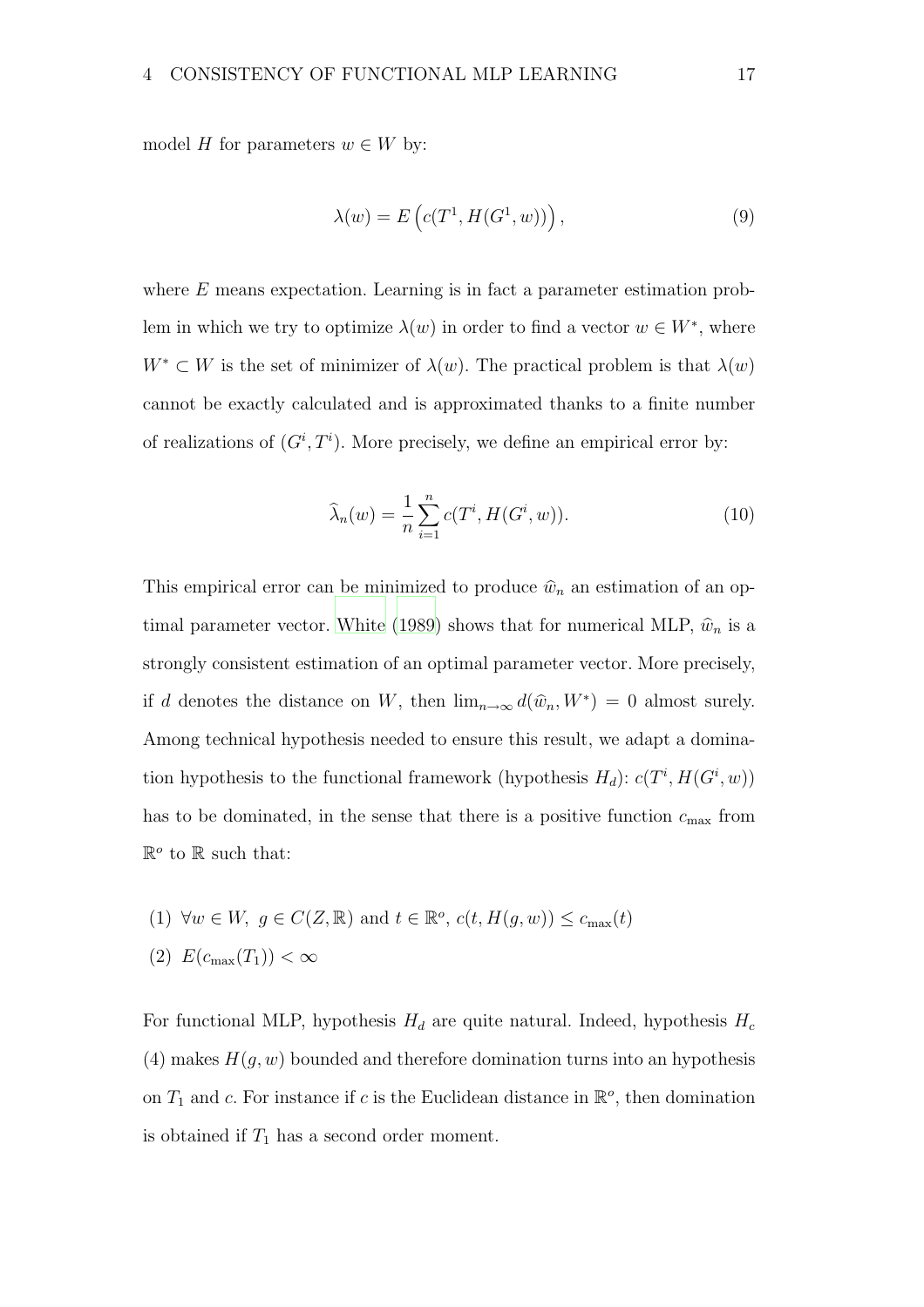model $H$ for parameters $w \in W$ by:

$$\lambda(w) = E\left(c(T^1, H(G^1, w))\right), \tag{9}$$

where $E$ means expectation. Learning is in fact a parameter estimation problem in which we try to optimize $\lambda(w)$ in order to find a vector $w \in W^*$, where $W^* \subset W$ is the set of minimizer of $\lambda(w)$. The practical problem is that $\lambda(w)$ cannot be exactly calculated and is approximated thanks to a finite number of realizations of $(G^i, T^i)$. More precisely, we define an empirical error by:

$$\widehat{\lambda}_n(w) = \frac{1}{n}\sum_{i=1}^{n} c(T^i, H(G^i, w)). \tag{10}$$

This empirical error can be minimized to produce $\widehat{w}_n$ an estimation of an optimal parameter vector. White (1989) shows that for numerical MLP, $\widehat{w}_n$ is a strongly consistent estimation of an optimal parameter vector. More precisely, if $d$ denotes the distance on $W$, then $\lim_{n\to\infty} d(\widehat{w}_n, W^*) = 0$ almost surely. Among technical hypothesis needed to ensure this result, we adapt a domination hypothesis to the functional framework (hypothesis $H_d$): $c(T^i, H(G^i, w))$ has to be dominated, in the sense that there is a positive function $c_{\max}$ from $\mathbb{R}^o$ to $\mathbb{R}$ such that:

(1) $\forall w \in W,\ g \in C(Z, \mathbb{R})$ and $t \in \mathbb{R}^o$, $c(t, H(g, w)) \leq c_{\max}(t)$

(2) $E(c_{\max}(T_1)) < \infty$

For functional MLP, hypothesis $H_d$ are quite natural. Indeed, hypothesis $H_c$ (4) makes $H(g, w)$ bounded and therefore domination turns into an hypothesis on $T_1$ and $c$. For instance if $c$ is the Euclidean distance in $\mathbb{R}^o$, then domination is obtained if $T_1$ has a second order moment.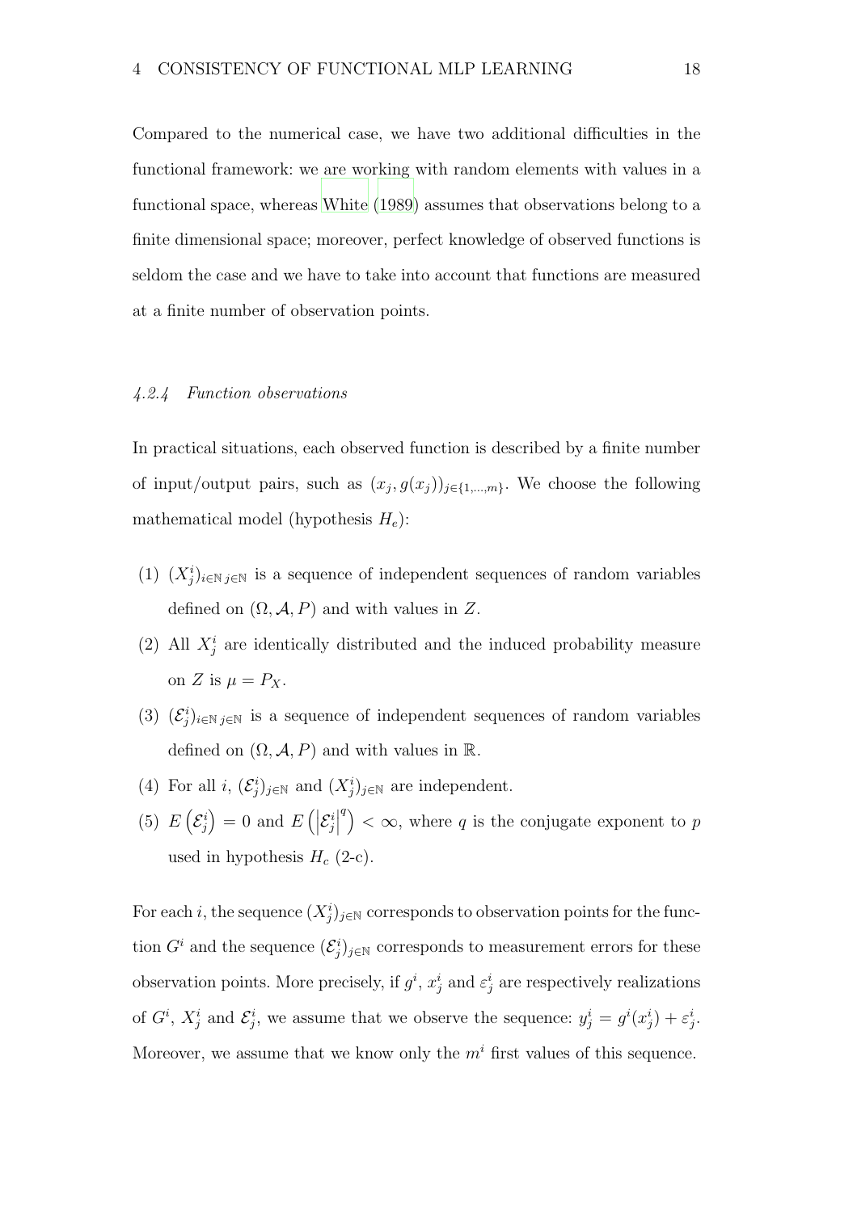Compared to the numerical case, we have two additional difficulties in the functional framework: we are working with random elements with values in a functional space, whereas White (1989) assumes that observations belong to a finite dimensional space; moreover, perfect knowledge of observed functions is seldom the case and we have to take into account that functions are measured at a finite number of observation points.

#### *4.2.4 Function observations*

In practical situations, each observed function is described by a finite number of input/output pairs, such as $(x_j, g(x_j))_{j\in\{1,\dots,m\}}$. We choose the following mathematical model (hypothesis $H_e$):

(1) $(X_j^i)_{i\in\mathbb{N}\,j\in\mathbb{N}}$ is a sequence of independent sequences of random variables defined on $(\Omega, \mathcal{A}, P)$ and with values in $Z$.

(2) All $X_j^i$ are identically distributed and the induced probability measure on $Z$ is $\mu = P_X$.

(3) $(\mathcal{E}_j^i)_{i\in\mathbb{N}\,j\in\mathbb{N}}$ is a sequence of independent sequences of random variables defined on $(\Omega, \mathcal{A}, P)$ and with values in $\mathbb{R}$.

(4) For all $i$, $(\mathcal{E}_j^i)_{j\in\mathbb{N}}$ and $(X_j^i)_{j\in\mathbb{N}}$ are independent.

(5) $E\left(\mathcal{E}_j^i\right) = 0$ and $E\left(\left|\mathcal{E}_j^i\right|^q\right) < \infty$, where $q$ is the conjugate exponent to $p$ used in hypothesis $H_c$ (2-c).

For each $i$, the sequence $(X_j^i)_{j\in\mathbb{N}}$ corresponds to observation points for the function $G^i$ and the sequence $(\mathcal{E}_j^i)_{j\in\mathbb{N}}$ corresponds to measurement errors for these observation points. More precisely, if $g^i$, $x_j^i$ and $\varepsilon_j^i$ are respectively realizations of $G^i$, $X_j^i$ and $\mathcal{E}_j^i$, we assume that we observe the sequence: $y_j^i = g^i(x_j^i) + \varepsilon_j^i$. Moreover, we assume that we know only the $m^i$ first values of this sequence.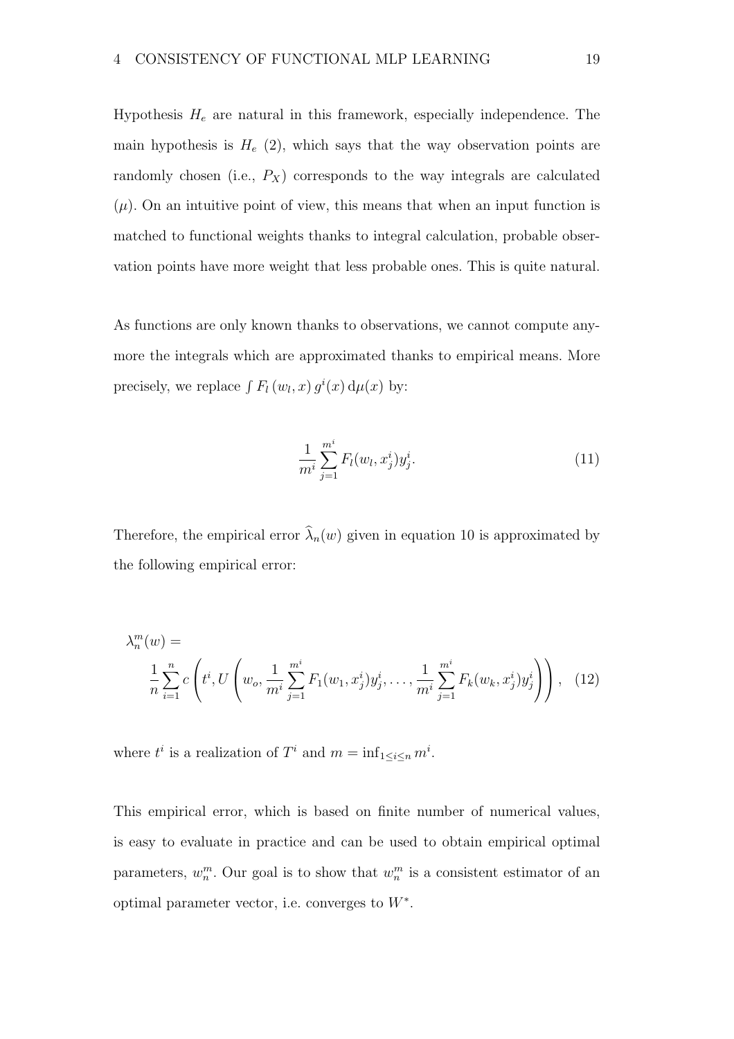Hypothesis $H_e$ are natural in this framework, especially independence. The main hypothesis is $H_e$ (2), which says that the way observation points are randomly chosen (i.e., $P_X$) corresponds to the way integrals are calculated ($\mu$). On an intuitive point of view, this means that when an input function is matched to functional weights thanks to integral calculation, probable observation points have more weight that less probable ones. This is quite natural.

As functions are only known thanks to observations, we cannot compute anymore the integrals which are approximated thanks to empirical means. More precisely, we replace $\int F_l\left(w_l, x\right) g^i(x)\,\mathrm{d}\mu(x)$ by:

$$\frac{1}{m^i}\sum_{j=1}^{m^i} F_l(w_l, x_j^i) y_j^i. \tag{11}$$

Therefore, the empirical error $\widehat{\lambda}_n(w)$ given in equation 10 is approximated by the following empirical error:

$$\lambda_n^m(w) = \frac{1}{n}\sum_{i=1}^{n} c\left(t^i, U\left(w_o, \frac{1}{m^i}\sum_{j=1}^{m^i} F_1(w_1, x_j^i) y_j^i, \ldots, \frac{1}{m^i}\sum_{j=1}^{m^i} F_k(w_k, x_j^i) y_j^i\right)\right), \tag{12}$$

where $t^i$ is a realization of $T^i$ and $m = \inf_{1\leq i\leq n} m^i$.

This empirical error, which is based on finite number of numerical values, is easy to evaluate in practice and can be used to obtain empirical optimal parameters, $w_n^m$. Our goal is to show that $w_n^m$ is a consistent estimator of an optimal parameter vector, i.e. converges to $W^*$.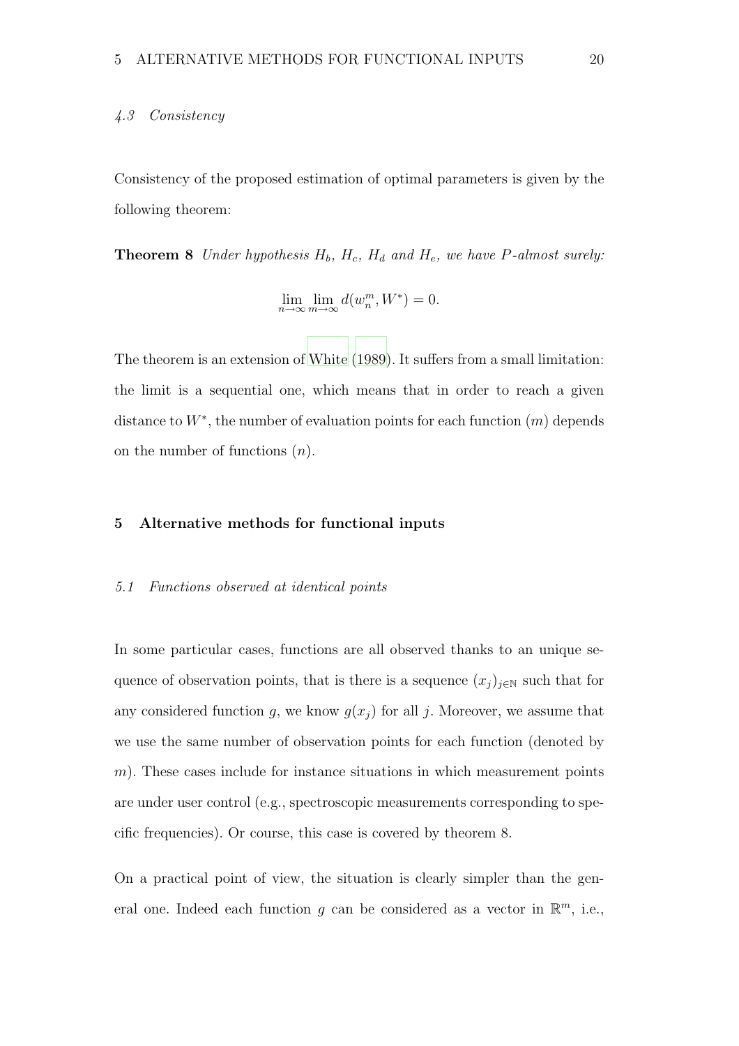### 4.3 Consistency

Consistency of the proposed estimation of optimal parameters is given by the following theorem:

**Theorem 8** *Under hypothesis $H_b$, $H_c$, $H_d$ and $H_e$, we have $P$-almost surely:*

$$\lim_{n\to\infty}\lim_{m\to\infty} d(w_n^m, W^*) = 0.$$

The theorem is an extension of White (1989). It suffers from a small limitation: the limit is a sequential one, which means that in order to reach a given distance to $W^*$, the number of evaluation points for each function ($m$) depends on the number of functions ($n$).

## 5 Alternative methods for functional inputs

### 5.1 Functions observed at identical points

In some particular cases, functions are all observed thanks to an unique sequence of observation points, that is there is a sequence $(x_j)_{j\in\mathbb{N}}$ such that for any considered function $g$, we know $g(x_j)$ for all $j$. Moreover, we assume that we use the same number of observation points for each function (denoted by $m$). These cases include for instance situations in which measurement points are under user control (e.g., spectroscopic measurements corresponding to specific frequencies). Or course, this case is covered by theorem 8.

On a practical point of view, the situation is clearly simpler than the general one. Indeed each function $g$ can be considered as a vector in $\mathbb{R}^m$, i.e.,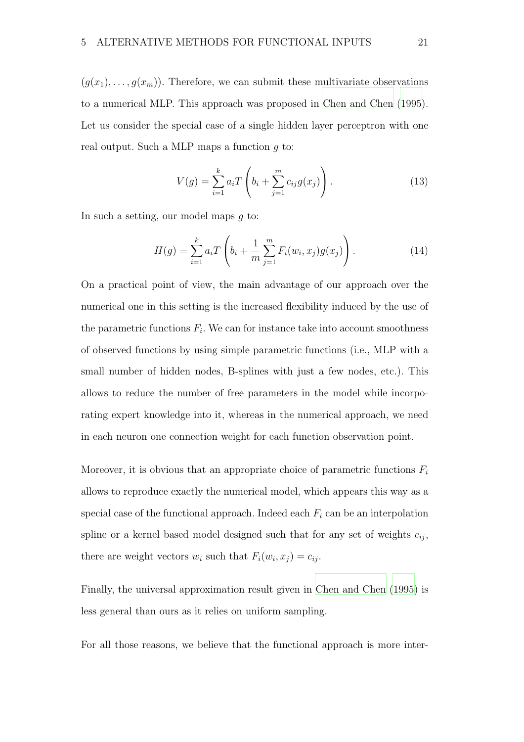$(g(x_1), \ldots, g(x_m))$. Therefore, we can submit these multivariate observations to a numerical MLP. This approach was proposed in Chen and Chen (1995). Let us consider the special case of a single hidden layer perceptron with one real output. Such a MLP maps a function $g$ to:

$$V(g) = \sum_{i=1}^{k} a_i T \left( b_i + \sum_{j=1}^{m} c_{ij} g(x_j) \right). \tag{13}$$

In such a setting, our model maps $g$ to:

$$H(g) = \sum_{i=1}^{k} a_i T \left( b_i + \frac{1}{m} \sum_{j=1}^{m} F_i(w_i, x_j) g(x_j) \right). \tag{14}$$

On a practical point of view, the main advantage of our approach over the numerical one in this setting is the increased flexibility induced by the use of the parametric functions $F_i$. We can for instance take into account smoothness of observed functions by using simple parametric functions (i.e., MLP with a small number of hidden nodes, B-splines with just a few nodes, etc.). This allows to reduce the number of free parameters in the model while incorporating expert knowledge into it, whereas in the numerical approach, we need in each neuron one connection weight for each function observation point.

Moreover, it is obvious that an appropriate choice of parametric functions $F_i$ allows to reproduce exactly the numerical model, which appears this way as a special case of the functional approach. Indeed each $F_i$ can be an interpolation spline or a kernel based model designed such that for any set of weights $c_{ij}$, there are weight vectors $w_i$ such that $F_i(w_i, x_j) = c_{ij}$.

Finally, the universal approximation result given in Chen and Chen (1995) is less general than ours as it relies on uniform sampling.

For all those reasons, we believe that the functional approach is more inter-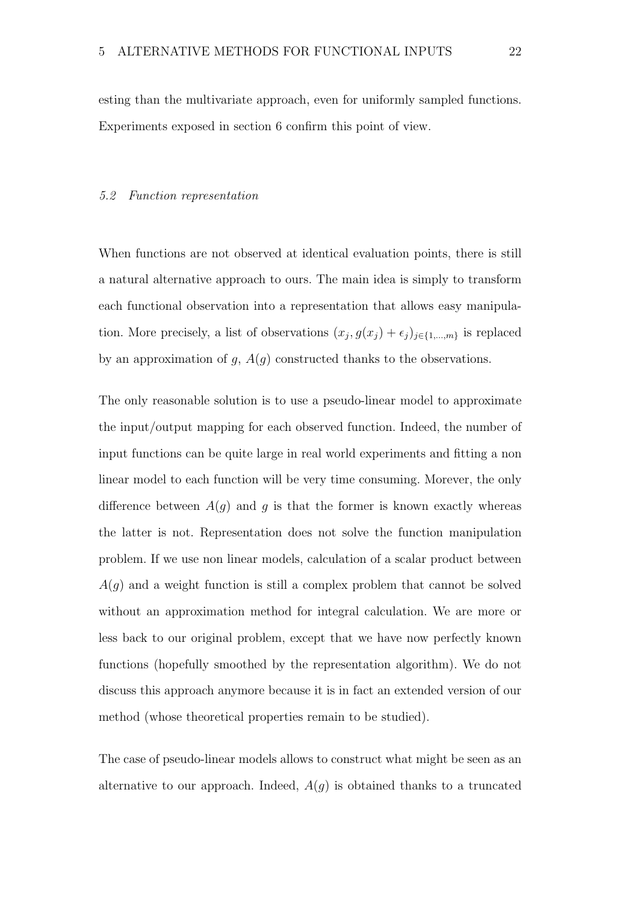esting than the multivariate approach, even for uniformly sampled functions. Experiments exposed in section 6 confirm this point of view.

### *5.2 Function representation*

When functions are not observed at identical evaluation points, there is still a natural alternative approach to ours. The main idea is simply to transform each functional observation into a representation that allows easy manipulation. More precisely, a list of observations $(x_j, g(x_j) + \epsilon_j)_{j \in \{1,\ldots,m\}}$ is replaced by an approximation of $g$, $A(g)$ constructed thanks to the observations.

The only reasonable solution is to use a pseudo-linear model to approximate the input/output mapping for each observed function. Indeed, the number of input functions can be quite large in real world experiments and fitting a non linear model to each function will be very time consuming. Morever, the only difference between $A(g)$ and $g$ is that the former is known exactly whereas the latter is not. Representation does not solve the function manipulation problem. If we use non linear models, calculation of a scalar product between $A(g)$ and a weight function is still a complex problem that cannot be solved without an approximation method for integral calculation. We are more or less back to our original problem, except that we have now perfectly known functions (hopefully smoothed by the representation algorithm). We do not discuss this approach anymore because it is in fact an extended version of our method (whose theoretical properties remain to be studied).

The case of pseudo-linear models allows to construct what might be seen as an alternative to our approach. Indeed, $A(g)$ is obtained thanks to a truncated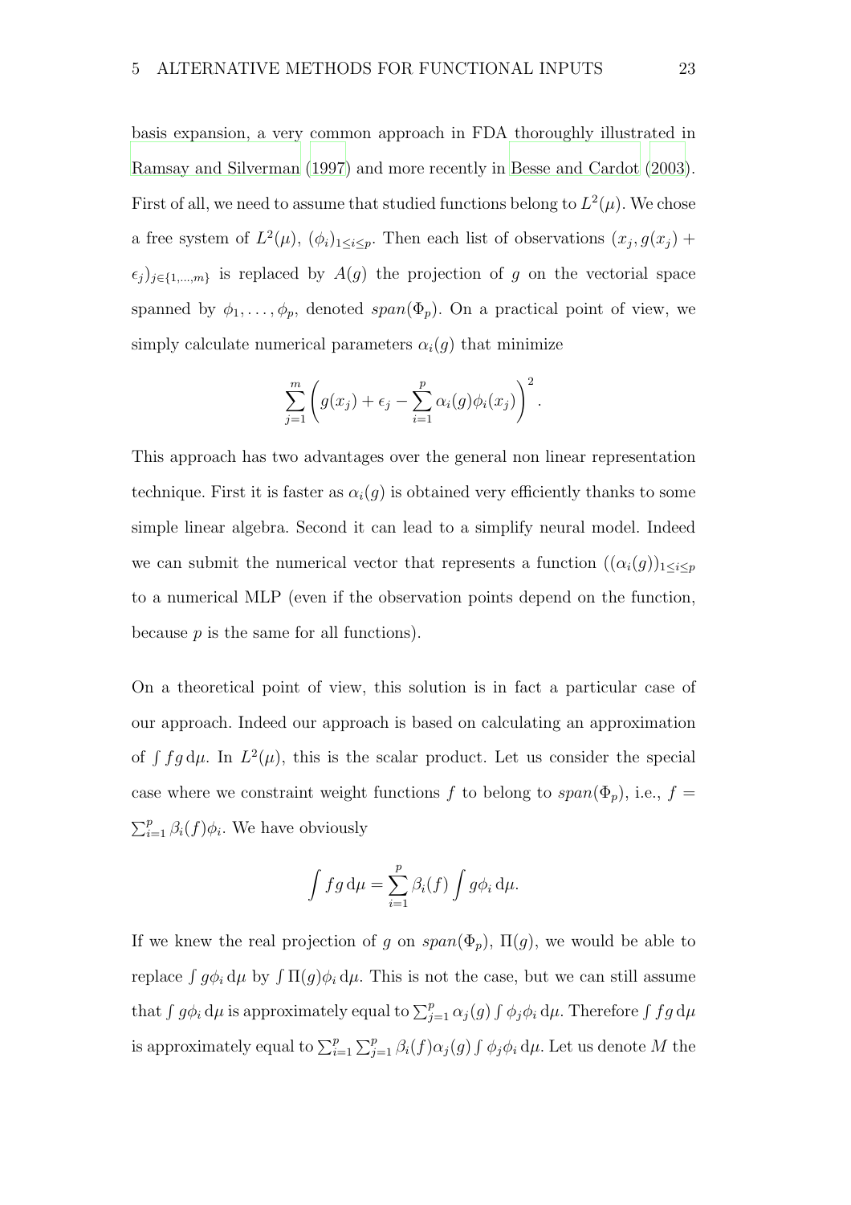basis expansion, a very common approach in FDA thoroughly illustrated in Ramsay and Silverman (1997) and more recently in Besse and Cardot (2003). First of all, we need to assume that studied functions belong to $L^2(\mu)$. We chose a free system of $L^2(\mu)$, $(\phi_i)_{1\leq i\leq p}$. Then each list of observations $(x_j, g(x_j) + \epsilon_j)_{j\in\{1,\dots,m\}}$ is replaced by $A(g)$ the projection of $g$ on the vectorial space spanned by $\phi_1, \dots, \phi_p$, denoted $span(\Phi_p)$. On a practical point of view, we simply calculate numerical parameters $\alpha_i(g)$ that minimize

$$\sum_{j=1}^{m}\left(g(x_j) + \epsilon_j - \sum_{i=1}^{p}\alpha_i(g)\phi_i(x_j)\right)^2.$$

This approach has two advantages over the general non linear representation technique. First it is faster as $\alpha_i(g)$ is obtained very efficiently thanks to some simple linear algebra. Second it can lead to a simplify neural model. Indeed we can submit the numerical vector that represents a function $((\alpha_i(g))_{1\leq i\leq p}$ to a numerical MLP (even if the observation points depend on the function, because $p$ is the same for all functions).

On a theoretical point of view, this solution is in fact a particular case of our approach. Indeed our approach is based on calculating an approximation of $\int fg\,\mathrm{d}\mu$. In $L^2(\mu)$, this is the scalar product. Let us consider the special case where we constraint weight functions $f$ to belong to $span(\Phi_p)$, i.e., $f = \sum_{i=1}^{p}\beta_i(f)\phi_i$. We have obviously

$$\int fg\,\mathrm{d}\mu = \sum_{i=1}^{p}\beta_i(f)\int g\phi_i\,\mathrm{d}\mu.$$

If we knew the real projection of $g$ on $span(\Phi_p)$, $\Pi(g)$, we would be able to replace $\int g\phi_i\,\mathrm{d}\mu$ by $\int \Pi(g)\phi_i\,\mathrm{d}\mu$. This is not the case, but we can still assume that $\int g\phi_i\,\mathrm{d}\mu$ is approximately equal to $\sum_{j=1}^{p}\alpha_j(g)\int\phi_j\phi_i\,\mathrm{d}\mu$. Therefore $\int fg\,\mathrm{d}\mu$ is approximately equal to $\sum_{i=1}^{p}\sum_{j=1}^{p}\beta_i(f)\alpha_j(g)\int\phi_j\phi_i\,\mathrm{d}\mu$. Let us denote $M$ the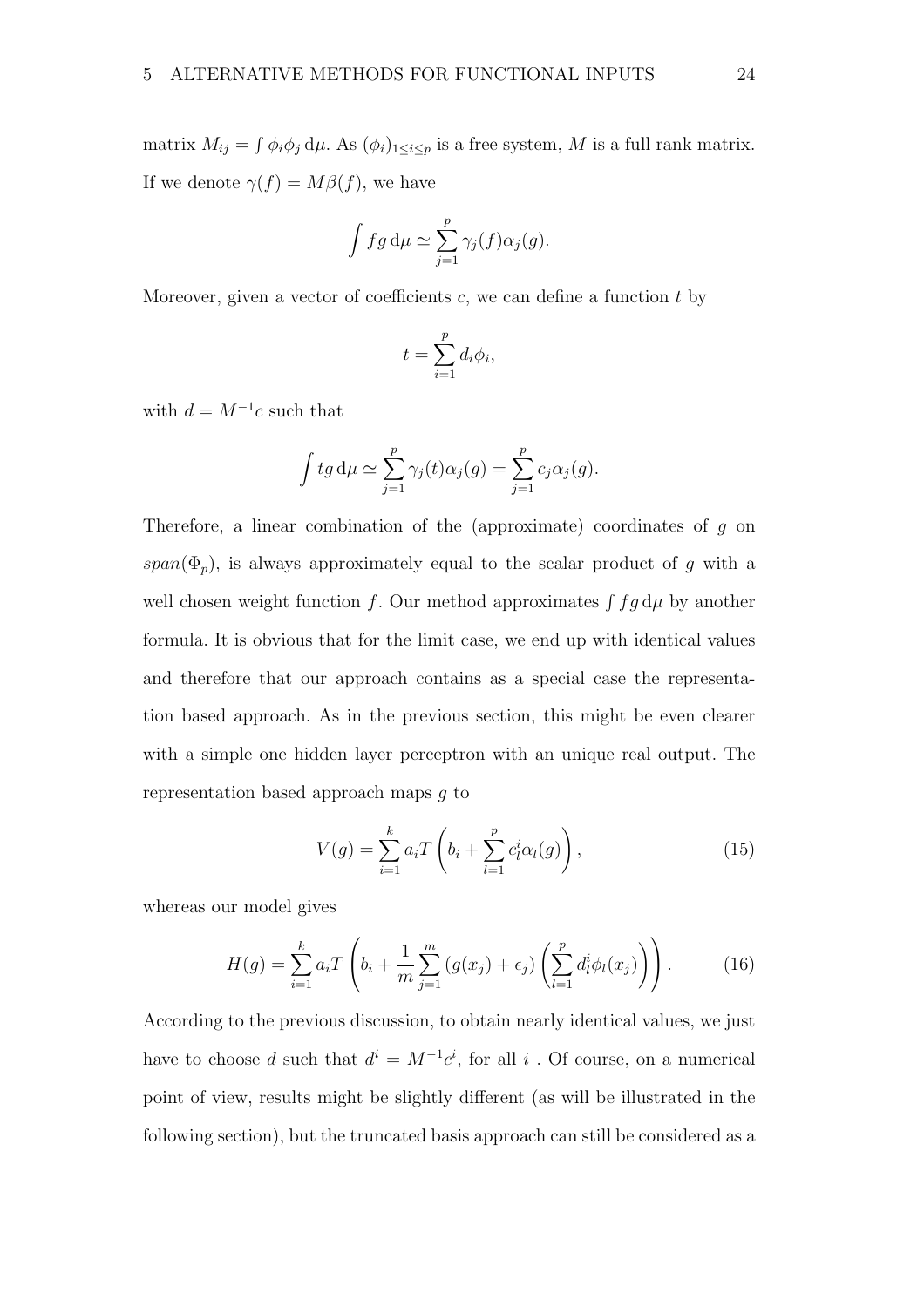matrix $M_{ij} = \int \phi_i \phi_j \, \mathrm{d}\mu$. As $(\phi_i)_{1 \leq i \leq p}$ is a free system, $M$ is a full rank matrix. If we denote $\gamma(f) = M\beta(f)$, we have

$$\int fg \, \mathrm{d}\mu \simeq \sum_{j=1}^{p} \gamma_j(f)\alpha_j(g).$$

Moreover, given a vector of coefficients $c$, we can define a function $t$ by

$$t = \sum_{i=1}^{p} d_i \phi_i,$$

with $d = M^{-1}c$ such that

$$\int tg \, \mathrm{d}\mu \simeq \sum_{j=1}^{p} \gamma_j(t)\alpha_j(g) = \sum_{j=1}^{p} c_j \alpha_j(g).$$

Therefore, a linear combination of the (approximate) coordinates of $g$ on $span(\Phi_p)$, is always approximately equal to the scalar product of $g$ with a well chosen weight function $f$. Our method approximates $\int fg \, \mathrm{d}\mu$ by another formula. It is obvious that for the limit case, we end up with identical values and therefore that our approach contains as a special case the representation based approach. As in the previous section, this might be even clearer with a simple one hidden layer perceptron with an unique real output. The representation based approach maps $g$ to

$$V(g) = \sum_{i=1}^{k} a_i T\left(b_i + \sum_{l=1}^{p} c_l^i \alpha_l(g)\right), \tag{15}$$

whereas our model gives

$$H(g) = \sum_{i=1}^{k} a_i T\left(b_i + \frac{1}{m}\sum_{j=1}^{m} (g(x_j) + \epsilon_j)\left(\sum_{l=1}^{p} d_l^i \phi_l(x_j)\right)\right). \tag{16}$$

According to the previous discussion, to obtain nearly identical values, we just have to choose $d$ such that $d^i = M^{-1}c^i$, for all $i$ . Of course, on a numerical point of view, results might be slightly different (as will be illustrated in the following section), but the truncated basis approach can still be considered as a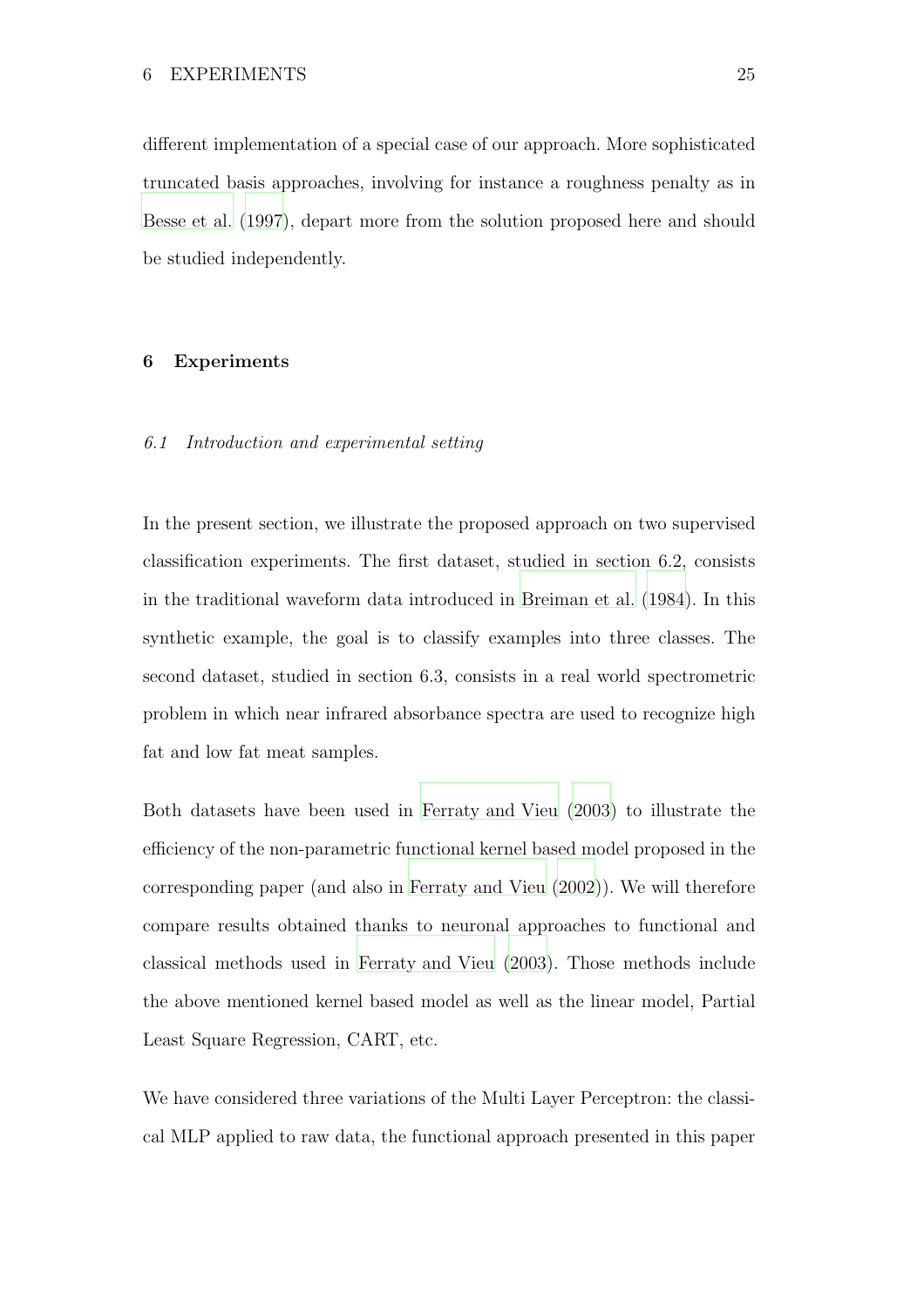different implementation of a special case of our approach. More sophisticated truncated basis approaches, involving for instance a roughness penalty as in Besse et al. (1997), depart more from the solution proposed here and should be studied independently.

## 6 Experiments

### *6.1 Introduction and experimental setting*

In the present section, we illustrate the proposed approach on two supervised classification experiments. The first dataset, studied in section 6.2, consists in the traditional waveform data introduced in Breiman et al. (1984). In this synthetic example, the goal is to classify examples into three classes. The second dataset, studied in section 6.3, consists in a real world spectrometric problem in which near infrared absorbance spectra are used to recognize high fat and low fat meat samples.

Both datasets have been used in Ferraty and Vieu (2003) to illustrate the efficiency of the non-parametric functional kernel based model proposed in the corresponding paper (and also in Ferraty and Vieu (2002)). We will therefore compare results obtained thanks to neuronal approaches to functional and classical methods used in Ferraty and Vieu (2003). Those methods include the above mentioned kernel based model as well as the linear model, Partial Least Square Regression, CART, etc.

We have considered three variations of the Multi Layer Perceptron: the classical MLP applied to raw data, the functional approach presented in this paper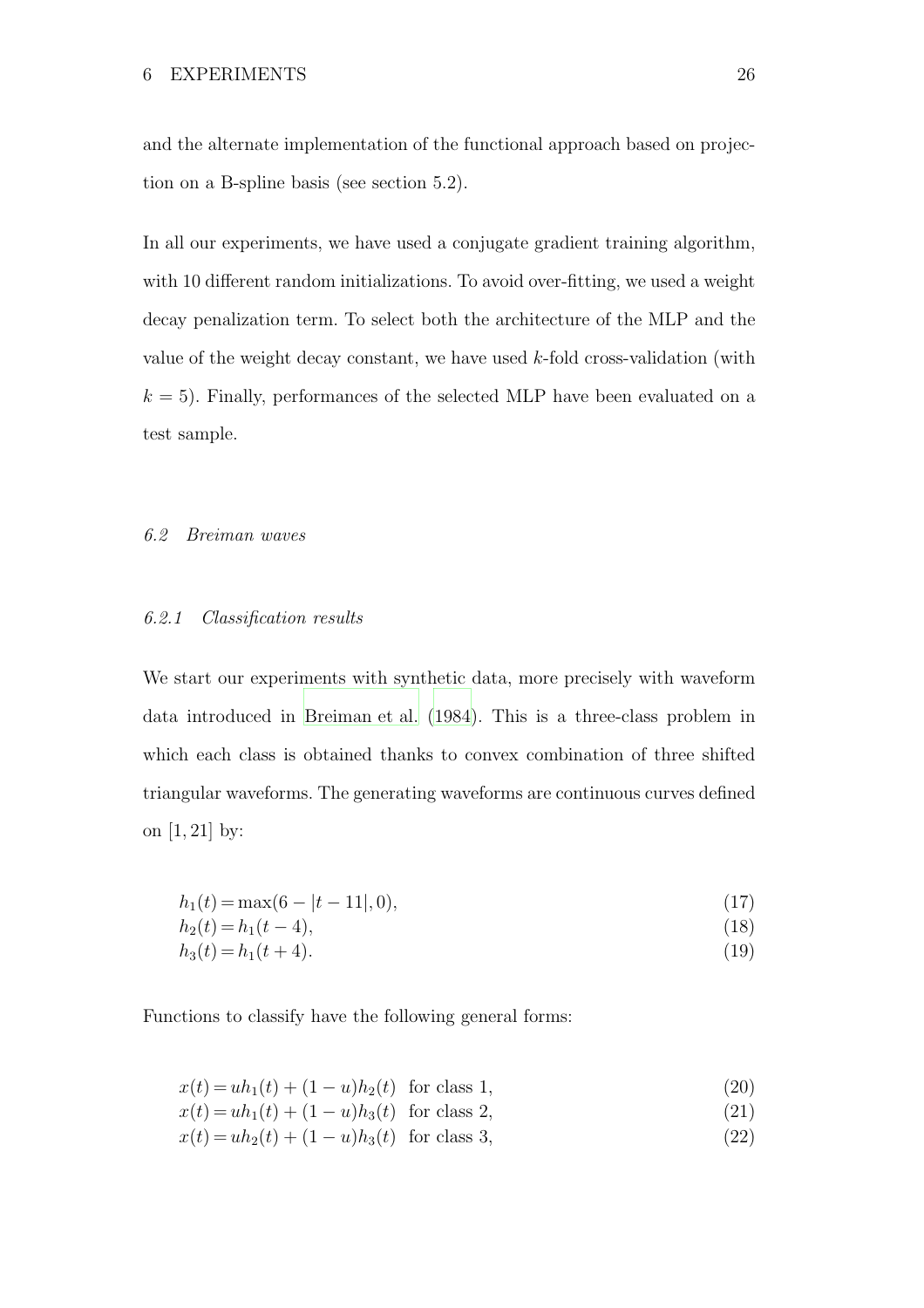and the alternate implementation of the functional approach based on projection on a B-spline basis (see section 5.2).

In all our experiments, we have used a conjugate gradient training algorithm, with 10 different random initializations. To avoid over-fitting, we used a weight decay penalization term. To select both the architecture of the MLP and the value of the weight decay constant, we have used $k$-fold cross-validation (with $k = 5$). Finally, performances of the selected MLP have been evaluated on a test sample.

### *6.2 Breiman waves*

#### *6.2.1 Classification results*

We start our experiments with synthetic data, more precisely with waveform data introduced in Breiman et al. (1984). This is a three-class problem in which each class is obtained thanks to convex combination of three shifted triangular waveforms. The generating waveforms are continuous curves defined on $[1, 21]$ by:

$$
\begin{aligned}
h_1(t) &= \max(6 - |t - 11|, 0), && (17)\\
h_2(t) &= h_1(t - 4), && (18)\\
h_3(t) &= h_1(t + 4). && (19)
\end{aligned}
$$

Functions to classify have the following general forms:

$$
\begin{aligned}
x(t) &= uh_1(t) + (1 - u)h_2(t) \quad \text{for class 1}, && (20)\\
x(t) &= uh_1(t) + (1 - u)h_3(t) \quad \text{for class 2}, && (21)\\
x(t) &= uh_2(t) + (1 - u)h_3(t) \quad \text{for class 3}, && (22)
\end{aligned}
$$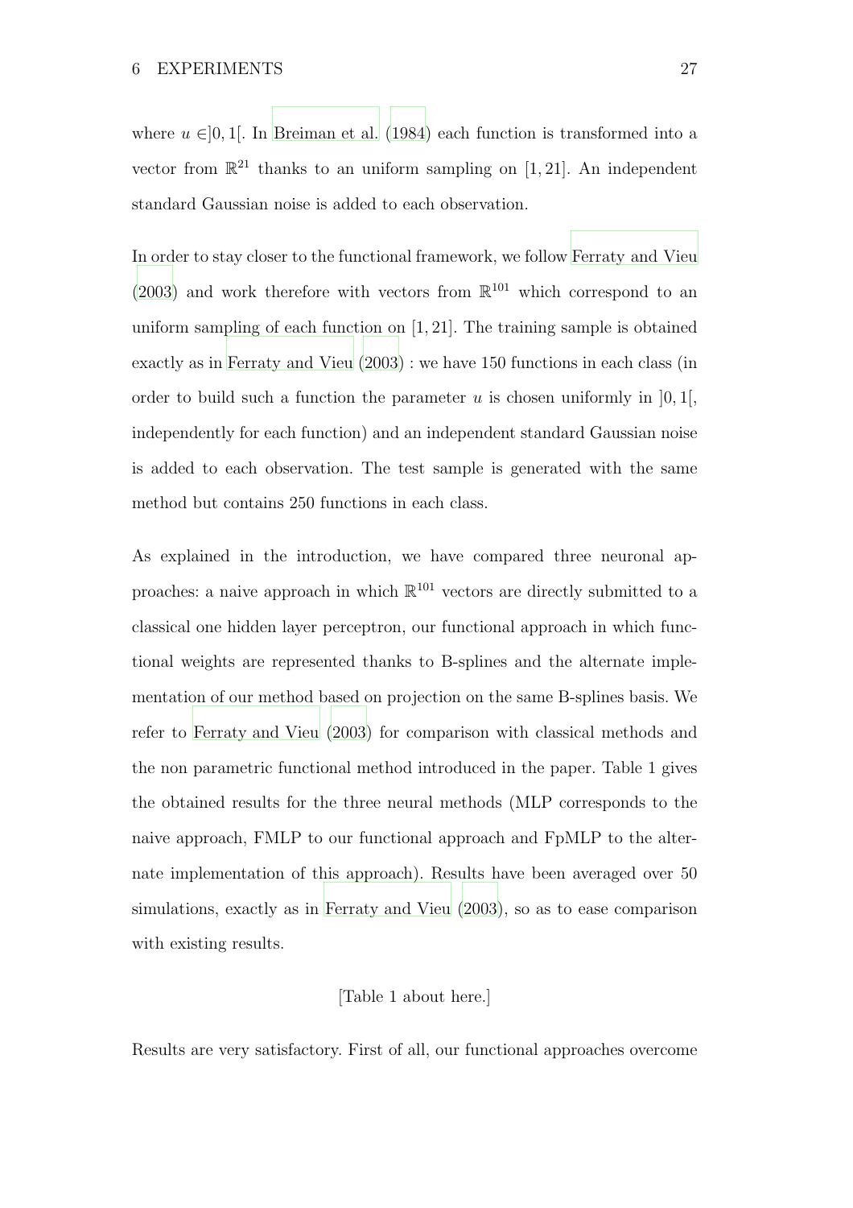where $u \in ]0,1[$. In Breiman et al. (1984) each function is transformed into a vector from $\mathbb{R}^{21}$ thanks to an uniform sampling on $[1,21]$. An independent standard Gaussian noise is added to each observation.

In order to stay closer to the functional framework, we follow Ferraty and Vieu (2003) and work therefore with vectors from $\mathbb{R}^{101}$ which correspond to an uniform sampling of each function on $[1,21]$. The training sample is obtained exactly as in Ferraty and Vieu (2003) : we have 150 functions in each class (in order to build such a function the parameter $u$ is chosen uniformly in $]0,1[$, independently for each function) and an independent standard Gaussian noise is added to each observation. The test sample is generated with the same method but contains 250 functions in each class.

As explained in the introduction, we have compared three neuronal approaches: a naive approach in which $\mathbb{R}^{101}$ vectors are directly submitted to a classical one hidden layer perceptron, our functional approach in which functional weights are represented thanks to B-splines and the alternate implementation of our method based on projection on the same B-splines basis. We refer to Ferraty and Vieu (2003) for comparison with classical methods and the non parametric functional method introduced in the paper. Table 1 gives the obtained results for the three neural methods (MLP corresponds to the naive approach, FMLP to our functional approach and FpMLP to the alternate implementation of this approach). Results have been averaged over 50 simulations, exactly as in Ferraty and Vieu (2003), so as to ease comparison with existing results.

[Table 1 about here.]

Results are very satisfactory. First of all, our functional approaches overcome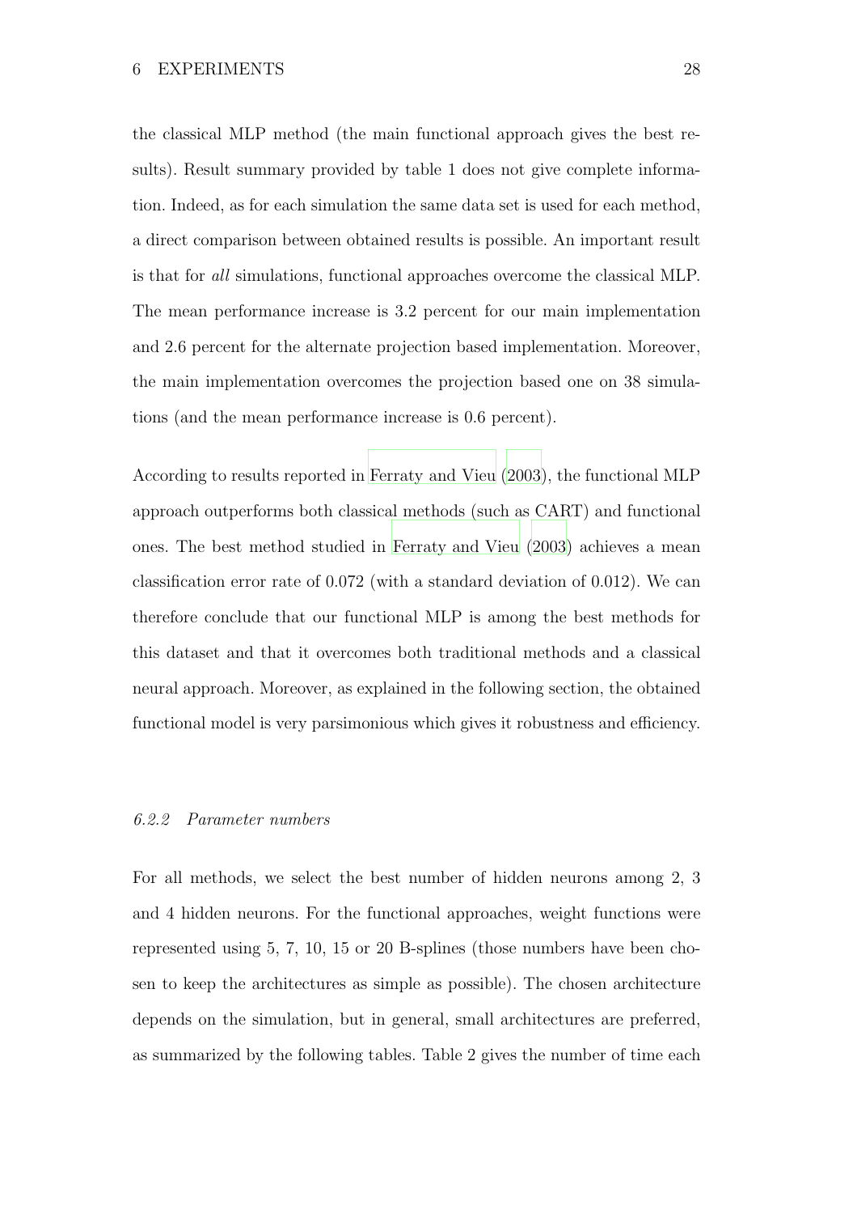the classical MLP method (the main functional approach gives the best results). Result summary provided by table 1 does not give complete information. Indeed, as for each simulation the same data set is used for each method, a direct comparison between obtained results is possible. An important result is that for *all* simulations, functional approaches overcome the classical MLP. The mean performance increase is 3.2 percent for our main implementation and 2.6 percent for the alternate projection based implementation. Moreover, the main implementation overcomes the projection based one on 38 simulations (and the mean performance increase is 0.6 percent).

According to results reported in Ferraty and Vieu (2003), the functional MLP approach outperforms both classical methods (such as CART) and functional ones. The best method studied in Ferraty and Vieu (2003) achieves a mean classification error rate of 0.072 (with a standard deviation of 0.012). We can therefore conclude that our functional MLP is among the best methods for this dataset and that it overcomes both traditional methods and a classical neural approach. Moreover, as explained in the following section, the obtained functional model is very parsimonious which gives it robustness and efficiency.

#### *6.2.2 Parameter numbers*

For all methods, we select the best number of hidden neurons among 2, 3 and 4 hidden neurons. For the functional approaches, weight functions were represented using 5, 7, 10, 15 or 20 B-splines (those numbers have been chosen to keep the architectures as simple as possible). The chosen architecture depends on the simulation, but in general, small architectures are preferred, as summarized by the following tables. Table 2 gives the number of time each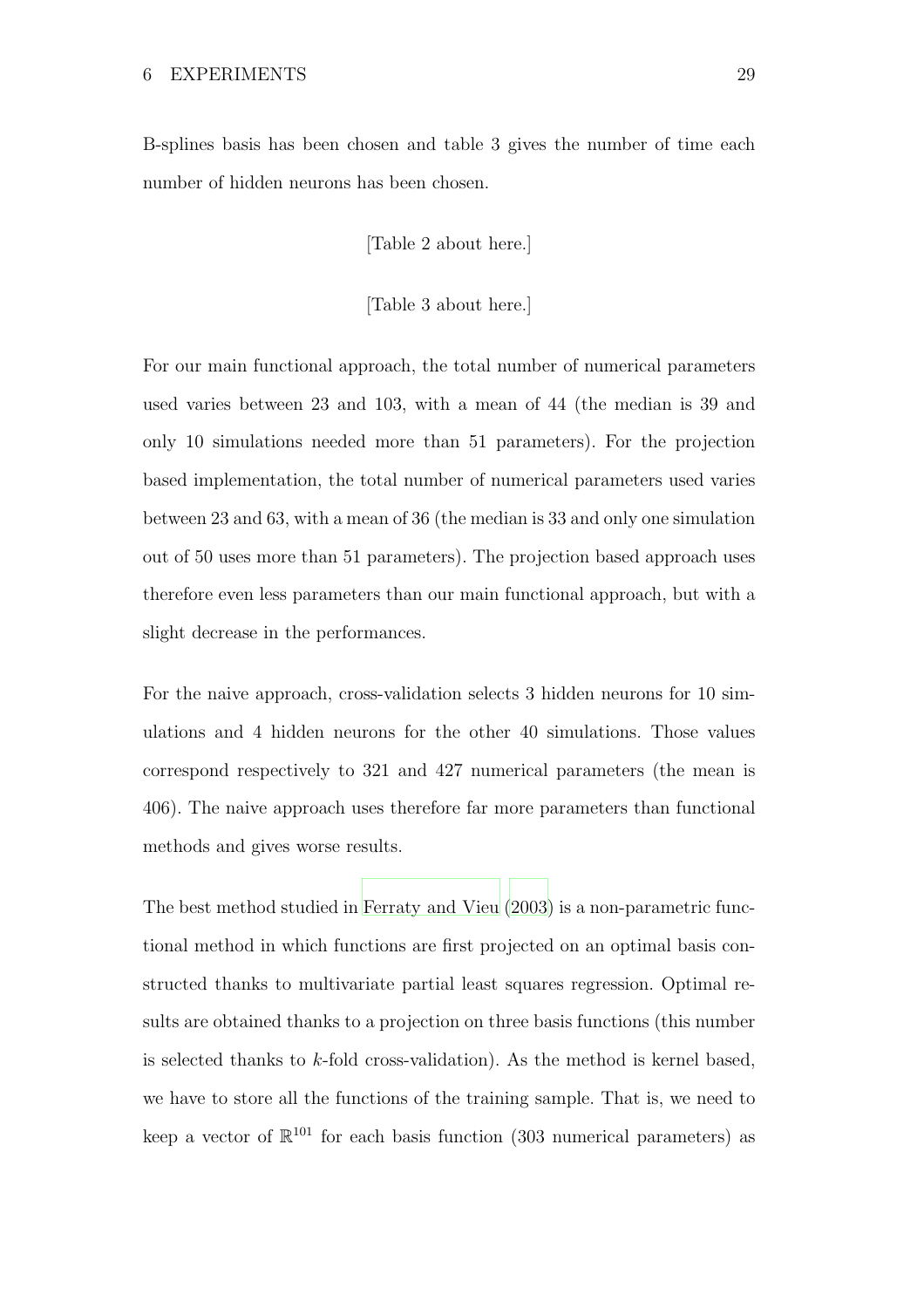B-splines basis has been chosen and table 3 gives the number of time each number of hidden neurons has been chosen.

[Table 2 about here.]

[Table 3 about here.]

For our main functional approach, the total number of numerical parameters used varies between 23 and 103, with a mean of 44 (the median is 39 and only 10 simulations needed more than 51 parameters). For the projection based implementation, the total number of numerical parameters used varies between 23 and 63, with a mean of 36 (the median is 33 and only one simulation out of 50 uses more than 51 parameters). The projection based approach uses therefore even less parameters than our main functional approach, but with a slight decrease in the performances.

For the naive approach, cross-validation selects 3 hidden neurons for 10 simulations and 4 hidden neurons for the other 40 simulations. Those values correspond respectively to 321 and 427 numerical parameters (the mean is 406). The naive approach uses therefore far more parameters than functional methods and gives worse results.

The best method studied in Ferraty and Vieu (2003) is a non-parametric functional method in which functions are first projected on an optimal basis constructed thanks to multivariate partial least squares regression. Optimal results are obtained thanks to a projection on three basis functions (this number is selected thanks to $k$-fold cross-validation). As the method is kernel based, we have to store all the functions of the training sample. That is, we need to keep a vector of $\mathbb{R}^{101}$ for each basis function (303 numerical parameters) as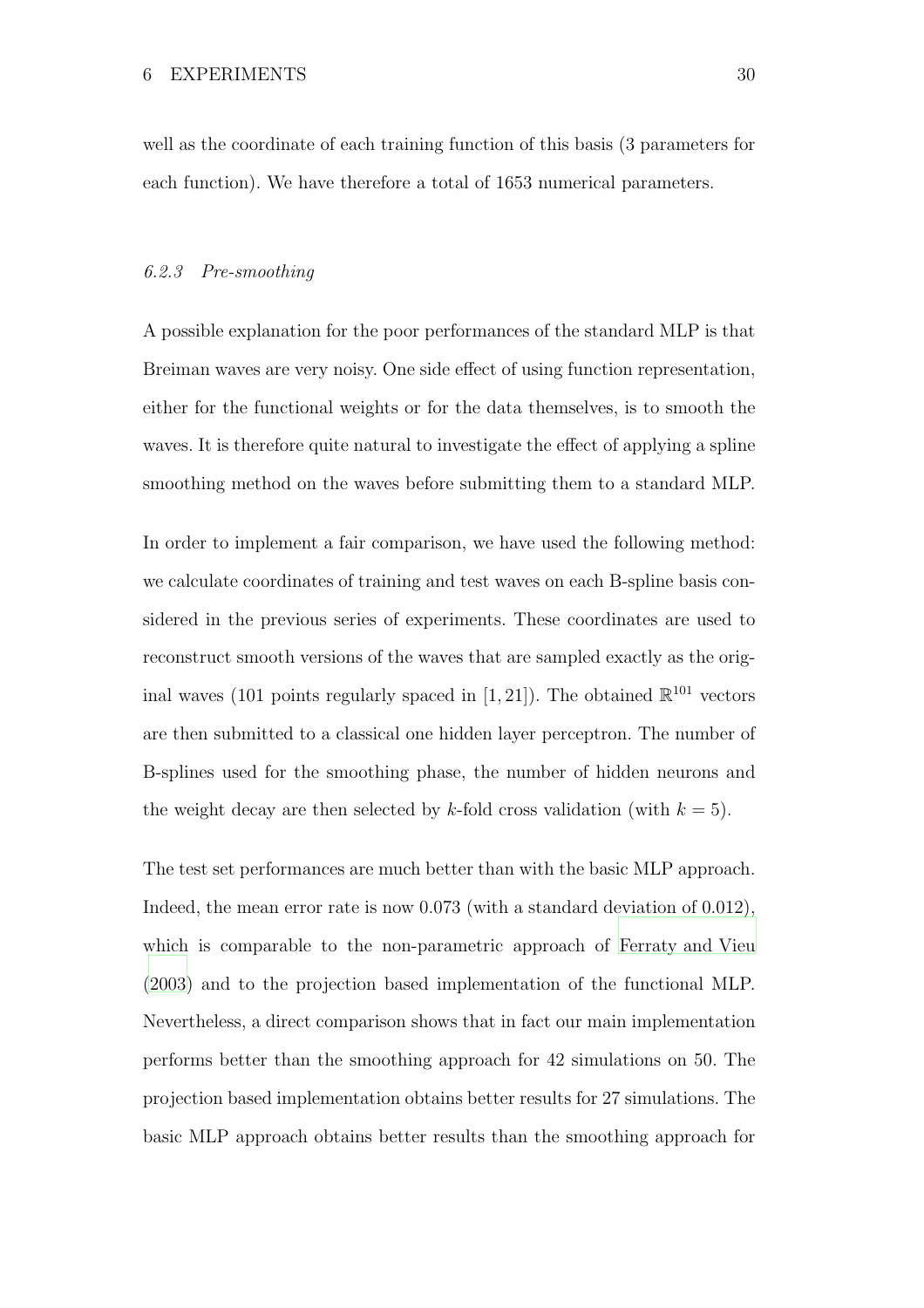well as the coordinate of each training function of this basis (3 parameters for each function). We have therefore a total of 1653 numerical parameters.

### *6.2.3 Pre-smoothing*

A possible explanation for the poor performances of the standard MLP is that Breiman waves are very noisy. One side effect of using function representation, either for the functional weights or for the data themselves, is to smooth the waves. It is therefore quite natural to investigate the effect of applying a spline smoothing method on the waves before submitting them to a standard MLP.

In order to implement a fair comparison, we have used the following method: we calculate coordinates of training and test waves on each B-spline basis considered in the previous series of experiments. These coordinates are used to reconstruct smooth versions of the waves that are sampled exactly as the original waves (101 points regularly spaced in $[1, 21]$). The obtained $\mathbb{R}^{101}$ vectors are then submitted to a classical one hidden layer perceptron. The number of B-splines used for the smoothing phase, the number of hidden neurons and the weight decay are then selected by $k$-fold cross validation (with $k = 5$).

The test set performances are much better than with the basic MLP approach. Indeed, the mean error rate is now 0.073 (with a standard deviation of 0.012), which is comparable to the non-parametric approach of Ferraty and Vieu (2003) and to the projection based implementation of the functional MLP. Nevertheless, a direct comparison shows that in fact our main implementation performs better than the smoothing approach for 42 simulations on 50. The projection based implementation obtains better results for 27 simulations. The basic MLP approach obtains better results than the smoothing approach for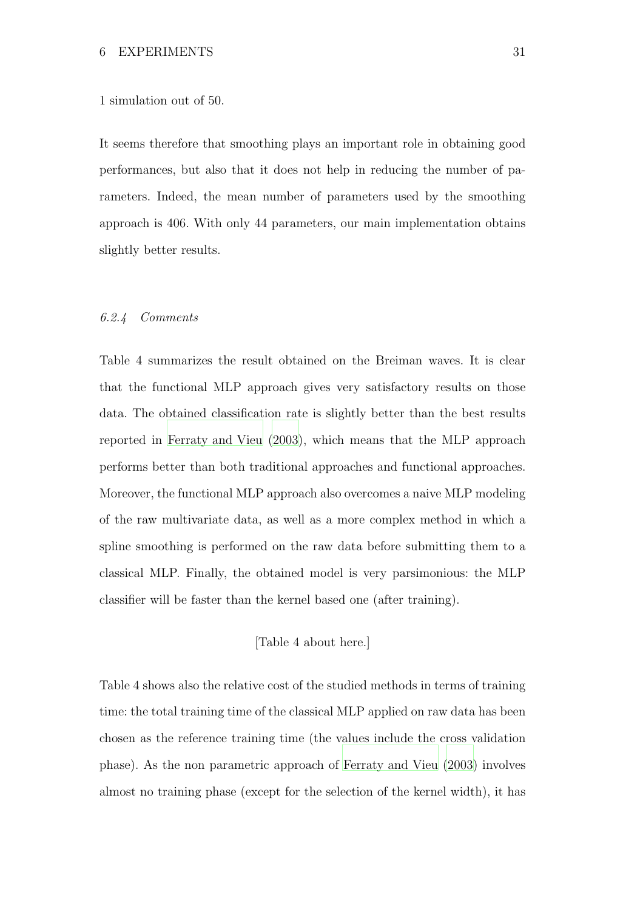1 simulation out of 50.

It seems therefore that smoothing plays an important role in obtaining good performances, but also that it does not help in reducing the number of parameters. Indeed, the mean number of parameters used by the smoothing approach is 406. With only 44 parameters, our main implementation obtains slightly better results.

#### *6.2.4 Comments*

Table 4 summarizes the result obtained on the Breiman waves. It is clear that the functional MLP approach gives very satisfactory results on those data. The obtained classification rate is slightly better than the best results reported in Ferraty and Vieu (2003), which means that the MLP approach performs better than both traditional approaches and functional approaches. Moreover, the functional MLP approach also overcomes a naive MLP modeling of the raw multivariate data, as well as a more complex method in which a spline smoothing is performed on the raw data before submitting them to a classical MLP. Finally, the obtained model is very parsimonious: the MLP classifier will be faster than the kernel based one (after training).

[Table 4 about here.]

Table 4 shows also the relative cost of the studied methods in terms of training time: the total training time of the classical MLP applied on raw data has been chosen as the reference training time (the values include the cross validation phase). As the non parametric approach of Ferraty and Vieu (2003) involves almost no training phase (except for the selection of the kernel width), it has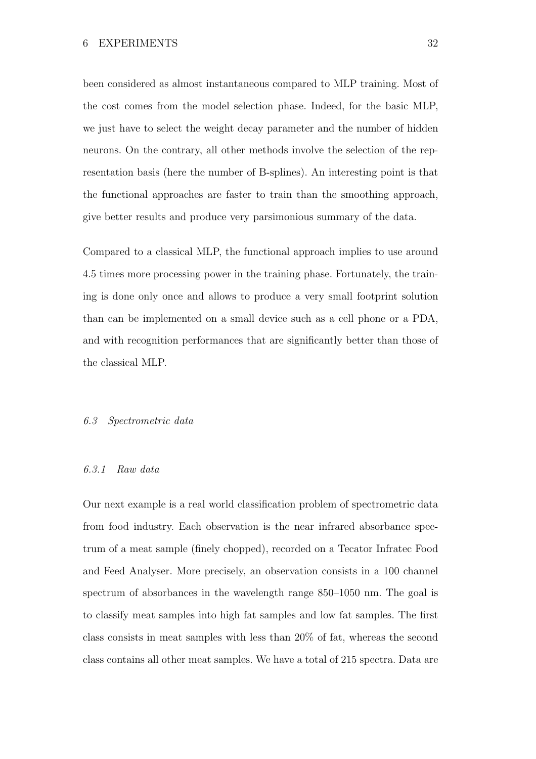been considered as almost instantaneous compared to MLP training. Most of the cost comes from the model selection phase. Indeed, for the basic MLP, we just have to select the weight decay parameter and the number of hidden neurons. On the contrary, all other methods involve the selection of the representation basis (here the number of B-splines). An interesting point is that the functional approaches are faster to train than the smoothing approach, give better results and produce very parsimonious summary of the data.

Compared to a classical MLP, the functional approach implies to use around 4.5 times more processing power in the training phase. Fortunately, the training is done only once and allows to produce a very small footprint solution than can be implemented on a small device such as a cell phone or a PDA, and with recognition performances that are significantly better than those of the classical MLP.

### *6.3 Spectrometric data*

#### *6.3.1 Raw data*

Our next example is a real world classification problem of spectrometric data from food industry. Each observation is the near infrared absorbance spectrum of a meat sample (finely chopped), recorded on a Tecator Infratec Food and Feed Analyser. More precisely, an observation consists in a 100 channel spectrum of absorbances in the wavelength range 850–1050 nm. The goal is to classify meat samples into high fat samples and low fat samples. The first class consists in meat samples with less than 20% of fat, whereas the second class contains all other meat samples. We have a total of 215 spectra. Data are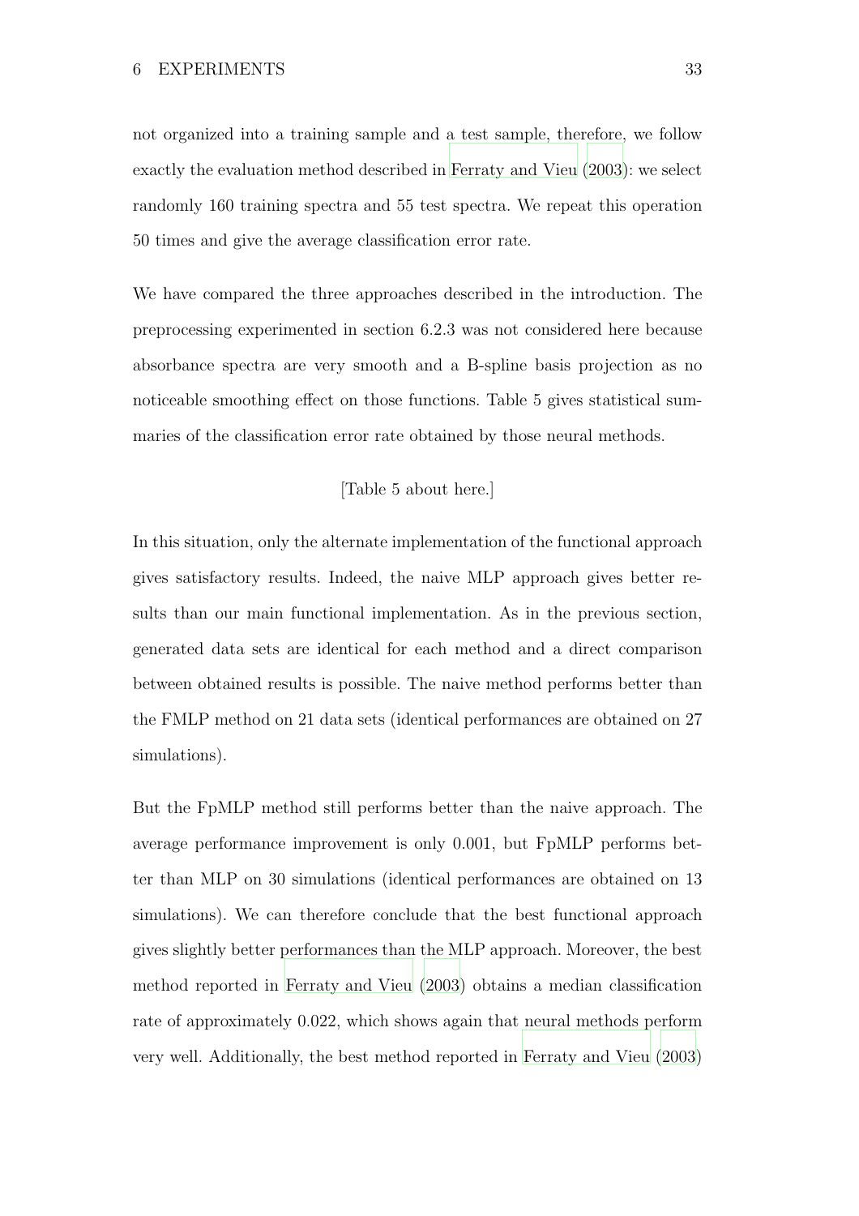not organized into a training sample and a test sample, therefore, we follow exactly the evaluation method described in Ferraty and Vieu (2003): we select randomly 160 training spectra and 55 test spectra. We repeat this operation 50 times and give the average classification error rate.

We have compared the three approaches described in the introduction. The preprocessing experimented in section 6.2.3 was not considered here because absorbance spectra are very smooth and a B-spline basis projection as no noticeable smoothing effect on those functions. Table 5 gives statistical summaries of the classification error rate obtained by those neural methods.

[Table 5 about here.]

In this situation, only the alternate implementation of the functional approach gives satisfactory results. Indeed, the naive MLP approach gives better results than our main functional implementation. As in the previous section, generated data sets are identical for each method and a direct comparison between obtained results is possible. The naive method performs better than the FMLP method on 21 data sets (identical performances are obtained on 27 simulations).

But the FpMLP method still performs better than the naive approach. The average performance improvement is only 0.001, but FpMLP performs better than MLP on 30 simulations (identical performances are obtained on 13 simulations). We can therefore conclude that the best functional approach gives slightly better performances than the MLP approach. Moreover, the best method reported in Ferraty and Vieu (2003) obtains a median classification rate of approximately 0.022, which shows again that neural methods perform very well. Additionally, the best method reported in Ferraty and Vieu (2003)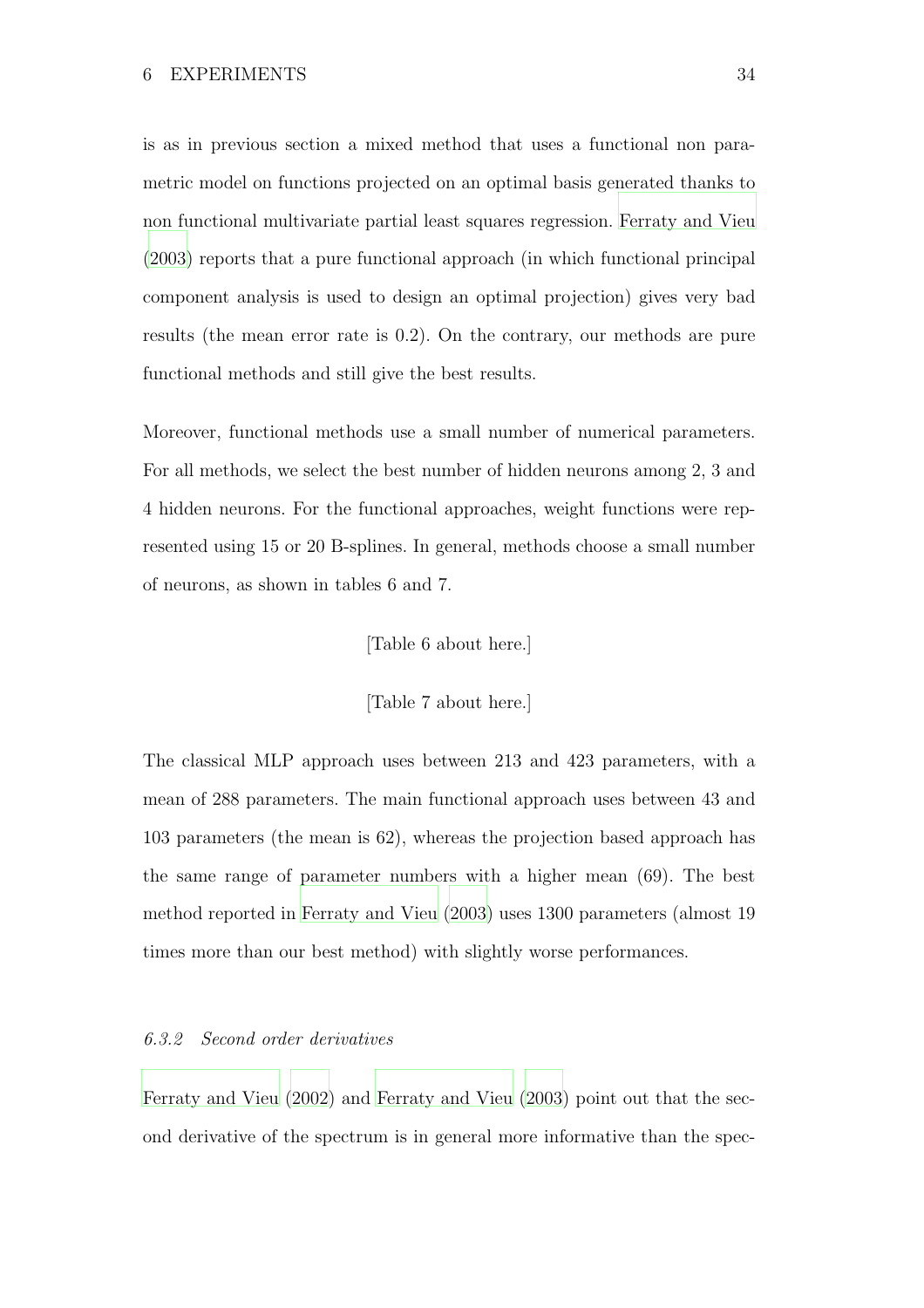is as in previous section a mixed method that uses a functional non parametric model on functions projected on an optimal basis generated thanks to non functional multivariate partial least squares regression. Ferraty and Vieu (2003) reports that a pure functional approach (in which functional principal component analysis is used to design an optimal projection) gives very bad results (the mean error rate is 0.2). On the contrary, our methods are pure functional methods and still give the best results.

Moreover, functional methods use a small number of numerical parameters. For all methods, we select the best number of hidden neurons among 2, 3 and 4 hidden neurons. For the functional approaches, weight functions were represented using 15 or 20 B-splines. In general, methods choose a small number of neurons, as shown in tables 6 and 7.

[Table 6 about here.]

[Table 7 about here.]

The classical MLP approach uses between 213 and 423 parameters, with a mean of 288 parameters. The main functional approach uses between 43 and 103 parameters (the mean is 62), whereas the projection based approach has the same range of parameter numbers with a higher mean (69). The best method reported in Ferraty and Vieu (2003) uses 1300 parameters (almost 19 times more than our best method) with slightly worse performances.

#### *6.3.2 Second order derivatives*

Ferraty and Vieu (2002) and Ferraty and Vieu (2003) point out that the second derivative of the spectrum is in general more informative than the spec-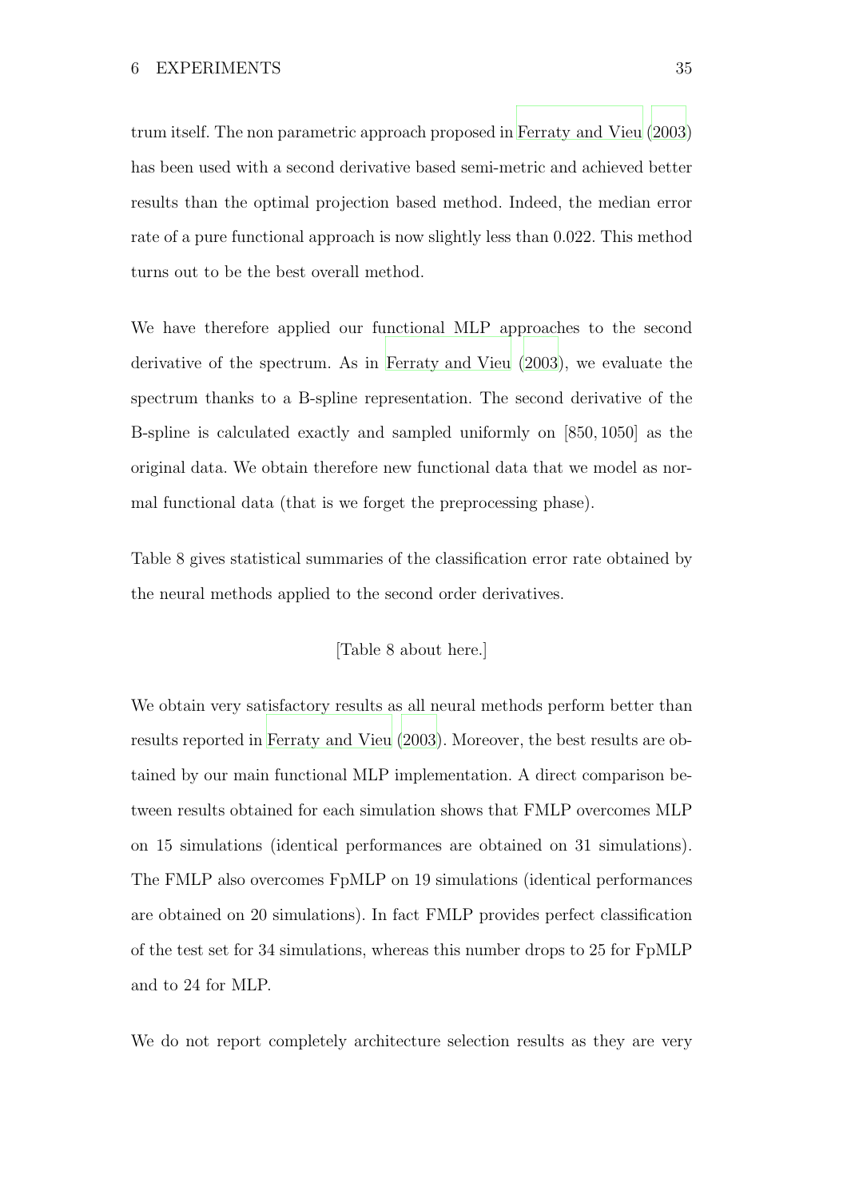trum itself. The non parametric approach proposed in Ferraty and Vieu (2003) has been used with a second derivative based semi-metric and achieved better results than the optimal projection based method. Indeed, the median error rate of a pure functional approach is now slightly less than 0.022. This method turns out to be the best overall method.

We have therefore applied our functional MLP approaches to the second derivative of the spectrum. As in Ferraty and Vieu (2003), we evaluate the spectrum thanks to a B-spline representation. The second derivative of the B-spline is calculated exactly and sampled uniformly on $[850, 1050]$ as the original data. We obtain therefore new functional data that we model as normal functional data (that is we forget the preprocessing phase).

Table 8 gives statistical summaries of the classification error rate obtained by the neural methods applied to the second order derivatives.

[Table 8 about here.]

We obtain very satisfactory results as all neural methods perform better than results reported in Ferraty and Vieu (2003). Moreover, the best results are obtained by our main functional MLP implementation. A direct comparison between results obtained for each simulation shows that FMLP overcomes MLP on 15 simulations (identical performances are obtained on 31 simulations). The FMLP also overcomes FpMLP on 19 simulations (identical performances are obtained on 20 simulations). In fact FMLP provides perfect classification of the test set for 34 simulations, whereas this number drops to 25 for FpMLP and to 24 for MLP.

We do not report completely architecture selection results as they are very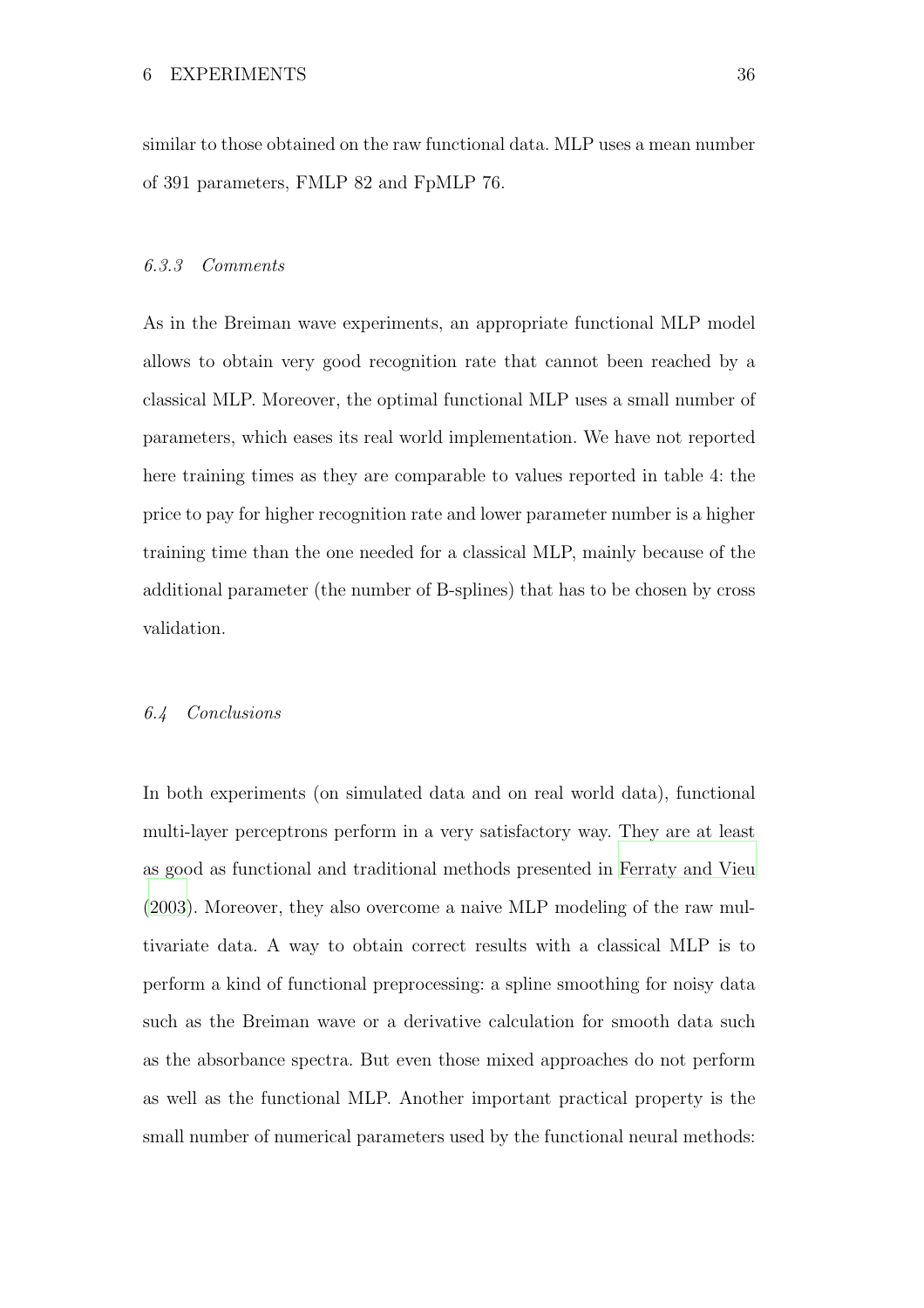similar to those obtained on the raw functional data. MLP uses a mean number of 391 parameters, FMLP 82 and FpMLP 76.

### *6.3.3 Comments*

As in the Breiman wave experiments, an appropriate functional MLP model allows to obtain very good recognition rate that cannot been reached by a classical MLP. Moreover, the optimal functional MLP uses a small number of parameters, which eases its real world implementation. We have not reported here training times as they are comparable to values reported in table 4: the price to pay for higher recognition rate and lower parameter number is a higher training time than the one needed for a classical MLP, mainly because of the additional parameter (the number of B-splines) that has to be chosen by cross validation.

## *6.4 Conclusions*

In both experiments (on simulated data and on real world data), functional multi-layer perceptrons perform in a very satisfactory way. They are at least as good as functional and traditional methods presented in Ferraty and Vieu (2003). Moreover, they also overcome a naive MLP modeling of the raw multivariate data. A way to obtain correct results with a classical MLP is to perform a kind of functional preprocessing: a spline smoothing for noisy data such as the Breiman wave or a derivative calculation for smooth data such as the absorbance spectra. But even those mixed approaches do not perform as well as the functional MLP. Another important practical property is the small number of numerical parameters used by the functional neural methods: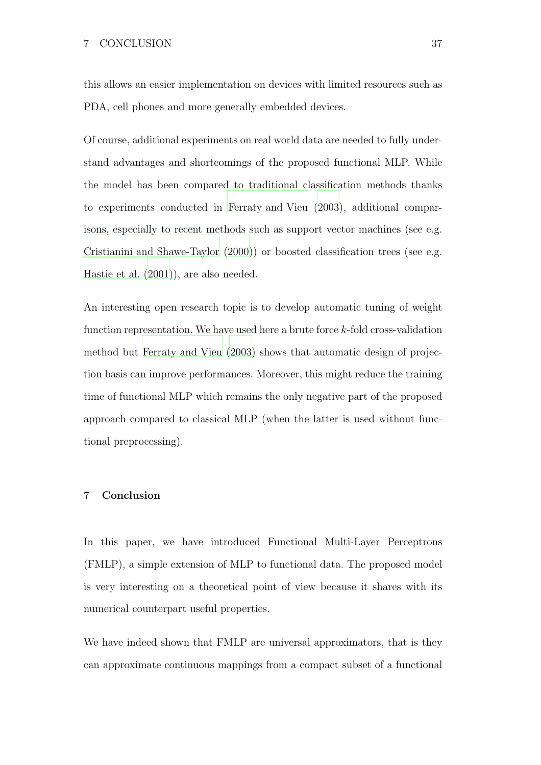this allows an easier implementation on devices with limited resources such as PDA, cell phones and more generally embedded devices.

Of course, additional experiments on real world data are needed to fully understand advantages and shortcomings of the proposed functional MLP. While the model has been compared to traditional classification methods thanks to experiments conducted in Ferraty and Vieu (2003), additional comparisons, especially to recent methods such as support vector machines (see e.g. Cristianini and Shawe-Taylor (2000)) or boosted classification trees (see e.g. Hastie et al. (2001)), are also needed.

An interesting open research topic is to develop automatic tuning of weight function representation. We have used here a brute force $k$-fold cross-validation method but Ferraty and Vieu (2003) shows that automatic design of projection basis can improve performances. Moreover, this might reduce the training time of functional MLP which remains the only negative part of the proposed approach compared to classical MLP (when the latter is used without functional preprocessing).

## 7 Conclusion

In this paper, we have introduced Functional Multi-Layer Perceptrons (FMLP), a simple extension of MLP to functional data. The proposed model is very interesting on a theoretical point of view because it shares with its numerical counterpart useful properties.

We have indeed shown that FMLP are universal approximators, that is they can approximate continuous mappings from a compact subset of a functional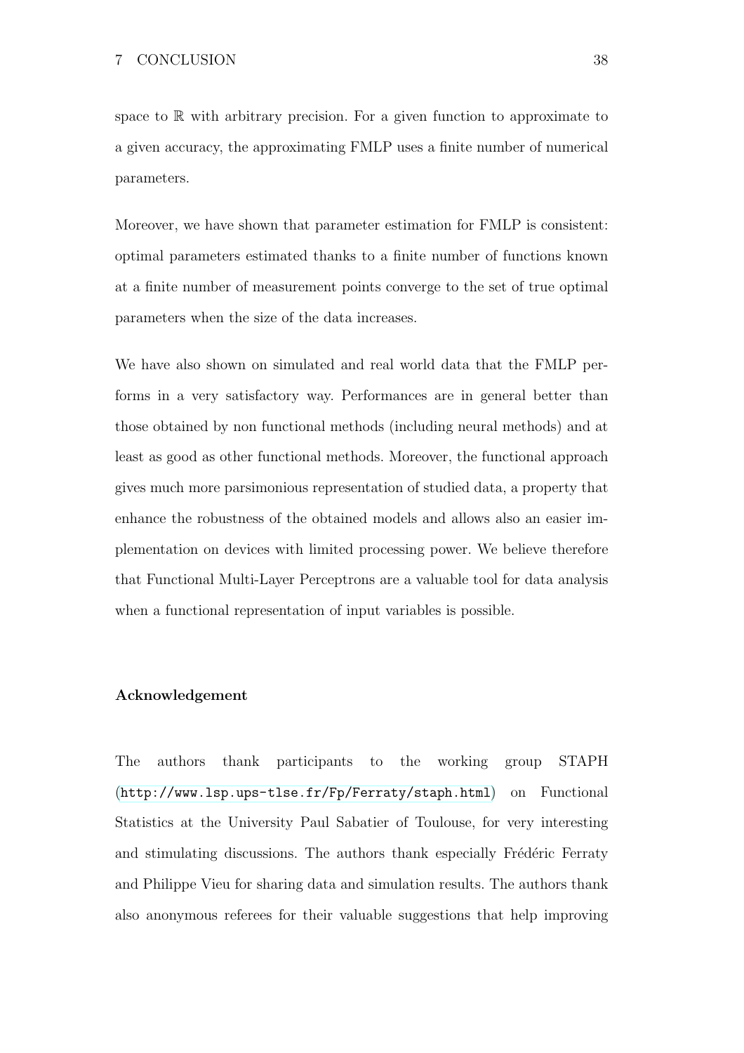space to $\mathbb{R}$ with arbitrary precision. For a given function to approximate to a given accuracy, the approximating FMLP uses a finite number of numerical parameters.

Moreover, we have shown that parameter estimation for FMLP is consistent: optimal parameters estimated thanks to a finite number of functions known at a finite number of measurement points converge to the set of true optimal parameters when the size of the data increases.

We have also shown on simulated and real world data that the FMLP performs in a very satisfactory way. Performances are in general better than those obtained by non functional methods (including neural methods) and at least as good as other functional methods. Moreover, the functional approach gives much more parsimonious representation of studied data, a property that enhance the robustness of the obtained models and allows also an easier implementation on devices with limited processing power. We believe therefore that Functional Multi-Layer Perceptrons are a valuable tool for data analysis when a functional representation of input variables is possible.

### Acknowledgement

The authors thank participants to the working group STAPH (`http://www.lsp.ups-tlse.fr/Fp/Ferraty/staph.html`) on Functional Statistics at the University Paul Sabatier of Toulouse, for very interesting and stimulating discussions. The authors thank especially Frédéric Ferraty and Philippe Vieu for sharing data and simulation results. The authors thank also anonymous referees for their valuable suggestions that help improving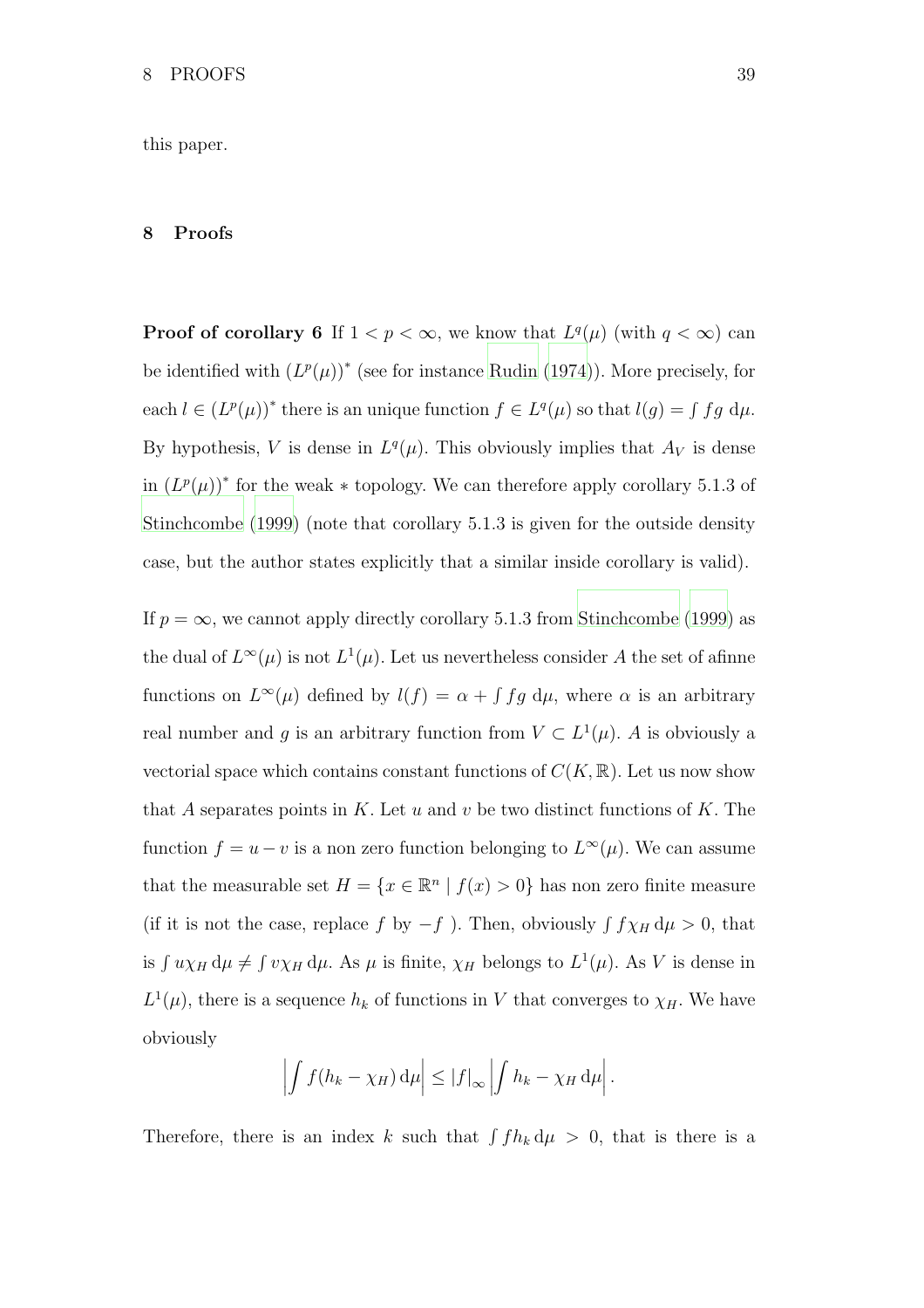this paper.

## 8 Proofs

**Proof of corollary 6** If $1 < p < \infty$, we know that $L^q(\mu)$ (with $q < \infty$) can be identified with $(L^p(\mu))^*$ (see for instance Rudin (1974)). More precisely, for each $l \in (L^p(\mu))^*$ there is an unique function $f \in L^q(\mu)$ so that $l(g) = \int fg \, \mathrm{d}\mu$. By hypothesis, $V$ is dense in $L^q(\mu)$. This obviously implies that $A_V$ is dense in $(L^p(\mu))^*$ for the weak $*$ topology. We can therefore apply corollary 5.1.3 of Stinchcombe (1999) (note that corollary 5.1.3 is given for the outside density case, but the author states explicitly that a similar inside corollary is valid).

If $p = \infty$, we cannot apply directly corollary 5.1.3 from Stinchcombe (1999) as the dual of $L^\infty(\mu)$ is not $L^1(\mu)$. Let us nevertheless consider $A$ the set of afinne functions on $L^\infty(\mu)$ defined by $l(f) = \alpha + \int fg \, \mathrm{d}\mu$, where $\alpha$ is an arbitrary real number and $g$ is an arbitrary function from $V \subset L^1(\mu)$. $A$ is obviously a vectorial space which contains constant functions of $C(K, \mathbb{R})$. Let us now show that $A$ separates points in $K$. Let $u$ and $v$ be two distinct functions of $K$. The function $f = u - v$ is a non zero function belonging to $L^\infty(\mu)$. We can assume that the measurable set $H = \{x \in \mathbb{R}^n \mid f(x) > 0\}$ has non zero finite measure (if it is not the case, replace $f$ by $-f$ ). Then, obviously $\int f\chi_H \, \mathrm{d}\mu > 0$, that is $\int u\chi_H \, \mathrm{d}\mu \neq \int v\chi_H \, \mathrm{d}\mu$. As $\mu$ is finite, $\chi_H$ belongs to $L^1(\mu)$. As $V$ is dense in $L^1(\mu)$, there is a sequence $h_k$ of functions in $V$ that converges to $\chi_H$. We have obviously

$$\left| \int f(h_k - \chi_H) \, \mathrm{d}\mu \right| \leq |f|_\infty \left| \int h_k - \chi_H \, \mathrm{d}\mu \right|.$$

Therefore, there is an index $k$ such that $\int fh_k \, \mathrm{d}\mu > 0$, that is there is a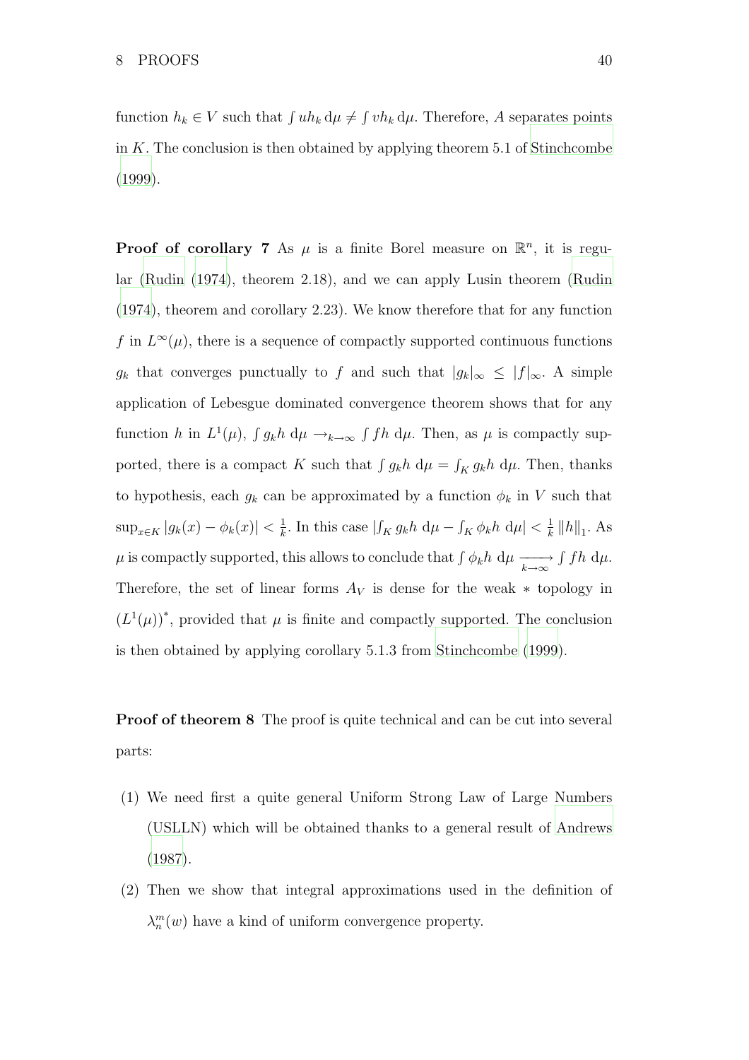function $h_k \in V$ such that $\int uh_k \, d\mu \neq \int vh_k \, d\mu$. Therefore, $A$ separates points in $K$. The conclusion is then obtained by applying theorem 5.1 of Stinchcombe (1999).

**Proof of corollary 7** As $\mu$ is a finite Borel measure on $\mathbb{R}^n$, it is regular (Rudin (1974), theorem 2.18), and we can apply Lusin theorem (Rudin (1974), theorem and corollary 2.23). We know therefore that for any function $f$ in $L^\infty(\mu)$, there is a sequence of compactly supported continuous functions $g_k$ that converges punctually to $f$ and such that $|g_k|_\infty \leq |f|_\infty$. A simple application of Lebesgue dominated convergence theorem shows that for any function $h$ in $L^1(\mu)$, $\int g_k h \, d\mu \to_{k \to \infty} \int fh \, d\mu$. Then, as $\mu$ is compactly supported, there is a compact $K$ such that $\int g_k h \, d\mu = \int_K g_k h \, d\mu$. Then, thanks to hypothesis, each $g_k$ can be approximated by a function $\phi_k$ in $V$ such that $\sup_{x \in K} |g_k(x) - \phi_k(x)| < \frac{1}{k}$. In this case $|\int_K g_k h \, d\mu - \int_K \phi_k h \, d\mu| < \frac{1}{k} \|h\|_1$. As $\mu$ is compactly supported, this allows to conclude that $\int \phi_k h \, d\mu \xrightarrow[k \to \infty]{} \int fh \, d\mu$. Therefore, the set of linear forms $A_V$ is dense for the weak $*$ topology in $(L^1(\mu))^*$, provided that $\mu$ is finite and compactly supported. The conclusion is then obtained by applying corollary 5.1.3 from Stinchcombe (1999).

**Proof of theorem 8** The proof is quite technical and can be cut into several parts:

(1) We need first a quite general Uniform Strong Law of Large Numbers (USLLN) which will be obtained thanks to a general result of Andrews (1987).

(2) Then we show that integral approximations used in the definition of $\lambda_n^m(w)$ have a kind of uniform convergence property.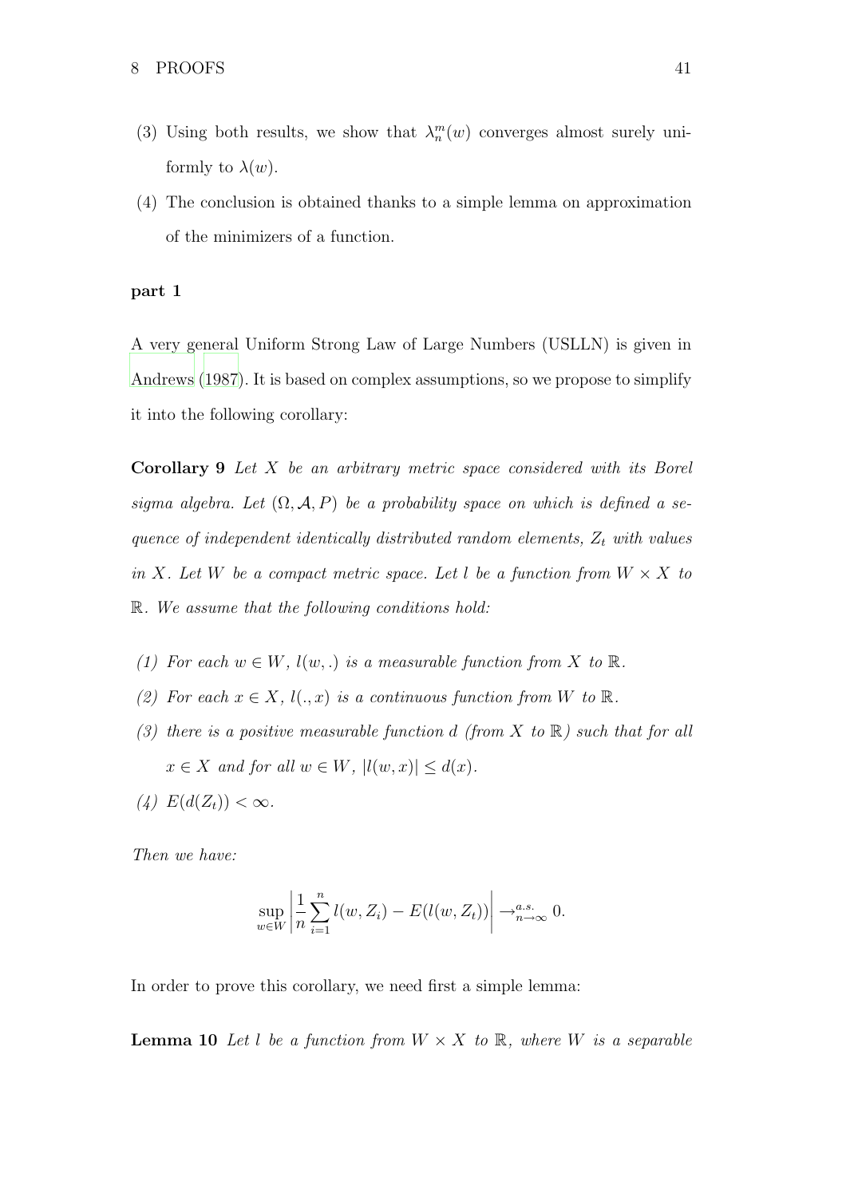(3) Using both results, we show that $\lambda_n^m(w)$ converges almost surely uniformly to $\lambda(w)$.

(4) The conclusion is obtained thanks to a simple lemma on approximation of the minimizers of a function.

**part 1**

A very general Uniform Strong Law of Large Numbers (USLLN) is given in Andrews (1987). It is based on complex assumptions, so we propose to simplify it into the following corollary:

**Corollary 9** *Let $X$ be an arbitrary metric space considered with its Borel sigma algebra. Let $(\Omega, \mathcal{A}, P)$ be a probability space on which is defined a sequence of independent identically distributed random elements, $Z_t$ with values in $X$. Let $W$ be a compact metric space. Let $l$ be a function from $W \times X$ to $\mathbb{R}$. We assume that the following conditions hold:*

*(1) For each $w \in W$, $l(w, .)$ is a measurable function from $X$ to $\mathbb{R}$.*

*(2) For each $x \in X$, $l(., x)$ is a continuous function from $W$ to $\mathbb{R}$.*

*(3) there is a positive measurable function $d$ (from $X$ to $\mathbb{R}$) such that for all $x \in X$ and for all $w \in W$, $|l(w, x)| \leq d(x)$.*

*(4) $E(d(Z_t)) < \infty$.*

*Then we have:*

$$\sup_{w \in W} \left| \frac{1}{n} \sum_{i=1}^{n} l(w, Z_i) - E(l(w, Z_t)) \right| \rightarrow_{n \to \infty}^{a.s.} 0.$$

In order to prove this corollary, we need first a simple lemma:

**Lemma 10** *Let $l$ be a function from $W \times X$ to $\mathbb{R}$, where $W$ is a separable*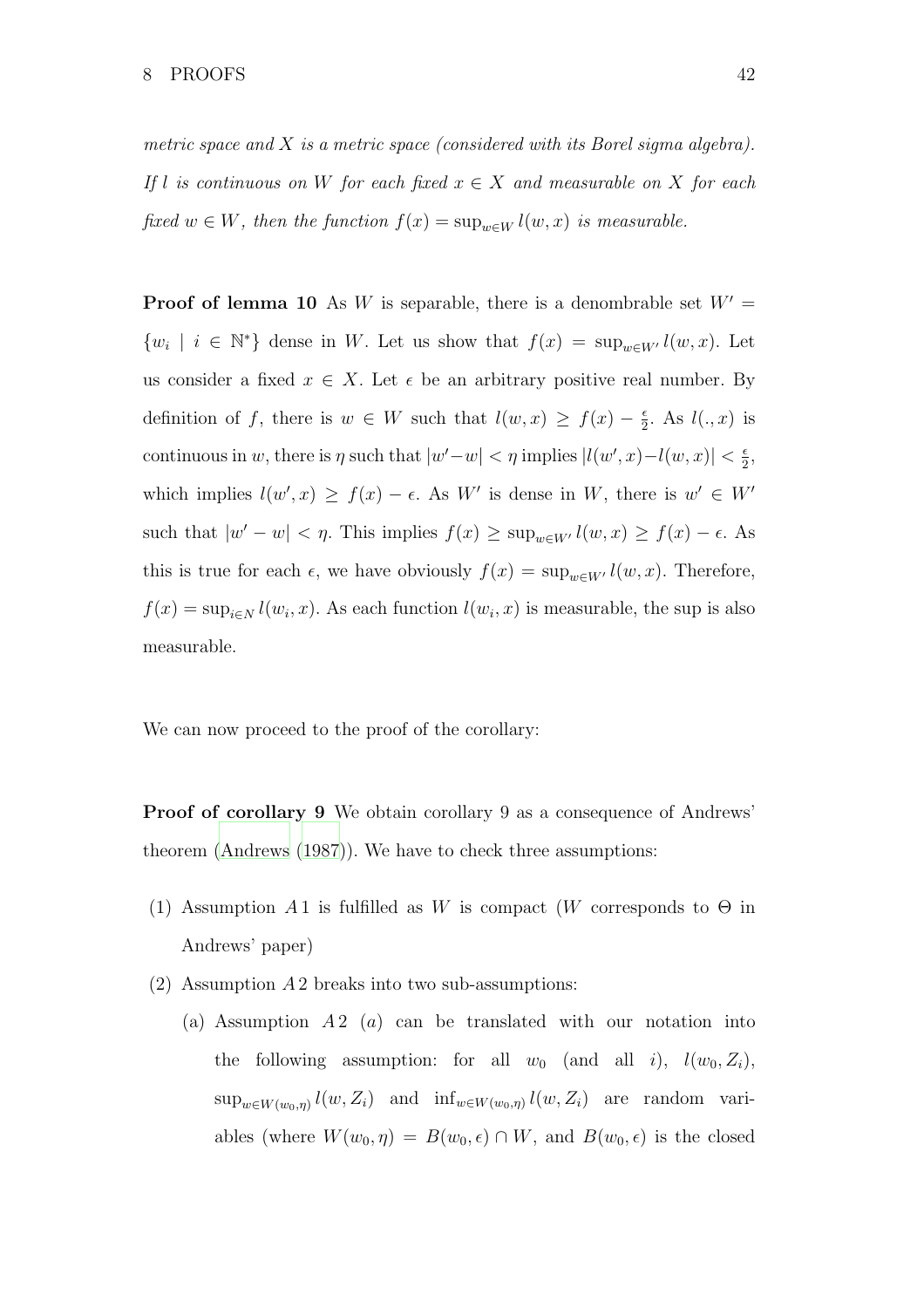*metric space and $X$ is a metric space (considered with its Borel sigma algebra). If $l$ is continuous on $W$ for each fixed $x \in X$ and measurable on $X$ for each fixed $w \in W$, then the function $f(x) = \sup_{w \in W} l(w, x)$ is measurable.*

**Proof of lemma 10** As $W$ is separable, there is a denombrable set $W' = \{w_i \mid i \in \mathbb{N}^*\}$ dense in $W$. Let us show that $f(x) = \sup_{w \in W'} l(w, x)$. Let us consider a fixed $x \in X$. Let $\epsilon$ be an arbitrary positive real number. By definition of $f$, there is $w \in W$ such that $l(w, x) \geq f(x) - \frac{\epsilon}{2}$. As $l(., x)$ is continuous in $w$, there is $\eta$ such that $|w' - w| < \eta$ implies $|l(w', x) - l(w, x)| < \frac{\epsilon}{2}$, which implies $l(w', x) \geq f(x) - \epsilon$. As $W'$ is dense in $W$, there is $w' \in W'$ such that $|w' - w| < \eta$. This implies $f(x) \geq \sup_{w \in W'} l(w, x) \geq f(x) - \epsilon$. As this is true for each $\epsilon$, we have obviously $f(x) = \sup_{w \in W'} l(w, x)$. Therefore, $f(x) = \sup_{i \in N} l(w_i, x)$. As each function $l(w_i, x)$ is measurable, the sup is also measurable.

We can now proceed to the proof of the corollary:

**Proof of corollary 9** We obtain corollary 9 as a consequence of Andrews' theorem (Andrews (1987)). We have to check three assumptions:

(1) Assumption $A1$ is fulfilled as $W$ is compact ($W$ corresponds to $\Theta$ in Andrews' paper)

(2) Assumption $A2$ breaks into two sub-assumptions:

   (a) Assumption $A2$ $(a)$ can be translated with our notation into the following assumption: for all $w_0$ (and all $i$), $l(w_0, Z_i)$, $\sup_{w \in W(w_0, \eta)} l(w, Z_i)$ and $\inf_{w \in W(w_0, \eta)} l(w, Z_i)$ are random variables (where $W(w_0, \eta) = B(w_0, \epsilon) \cap W$, and $B(w_0, \epsilon)$ is the closed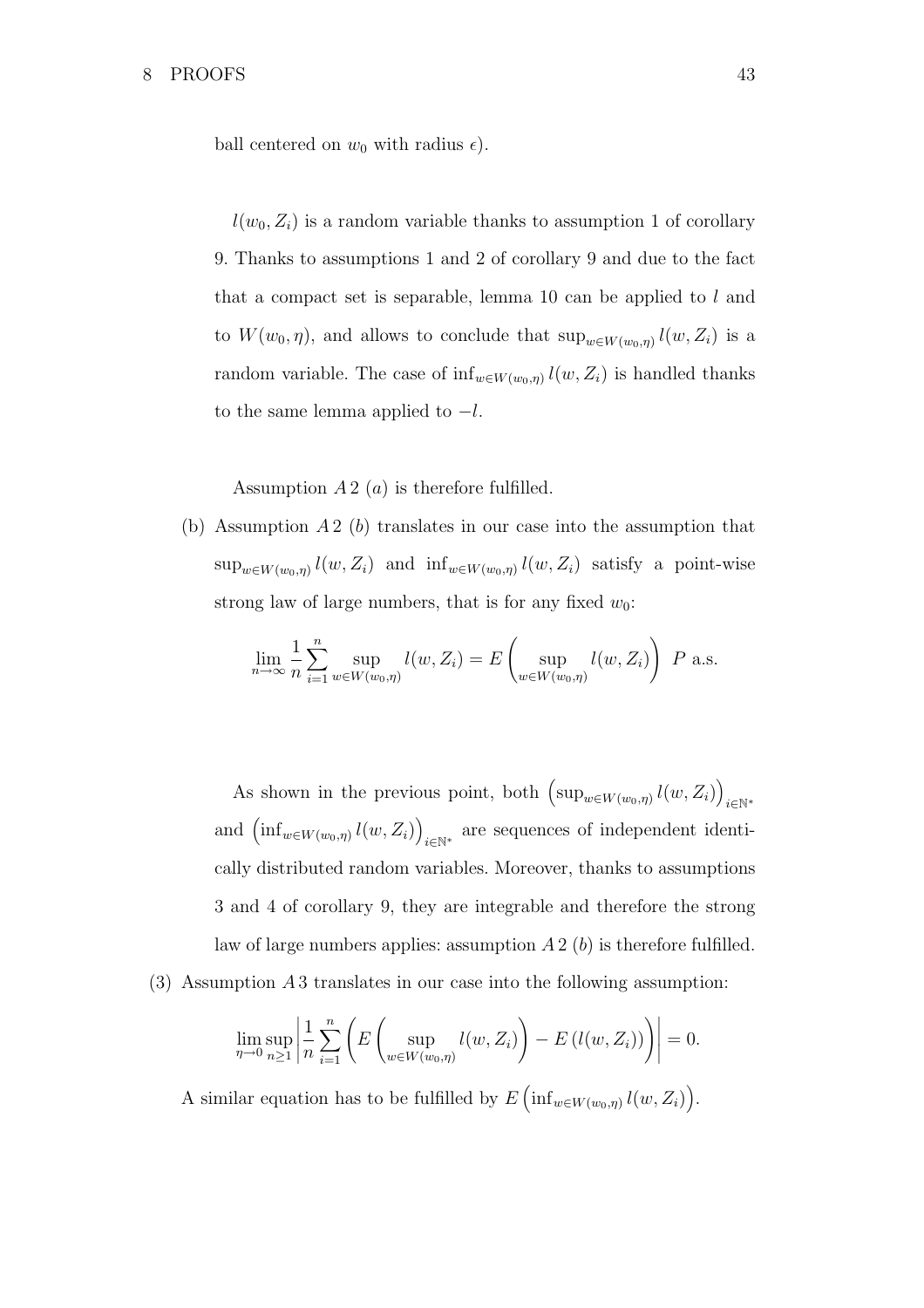ball centered on $w_0$ with radius $\epsilon$).

$l(w_0, Z_i)$ is a random variable thanks to assumption 1 of corollary 9. Thanks to assumptions 1 and 2 of corollary 9 and due to the fact that a compact set is separable, lemma 10 can be applied to $l$ and to $W(w_0, \eta)$, and allows to conclude that $\sup_{w \in W(w_0,\eta)} l(w, Z_i)$ is a random variable. The case of $\inf_{w \in W(w_0,\eta)} l(w, Z_i)$ is handled thanks to the same lemma applied to $-l$.

Assumption $A\,2$ $(a)$ is therefore fulfilled.

(b) Assumption $A\,2$ $(b)$ translates in our case into the assumption that $\sup_{w \in W(w_0,\eta)} l(w, Z_i)$ and $\inf_{w \in W(w_0,\eta)} l(w, Z_i)$ satisfy a point-wise strong law of large numbers, that is for any fixed $w_0$:

$$\lim_{n \to \infty} \frac{1}{n} \sum_{i=1}^{n} \sup_{w \in W(w_0,\eta)} l(w, Z_i) = E\left( \sup_{w \in W(w_0,\eta)} l(w, Z_i) \right) \; P \text{ a.s.}$$

As shown in the previous point, both $\left(\sup_{w \in W(w_0,\eta)} l(w, Z_i)\right)_{i \in \mathbb{N}^*}$ and $\left(\inf_{w \in W(w_0,\eta)} l(w, Z_i)\right)_{i \in \mathbb{N}^*}$ are sequences of independent identically distributed random variables. Moreover, thanks to assumptions 3 and 4 of corollary 9, they are integrable and therefore the strong law of large numbers applies: assumption $A\,2$ $(b)$ is therefore fulfilled.

(3) Assumption $A\,3$ translates in our case into the following assumption:

$$\lim_{\eta \to 0} \sup_{n \geq 1} \left| \frac{1}{n} \sum_{i=1}^{n} \left( E\left( \sup_{w \in W(w_0,\eta)} l(w, Z_i) \right) - E\left(l(w, Z_i)\right) \right) \right| = 0.$$

A similar equation has to be fulfilled by $E\left(\inf_{w \in W(w_0,\eta)} l(w, Z_i)\right)$.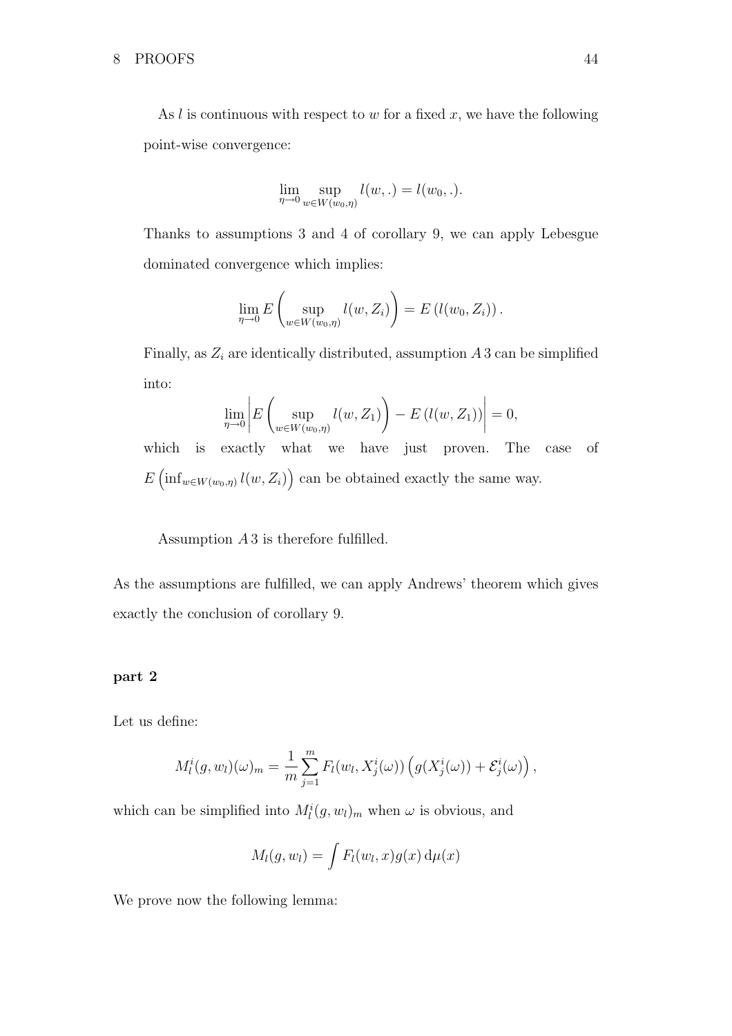As $l$ is continuous with respect to $w$ for a fixed $x$, we have the following point-wise convergence:

$$\lim_{\eta \to 0} \sup_{w \in W(w_0,\eta)} l(w,.) = l(w_0,.).$$

Thanks to assumptions 3 and 4 of corollary 9, we can apply Lebesgue dominated convergence which implies:

$$\lim_{\eta \to 0} E\left(\sup_{w \in W(w_0,\eta)} l(w, Z_i)\right) = E\left(l(w_0, Z_i)\right).$$

Finally, as $Z_i$ are identically distributed, assumption $A\,3$ can be simplified into:

$$\lim_{\eta \to 0} \left| E\left(\sup_{w \in W(w_0,\eta)} l(w, Z_1)\right) - E\left(l(w, Z_1)\right)\right| = 0,$$

which is exactly what we have just proven. The case of $E\left(\inf_{w \in W(w_0,\eta)} l(w, Z_i)\right)$ can be obtained exactly the same way.

Assumption $A\,3$ is therefore fulfilled.

As the assumptions are fulfilled, we can apply Andrews' theorem which gives exactly the conclusion of corollary 9.

**part 2**

Let us define:

$$M_l^i(g, w_l)(\omega)_m = \frac{1}{m}\sum_{j=1}^{m} F_l(w_l, X_j^i(\omega))\left(g(X_j^i(\omega)) + \mathcal{E}_j^i(\omega)\right),$$

which can be simplified into $M_l^i(g, w_l)_m$ when $\omega$ is obvious, and

$$M_l(g, w_l) = \int F_l(w_l, x) g(x)\, \mathrm{d}\mu(x)$$

We prove now the following lemma: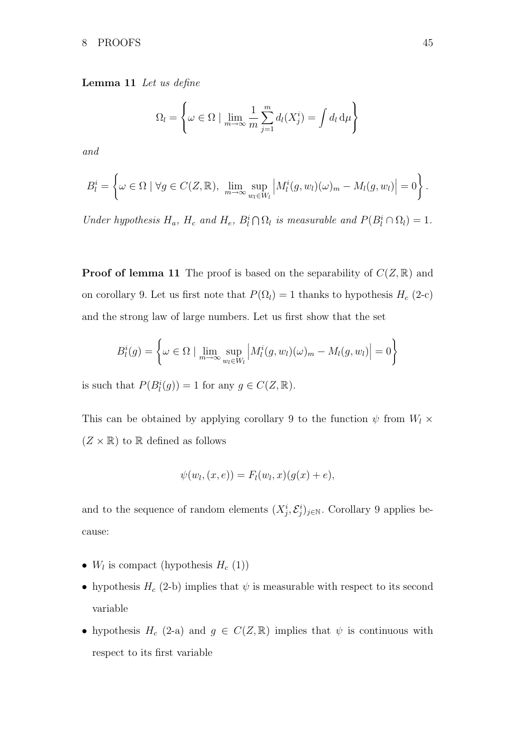**Lemma 11** *Let us define*

$$\Omega_l = \left\{ \omega \in \Omega \mid \lim_{m \to \infty} \frac{1}{m} \sum_{j=1}^{m} d_l(X_j^i) = \int d_l \, \mathrm{d}\mu \right\}$$

*and*

$$B_l^i = \left\{ \omega \in \Omega \mid \forall g \in C(Z, \mathbb{R}), \ \lim_{m \to \infty} \sup_{w_l \in W_l} \left| M_l^i(g, w_l)(\omega)_m - M_l(g, w_l) \right| = 0 \right\}.$$

*Under hypothesis $H_a$, $H_c$ and $H_e$, $B_l^i \bigcap \Omega_l$ is measurable and $P(B_l^i \cap \Omega_l) = 1$.*

**Proof of lemma 11** The proof is based on the separability of $C(Z, \mathbb{R})$ and on corollary 9. Let us first note that $P(\Omega_l) = 1$ thanks to hypothesis $H_c$ (2-c) and the strong law of large numbers. Let us first show that the set

$$B_l^i(g) = \left\{ \omega \in \Omega \mid \lim_{m \to \infty} \sup_{w_l \in W_l} \left| M_l^i(g, w_l)(\omega)_m - M_l(g, w_l) \right| = 0 \right\}$$

is such that $P(B_l^i(g)) = 1$ for any $g \in C(Z, \mathbb{R})$.

This can be obtained by applying corollary 9 to the function $\psi$ from $W_l \times (Z \times \mathbb{R})$ to $\mathbb{R}$ defined as follows

$$\psi(w_l, (x, e)) = F_l(w_l, x)(g(x) + e),$$

and to the sequence of random elements $(X_j^i, \mathcal{E}_j^i)_{j \in \mathbb{N}}$. Corollary 9 applies because:

- $W_l$ is compact (hypothesis $H_c$ (1))
- hypothesis $H_c$ (2-b) implies that $\psi$ is measurable with respect to its second variable
- hypothesis $H_c$ (2-a) and $g \in C(Z, \mathbb{R})$ implies that $\psi$ is continuous with respect to its first variable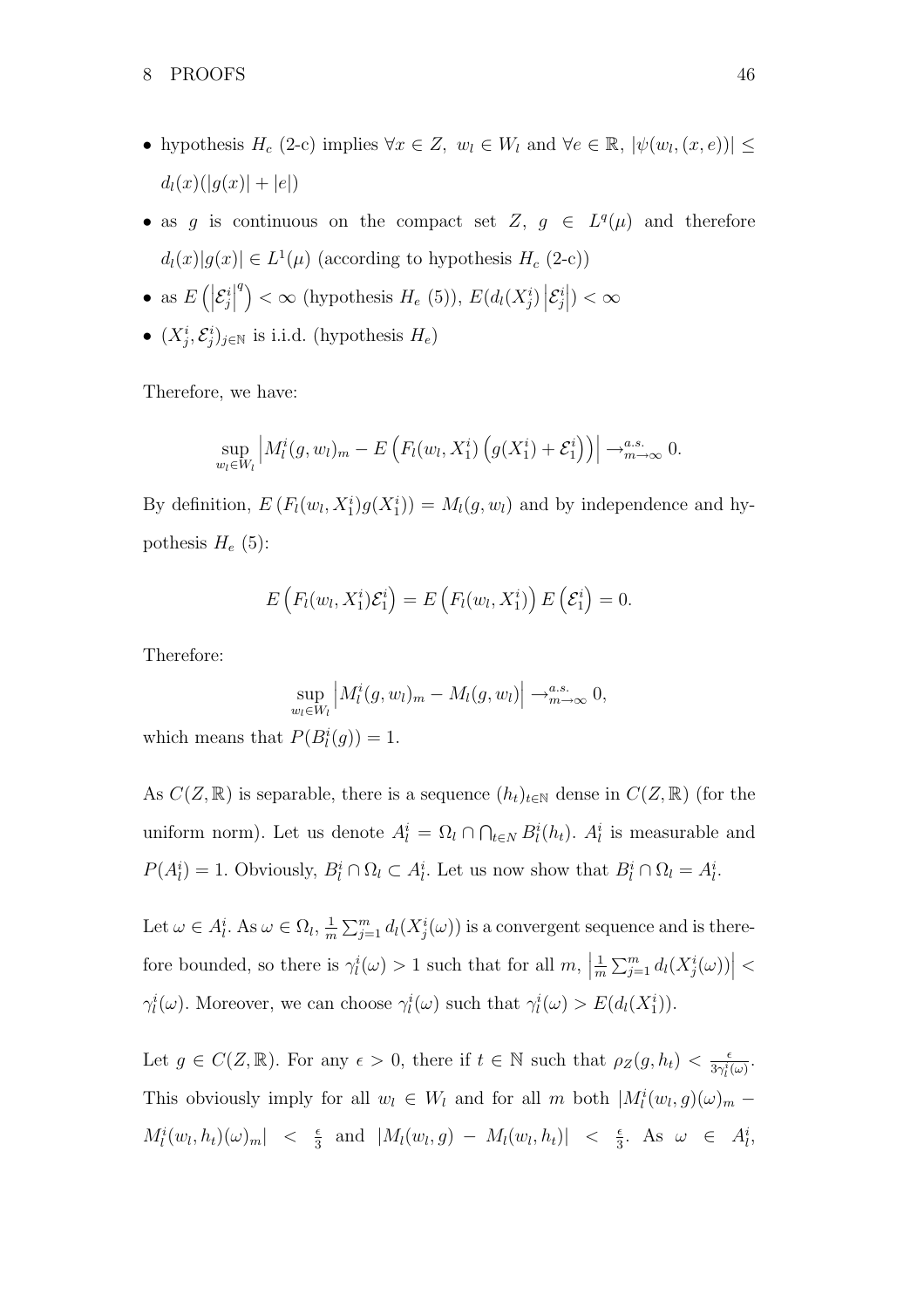- hypothesis $H_c$ (2-c) implies $\forall x \in Z$, $w_l \in W_l$ and $\forall e \in \mathbb{R}$, $|\psi(w_l,(x,e))| \leq d_l(x)(|g(x)| + |e|)$
- as $g$ is continuous on the compact set $Z$, $g \in L^q(\mu)$ and therefore $d_l(x)|g(x)| \in L^1(\mu)$ (according to hypothesis $H_c$ (2-c))
- as $E\left(\left|\mathcal{E}_j^i\right|^q\right) < \infty$ (hypothesis $H_e$ (5)), $E(d_l(X_j^i)\left|\mathcal{E}_j^i\right|) < \infty$
- $(X_j^i, \mathcal{E}_j^i)_{j\in\mathbb{N}}$ is i.i.d. (hypothesis $H_e$)

Therefore, we have:

$$\sup_{w_l\in W_l}\left|M_l^i(g,w_l)_m - E\left(F_l(w_l,X_1^i)\left(g(X_1^i)+\mathcal{E}_1^i\right)\right)\right| \rightarrow^{a.s.}_{m\rightarrow\infty} 0.$$

By definition, $E\left(F_l(w_l,X_1^i)g(X_1^i)\right) = M_l(g,w_l)$ and by independence and hypothesis $H_e$ (5):

$$E\left(F_l(w_l,X_1^i)\mathcal{E}_1^i\right) = E\left(F_l(w_l,X_1^i)\right)E\left(\mathcal{E}_1^i\right) = 0.$$

Therefore:

$$\sup_{w_l\in W_l}\left|M_l^i(g,w_l)_m - M_l(g,w_l)\right| \rightarrow^{a.s.}_{m\rightarrow\infty} 0,$$

which means that $P(B_l^i(g)) = 1$.

As $C(Z,\mathbb{R})$ is separable, there is a sequence $(h_t)_{t\in\mathbb{N}}$ dense in $C(Z,\mathbb{R})$ (for the uniform norm). Let us denote $A_l^i = \Omega_l \cap \bigcap_{t\in N} B_l^i(h_t)$. $A_l^i$ is measurable and $P(A_l^i) = 1$. Obviously, $B_l^i \cap \Omega_l \subset A_l^i$. Let us now show that $B_l^i \cap \Omega_l = A_l^i$.

Let $\omega \in A_l^i$. As $\omega \in \Omega_l$, $\frac{1}{m}\sum_{j=1}^m d_l(X_j^i(\omega))$ is a convergent sequence and is therefore bounded, so there is $\gamma_l^i(\omega) > 1$ such that for all $m$, $\left|\frac{1}{m}\sum_{j=1}^m d_l(X_j^i(\omega))\right| < \gamma_l^i(\omega)$. Moreover, we can choose $\gamma_l^i(\omega)$ such that $\gamma_l^i(\omega) > E(d_l(X_1^i))$.

Let $g \in C(Z,\mathbb{R})$. For any $\epsilon > 0$, there if $t \in \mathbb{N}$ such that $\rho_Z(g,h_t) < \frac{\epsilon}{3\gamma_l^i(\omega)}$. This obviously imply for all $w_l \in W_l$ and for all $m$ both $|M_l^i(w_l,g)(\omega)_m - M_l^i(w_l,h_t)(\omega)_m| < \frac{\epsilon}{3}$ and $|M_l(w_l,g) - M_l(w_l,h_t)| < \frac{\epsilon}{3}$. As $\omega \in A_l^i$,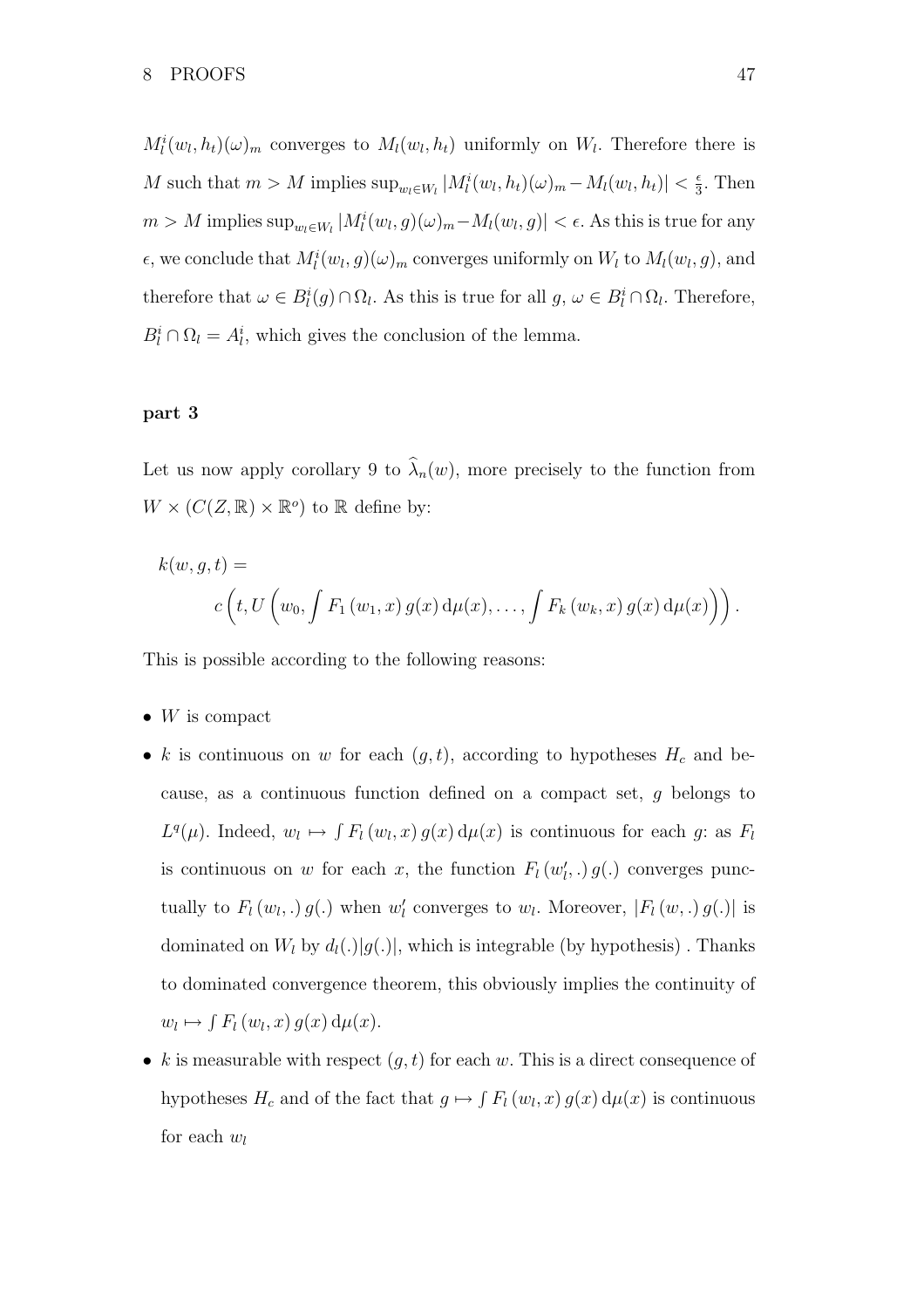$M_l^i(w_l, h_t)(\omega)_m$ converges to $M_l(w_l, h_t)$ uniformly on $W_l$. Therefore there is $M$ such that $m > M$ implies $\sup_{w_l \in W_l} |M_l^i(w_l, h_t)(\omega)_m - M_l(w_l, h_t)| < \frac{\epsilon}{3}$. Then $m > M$ implies $\sup_{w_l \in W_l} |M_l^i(w_l, g)(\omega)_m - M_l(w_l, g)| < \epsilon$. As this is true for any $\epsilon$, we conclude that $M_l^i(w_l, g)(\omega)_m$ converges uniformly on $W_l$ to $M_l(w_l, g)$, and therefore that $\omega \in B_l^i(g) \cap \Omega_l$. As this is true for all $g$, $\omega \in B_l^i \cap \Omega_l$. Therefore, $B_l^i \cap \Omega_l = A_l^i$, which gives the conclusion of the lemma.

**part 3**

Let us now apply corollary 9 to $\widehat{\lambda}_n(w)$, more precisely to the function from $W \times (C(Z, \mathbb{R}) \times \mathbb{R}^o)$ to $\mathbb{R}$ define by:

$$k(w, g, t) = c\left(t, U\left(w_0, \int F_1(w_1, x)\, g(x)\, \mathrm{d}\mu(x), \ldots, \int F_k(w_k, x)\, g(x)\, \mathrm{d}\mu(x)\right)\right).$$

This is possible according to the following reasons:

- $W$ is compact
- $k$ is continuous on $w$ for each $(g, t)$, according to hypotheses $H_c$ and because, as a continuous function defined on a compact set, $g$ belongs to $L^q(\mu)$. Indeed, $w_l \mapsto \int F_l(w_l, x)\, g(x)\, \mathrm{d}\mu(x)$ is continuous for each $g$: as $F_l$ is continuous on $w$ for each $x$, the function $F_l(w_l', .)\, g(.)$ converges punctually to $F_l(w_l, .)\, g(.)$ when $w_l'$ converges to $w_l$. Moreover, $|F_l(w, .)\, g(.)|$ is dominated on $W_l$ by $d_l(.)|g(.)|$, which is integrable (by hypothesis) . Thanks to dominated convergence theorem, this obviously implies the continuity of $w_l \mapsto \int F_l(w_l, x)\, g(x)\, \mathrm{d}\mu(x)$.
- $k$ is measurable with respect $(g, t)$ for each $w$. This is a direct consequence of hypotheses $H_c$ and of the fact that $g \mapsto \int F_l(w_l, x)\, g(x)\, \mathrm{d}\mu(x)$ is continuous for each $w_l$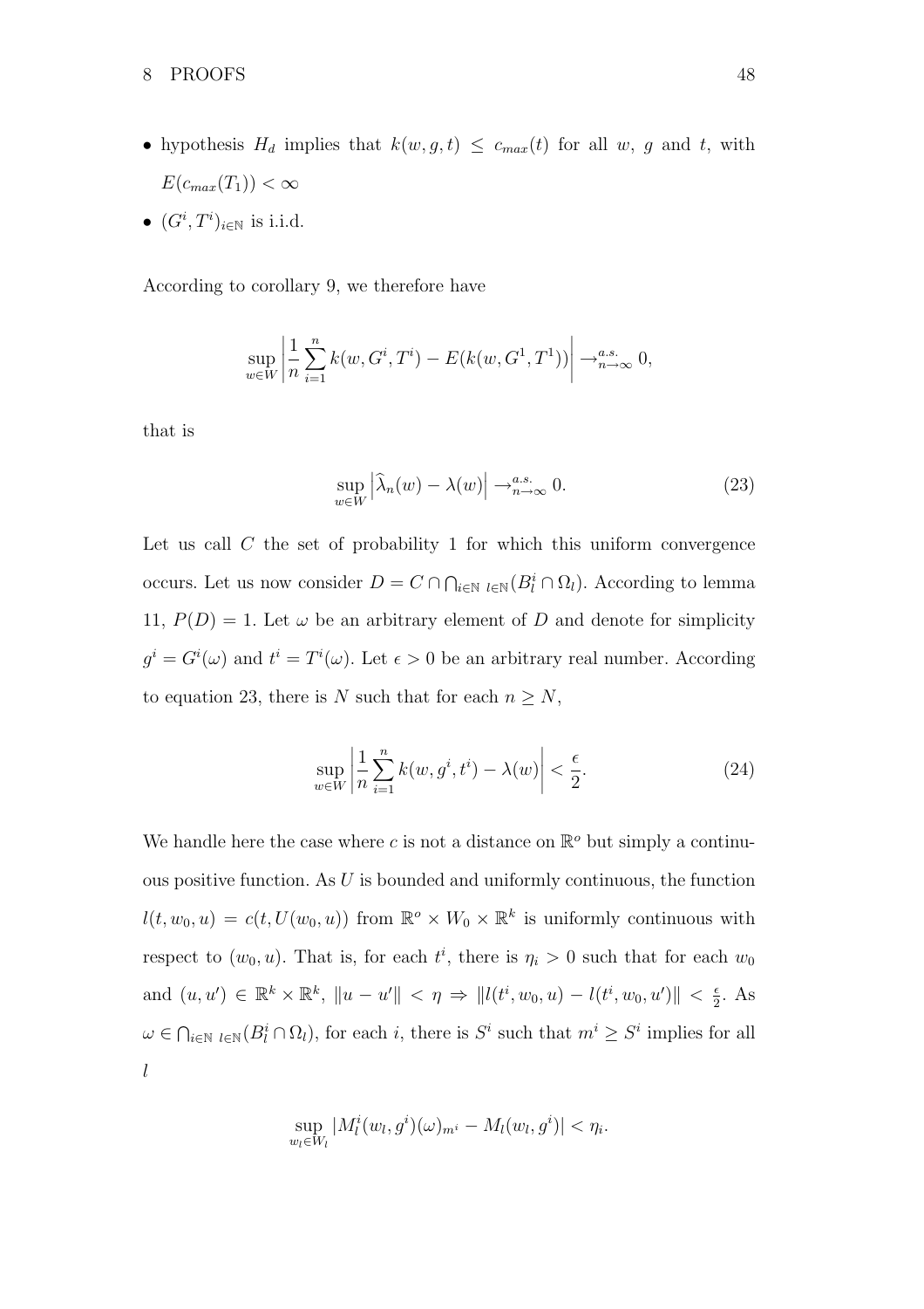- hypothesis $H_d$ implies that $k(w, g, t) \leq c_{max}(t)$ for all $w$, $g$ and $t$, with $E(c_{max}(T_1)) < \infty$
- $(G^i, T^i)_{i \in \mathbb{N}}$ is i.i.d.

According to corollary 9, we therefore have

$$\sup_{w \in W} \left| \frac{1}{n} \sum_{i=1}^{n} k(w, G^i, T^i) - E(k(w, G^1, T^1)) \right| \rightarrow^{a.s.}_{n \rightarrow \infty} 0,$$

that is

$$\sup_{w \in W} \left| \widehat{\lambda}_n(w) - \lambda(w) \right| \rightarrow^{a.s.}_{n \rightarrow \infty} 0. \tag{23}$$

Let us call $C$ the set of probability 1 for which this uniform convergence occurs. Let us now consider $D = C \cap \bigcap_{i \in \mathbb{N}\ l \in \mathbb{N}} (B^i_l \cap \Omega_l)$. According to lemma 11, $P(D) = 1$. Let $\omega$ be an arbitrary element of $D$ and denote for simplicity $g^i = G^i(\omega)$ and $t^i = T^i(\omega)$. Let $\epsilon > 0$ be an arbitrary real number. According to equation 23, there is $N$ such that for each $n \geq N$,

$$\sup_{w \in W} \left| \frac{1}{n} \sum_{i=1}^{n} k(w, g^i, t^i) - \lambda(w) \right| < \frac{\epsilon}{2}. \tag{24}$$

We handle here the case where $c$ is not a distance on $\mathbb{R}^o$ but simply a continuous positive function. As $U$ is bounded and uniformly continuous, the function $l(t, w_0, u) = c(t, U(w_0, u))$ from $\mathbb{R}^o \times W_0 \times \mathbb{R}^k$ is uniformly continuous with respect to $(w_0, u)$. That is, for each $t^i$, there is $\eta_i > 0$ such that for each $w_0$ and $(u, u') \in \mathbb{R}^k \times \mathbb{R}^k$, $\|u - u'\| < \eta \Rightarrow \|l(t^i, w_0, u) - l(t^i, w_0, u')\| < \frac{\epsilon}{2}$. As $\omega \in \bigcap_{i \in \mathbb{N}\ l \in \mathbb{N}} (B^i_l \cap \Omega_l)$, for each $i$, there is $S^i$ such that $m^i \geq S^i$ implies for all $l$

$$\sup_{w_l \in W_l} |M^i_l(w_l, g^i)(\omega)_{m^i} - M_l(w_l, g^i)| < \eta_i.$$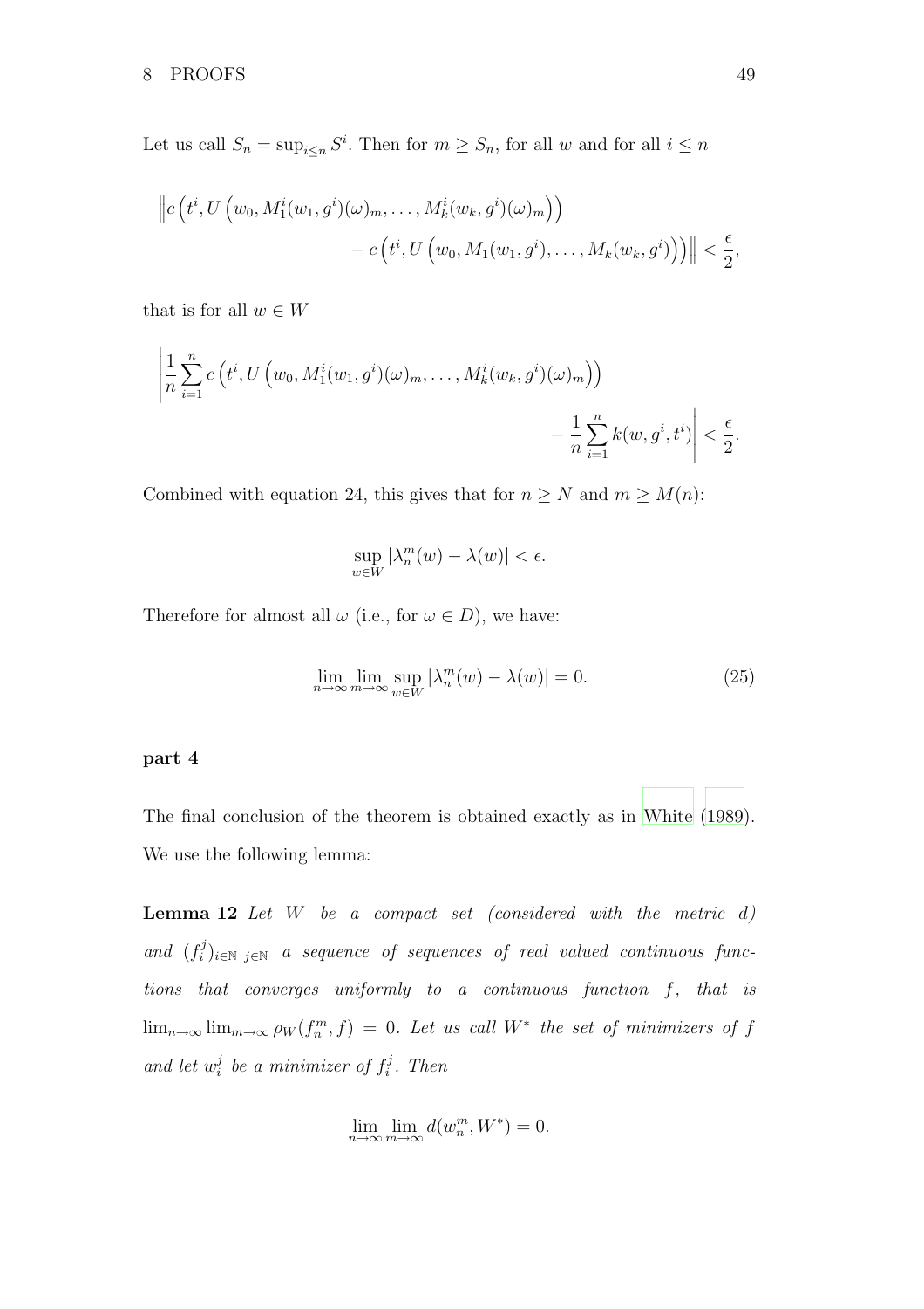Let us call $S_n = \sup_{i \leq n} S^i$. Then for $m \geq S_n$, for all $w$ and for all $i \leq n$

$$\Big\| c\left(t^i, U\left(w_0, M_1^i(w_1, g^i)(\omega)_m, \dots, M_k^i(w_k, g^i)(\omega)_m\right)\right) - c\left(t^i, U\left(w_0, M_1(w_1, g^i), \dots, M_k(w_k, g^i)\right)\right)\Big\| < \frac{\epsilon}{2},$$

that is for all $w \in W$

$$\left| \frac{1}{n} \sum_{i=1}^{n} c\left(t^i, U\left(w_0, M_1^i(w_1, g^i)(\omega)_m, \dots, M_k^i(w_k, g^i)(\omega)_m\right)\right) - \frac{1}{n} \sum_{i=1}^{n} k(w, g^i, t^i) \right| < \frac{\epsilon}{2}.$$

Combined with equation 24, this gives that for $n \geq N$ and $m \geq M(n)$:

$$\sup_{w \in W} |\lambda_n^m(w) - \lambda(w)| < \epsilon.$$

Therefore for almost all $\omega$ (i.e., for $\omega \in D$), we have:

$$\lim_{n \to \infty} \lim_{m \to \infty} \sup_{w \in W} |\lambda_n^m(w) - \lambda(w)| = 0. \tag{25}$$

**part 4**

The final conclusion of the theorem is obtained exactly as in White (1989). We use the following lemma:

**Lemma 12** *Let $W$ be a compact set (considered with the metric $d$) and $(f_i^j)_{i \in \mathbb{N}\ j \in \mathbb{N}}$ a sequence of sequences of real valued continuous functions that converges uniformly to a continuous function $f$, that is $\lim_{n \to \infty} \lim_{m \to \infty} \rho_W(f_n^m, f) = 0$. Let us call $W^*$ the set of minimizers of $f$ and let $w_i^j$ be a minimizer of $f_i^j$. Then*

$$\lim_{n \to \infty} \lim_{m \to \infty} d(w_n^m, W^*) = 0.$$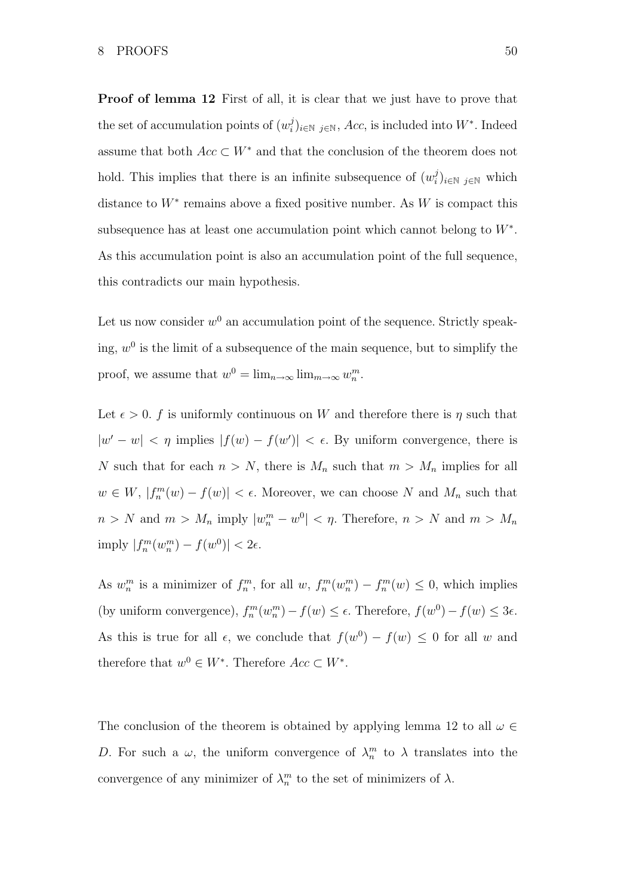**Proof of lemma 12** First of all, it is clear that we just have to prove that the set of accumulation points of $(w_i^j)_{i\in\mathbb{N}\ j\in\mathbb{N}}$, $Acc$, is included into $W^*$. Indeed assume that both $Acc \subset W^*$ and that the conclusion of the theorem does not hold. This implies that there is an infinite subsequence of $(w_i^j)_{i\in\mathbb{N}\ j\in\mathbb{N}}$ which distance to $W^*$ remains above a fixed positive number. As $W$ is compact this subsequence has at least one accumulation point which cannot belong to $W^*$. As this accumulation point is also an accumulation point of the full sequence, this contradicts our main hypothesis.

Let us now consider $w^0$ an accumulation point of the sequence. Strictly speaking, $w^0$ is the limit of a subsequence of the main sequence, but to simplify the proof, we assume that $w^0 = \lim_{n\to\infty} \lim_{m\to\infty} w_n^m$.

Let $\epsilon > 0$. $f$ is uniformly continuous on $W$ and therefore there is $\eta$ such that $|w' - w| < \eta$ implies $|f(w) - f(w')| < \epsilon$. By uniform convergence, there is $N$ such that for each $n > N$, there is $M_n$ such that $m > M_n$ implies for all $w \in W$, $|f_n^m(w) - f(w)| < \epsilon$. Moreover, we can choose $N$ and $M_n$ such that $n > N$ and $m > M_n$ imply $|w_n^m - w^0| < \eta$. Therefore, $n > N$ and $m > M_n$ imply $|f_n^m(w_n^m) - f(w^0)| < 2\epsilon$.

As $w_n^m$ is a minimizer of $f_n^m$, for all $w$, $f_n^m(w_n^m) - f_n^m(w) \leq 0$, which implies (by uniform convergence), $f_n^m(w_n^m) - f(w) \leq \epsilon$. Therefore, $f(w^0) - f(w) \leq 3\epsilon$. As this is true for all $\epsilon$, we conclude that $f(w^0) - f(w) \leq 0$ for all $w$ and therefore that $w^0 \in W^*$. Therefore $Acc \subset W^*$.

The conclusion of the theorem is obtained by applying lemma 12 to all $\omega \in D$. For such a $\omega$, the uniform convergence of $\lambda_n^m$ to $\lambda$ translates into the convergence of any minimizer of $\lambda_n^m$ to the set of minimizers of $\lambda$.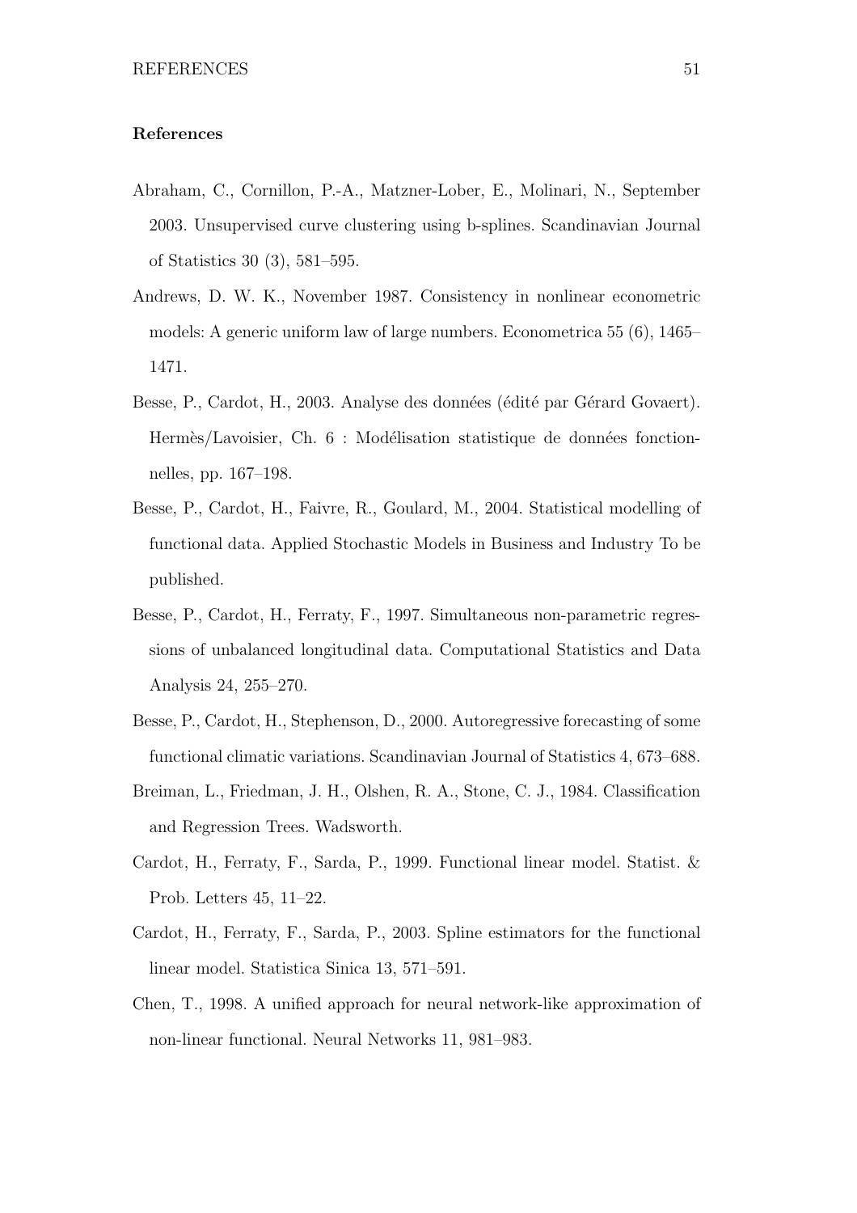## References

Abraham, C., Cornillon, P.-A., Matzner-Lober, E., Molinari, N., September 2003. Unsupervised curve clustering using b-splines. Scandinavian Journal of Statistics 30 (3), 581–595.

Andrews, D. W. K., November 1987. Consistency in nonlinear econometric models: A generic uniform law of large numbers. Econometrica 55 (6), 1465–1471.

Besse, P., Cardot, H., 2003. Analyse des données (édité par Gérard Govaert). Hermès/Lavoisier, Ch. 6 : Modélisation statistique de données fonctionnelles, pp. 167–198.

Besse, P., Cardot, H., Faivre, R., Goulard, M., 2004. Statistical modelling of functional data. Applied Stochastic Models in Business and Industry To be published.

Besse, P., Cardot, H., Ferraty, F., 1997. Simultaneous non-parametric regressions of unbalanced longitudinal data. Computational Statistics and Data Analysis 24, 255–270.

Besse, P., Cardot, H., Stephenson, D., 2000. Autoregressive forecasting of some functional climatic variations. Scandinavian Journal of Statistics 4, 673–688.

Breiman, L., Friedman, J. H., Olshen, R. A., Stone, C. J., 1984. Classification and Regression Trees. Wadsworth.

Cardot, H., Ferraty, F., Sarda, P., 1999. Functional linear model. Statist. & Prob. Letters 45, 11–22.

Cardot, H., Ferraty, F., Sarda, P., 2003. Spline estimators for the functional linear model. Statistica Sinica 13, 571–591.

Chen, T., 1998. A unified approach for neural network-like approximation of non-linear functional. Neural Networks 11, 981–983.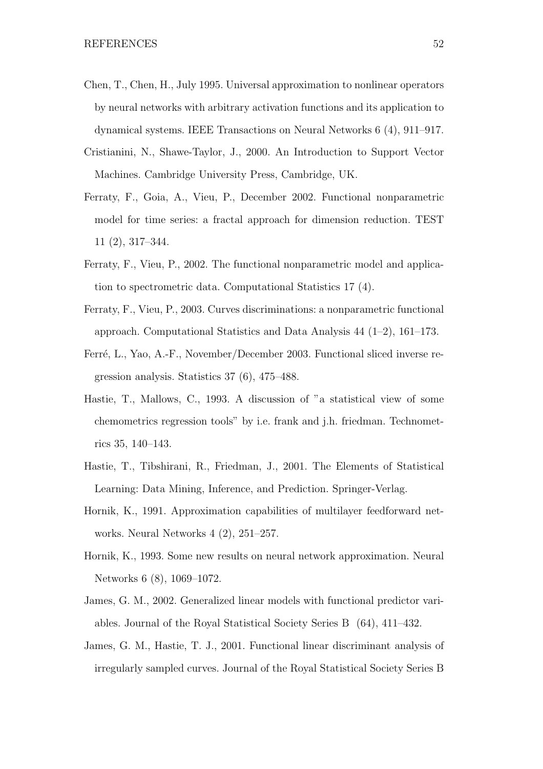Chen, T., Chen, H., July 1995. Universal approximation to nonlinear operators by neural networks with arbitrary activation functions and its application to dynamical systems. IEEE Transactions on Neural Networks 6 (4), 911–917.

Cristianini, N., Shawe-Taylor, J., 2000. An Introduction to Support Vector Machines. Cambridge University Press, Cambridge, UK.

Ferraty, F., Goia, A., Vieu, P., December 2002. Functional nonparametric model for time series: a fractal approach for dimension reduction. TEST 11 (2), 317–344.

Ferraty, F., Vieu, P., 2002. The functional nonparametric model and application to spectrometric data. Computational Statistics 17 (4).

Ferraty, F., Vieu, P., 2003. Curves discriminations: a nonparametric functional approach. Computational Statistics and Data Analysis 44 (1–2), 161–173.

Ferré, L., Yao, A.-F., November/December 2003. Functional sliced inverse regression analysis. Statistics 37 (6), 475–488.

Hastie, T., Mallows, C., 1993. A discussion of "a statistical view of some chemometrics regression tools" by i.e. frank and j.h. friedman. Technometrics 35, 140–143.

Hastie, T., Tibshirani, R., Friedman, J., 2001. The Elements of Statistical Learning: Data Mining, Inference, and Prediction. Springer-Verlag.

Hornik, K., 1991. Approximation capabilities of multilayer feedforward networks. Neural Networks 4 (2), 251–257.

Hornik, K., 1993. Some new results on neural network approximation. Neural Networks 6 (8), 1069–1072.

James, G. M., 2002. Generalized linear models with functional predictor variables. Journal of the Royal Statistical Society Series B (64), 411–432.

James, G. M., Hastie, T. J., 2001. Functional linear discriminant analysis of irregularly sampled curves. Journal of the Royal Statistical Society Series B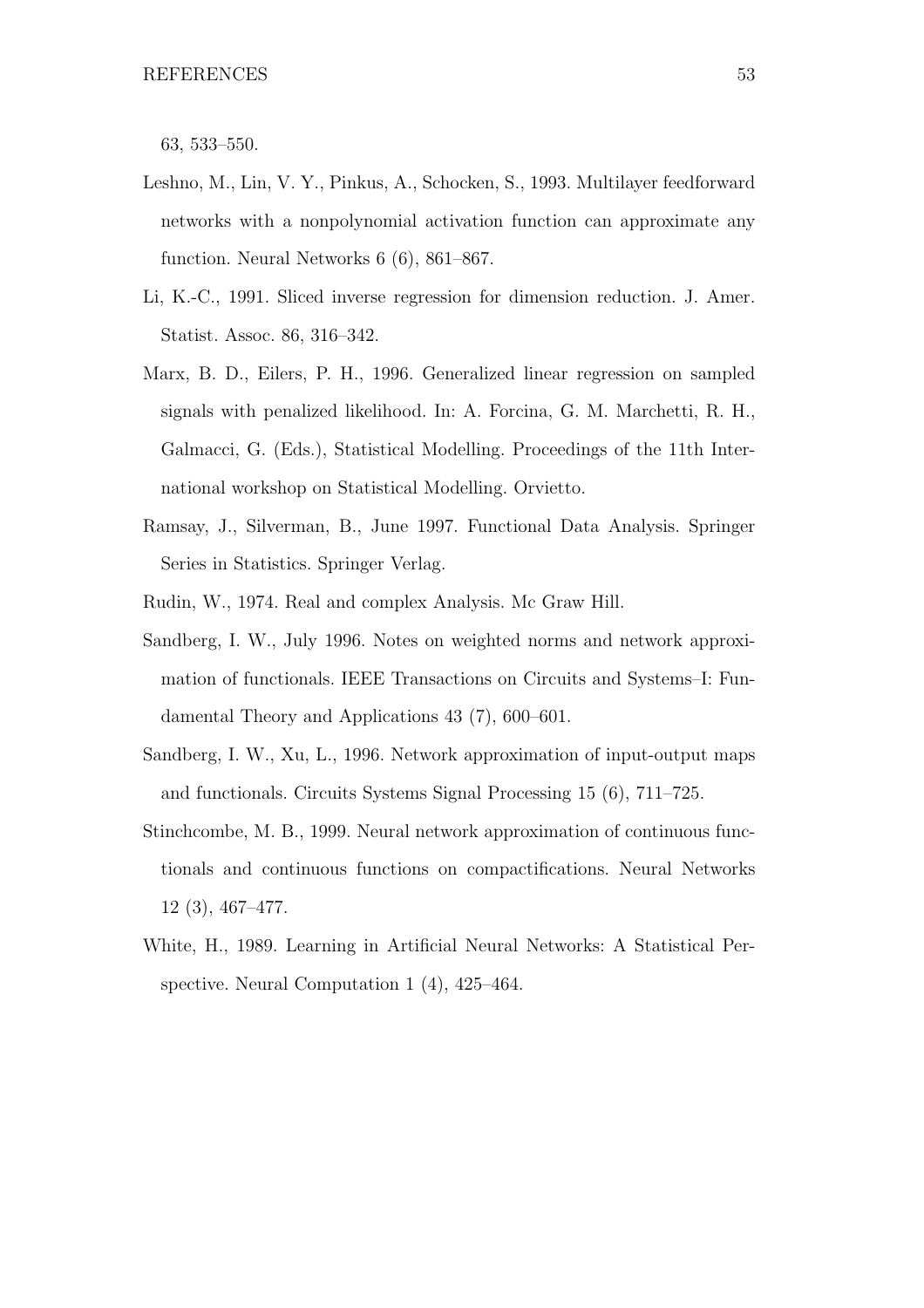63, 533–550.

Leshno, M., Lin, V. Y., Pinkus, A., Schocken, S., 1993. Multilayer feedforward networks with a nonpolynomial activation function can approximate any function. Neural Networks 6 (6), 861–867.

Li, K.-C., 1991. Sliced inverse regression for dimension reduction. J. Amer. Statist. Assoc. 86, 316–342.

Marx, B. D., Eilers, P. H., 1996. Generalized linear regression on sampled signals with penalized likelihood. In: A. Forcina, G. M. Marchetti, R. H., Galmacci, G. (Eds.), Statistical Modelling. Proceedings of the 11th International workshop on Statistical Modelling. Orvietto.

Ramsay, J., Silverman, B., June 1997. Functional Data Analysis. Springer Series in Statistics. Springer Verlag.

Rudin, W., 1974. Real and complex Analysis. Mc Graw Hill.

Sandberg, I. W., July 1996. Notes on weighted norms and network approximation of functionals. IEEE Transactions on Circuits and Systems–I: Fundamental Theory and Applications 43 (7), 600–601.

Sandberg, I. W., Xu, L., 1996. Network approximation of input-output maps and functionals. Circuits Systems Signal Processing 15 (6), 711–725.

Stinchcombe, M. B., 1999. Neural network approximation of continuous functionals and continuous functions on compactifications. Neural Networks 12 (3), 467–477.

White, H., 1989. Learning in Artificial Neural Networks: A Statistical Perspective. Neural Computation 1 (4), 425–464.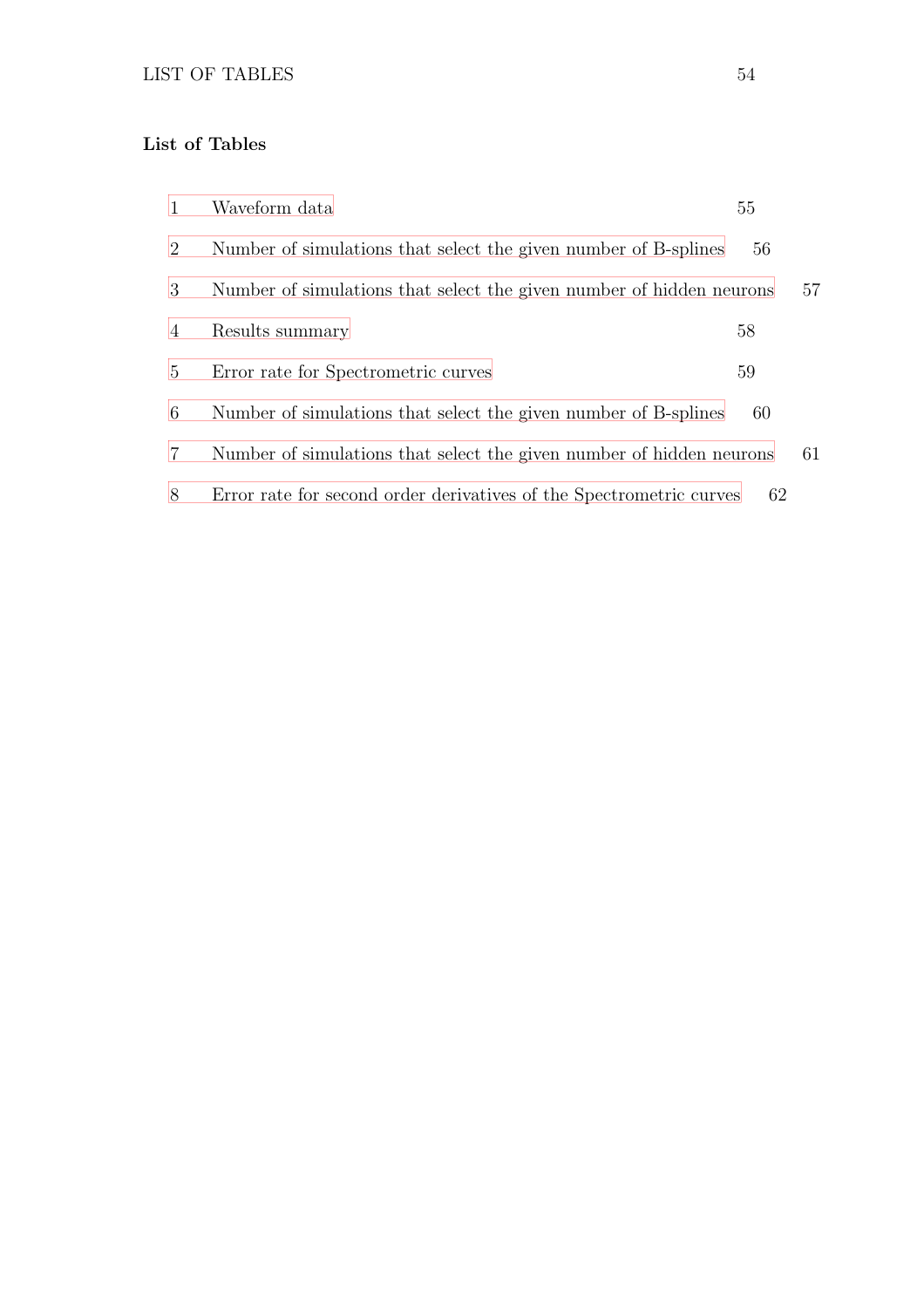## List of Tables

1 Waveform data 55

2 Number of simulations that select the given number of B-splines 56

3 Number of simulations that select the given number of hidden neurons 57

4 Results summary 58

5 Error rate for Spectrometric curves 59

6 Number of simulations that select the given number of B-splines 60

7 Number of simulations that select the given number of hidden neurons 61

8 Error rate for second order derivatives of the Spectrometric curves 62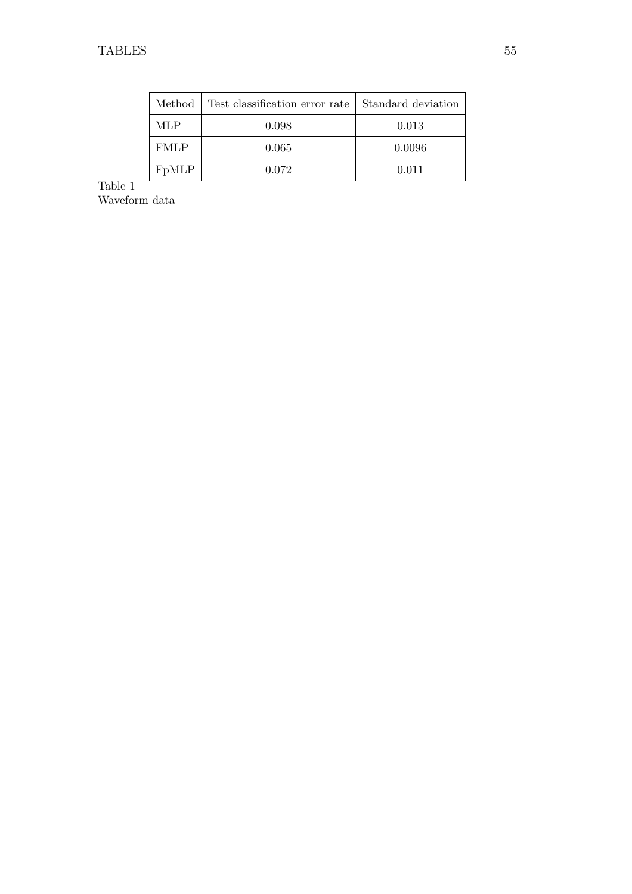| Method | Test classification error rate | Standard deviation |
|---|---|---|
| MLP | 0.098 | 0.013 |
| FMLP | 0.065 | 0.0096 |
| FpMLP | 0.072 | 0.011 |

Table 1
Waveform data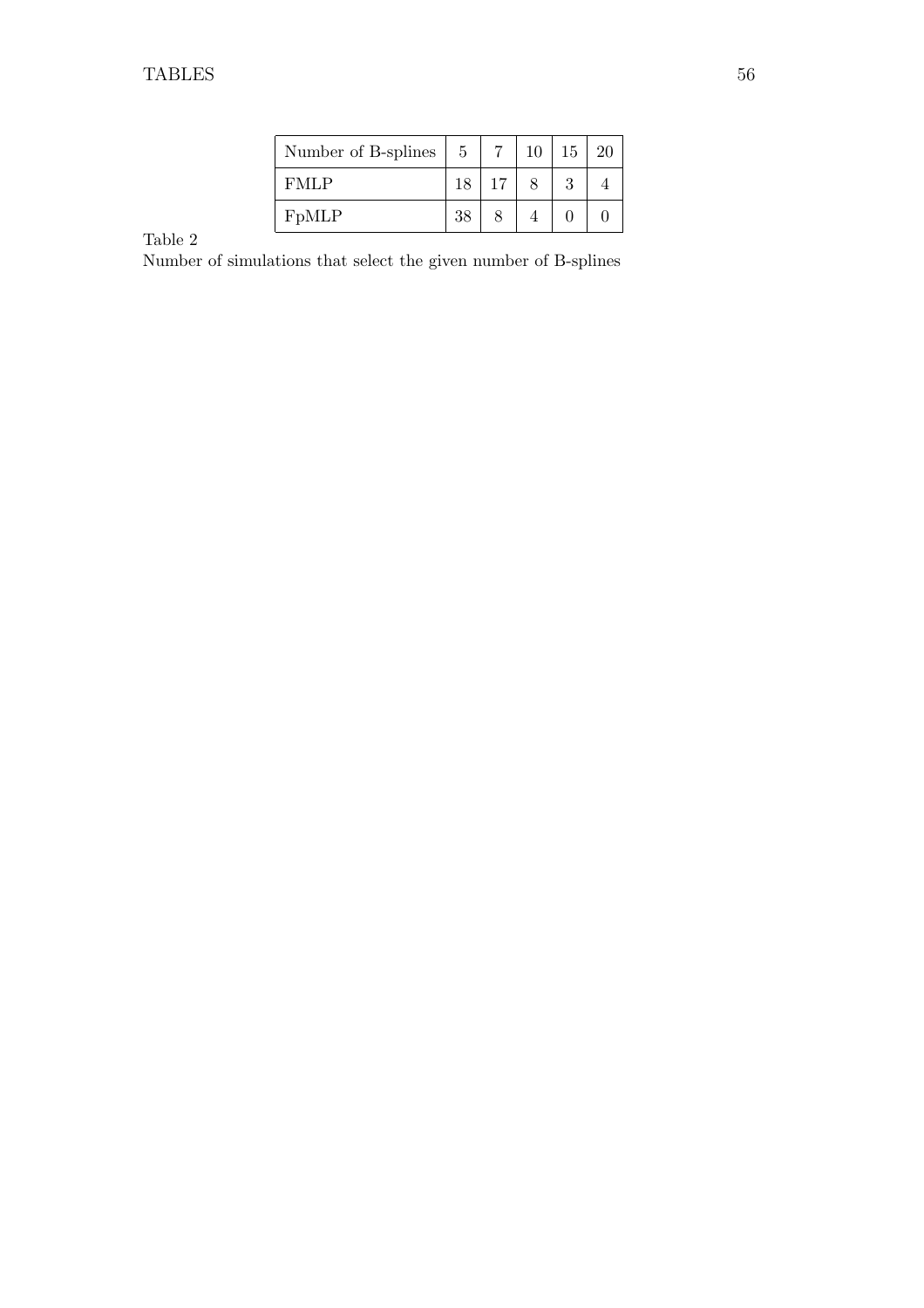| Number of B-splines | 5 | 7 | 10 | 15 | 20 |
|---|---|---|---|---|---|
| FMLP | 18 | 17 | 8 | 3 | 4 |
| FpMLP | 38 | 8 | 4 | 0 | 0 |

Table 2
Number of simulations that select the given number of B-splines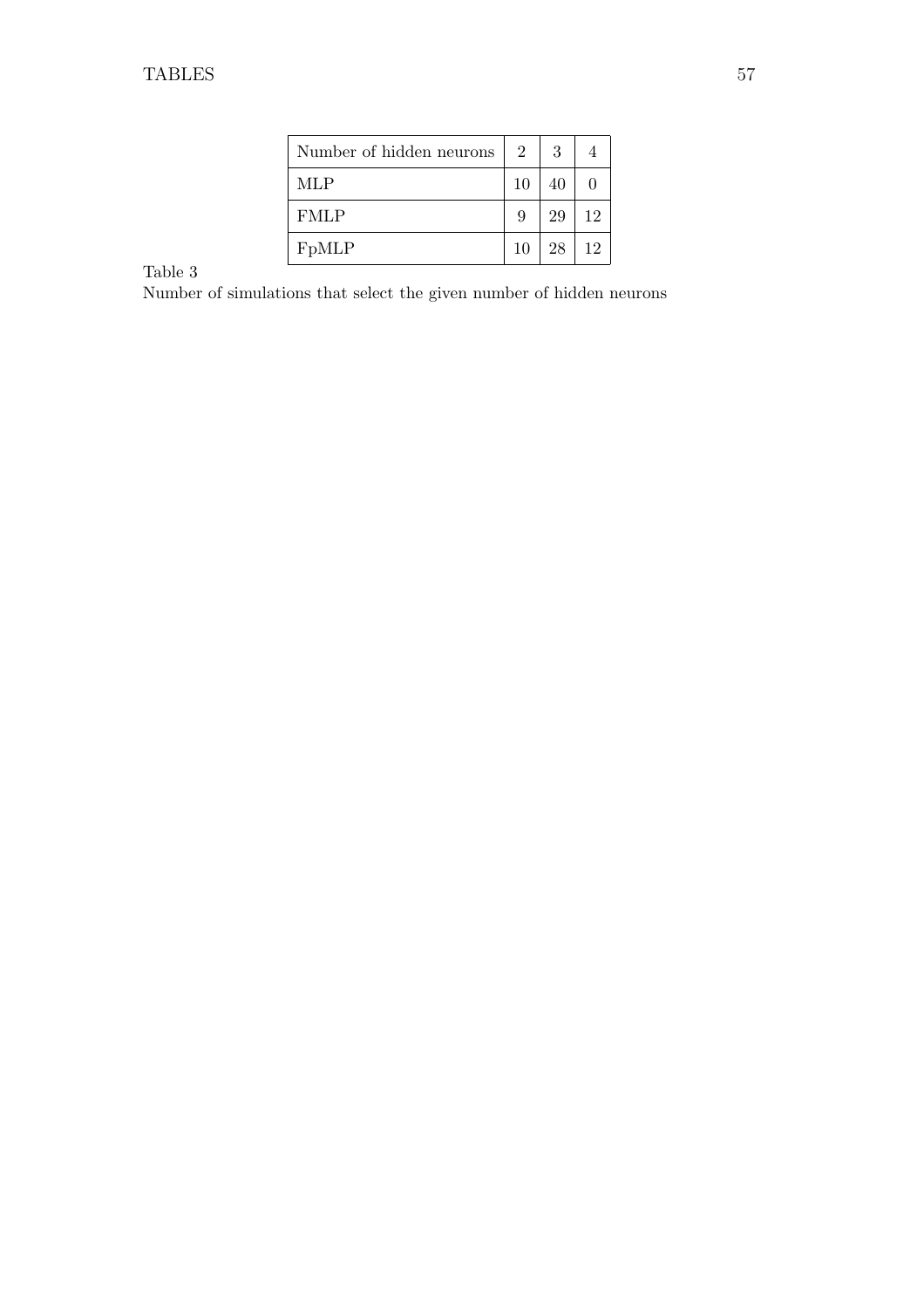| Number of hidden neurons | 2 | 3 | 4 |
|---|---|---|---|
| MLP | 10 | 40 | 0 |
| FMLP | 9 | 29 | 12 |
| FpMLP | 10 | 28 | 12 |

Table 3
Number of simulations that select the given number of hidden neurons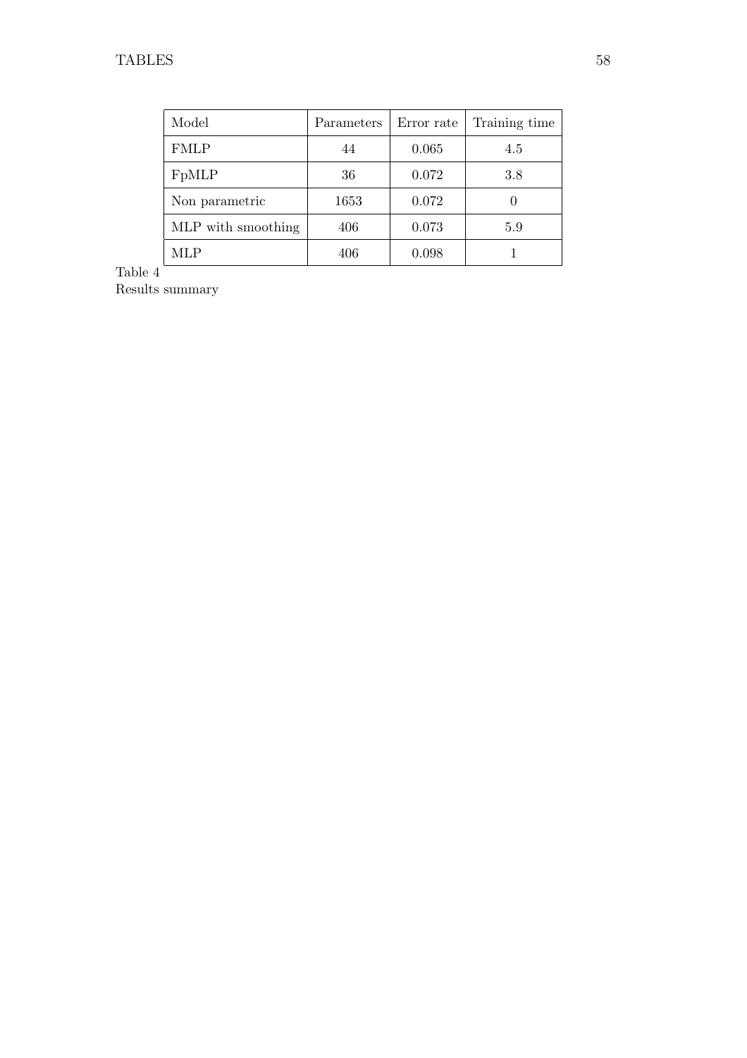| Model | Parameters | Error rate | Training time |
|---|---|---|---|
| FMLP | 44 | 0.065 | 4.5 |
| FpMLP | 36 | 0.072 | 3.8 |
| Non parametric | 1653 | 0.072 | 0 |
| MLP with smoothing | 406 | 0.073 | 5.9 |
| MLP | 406 | 0.098 | 1 |

Table 4
Results summary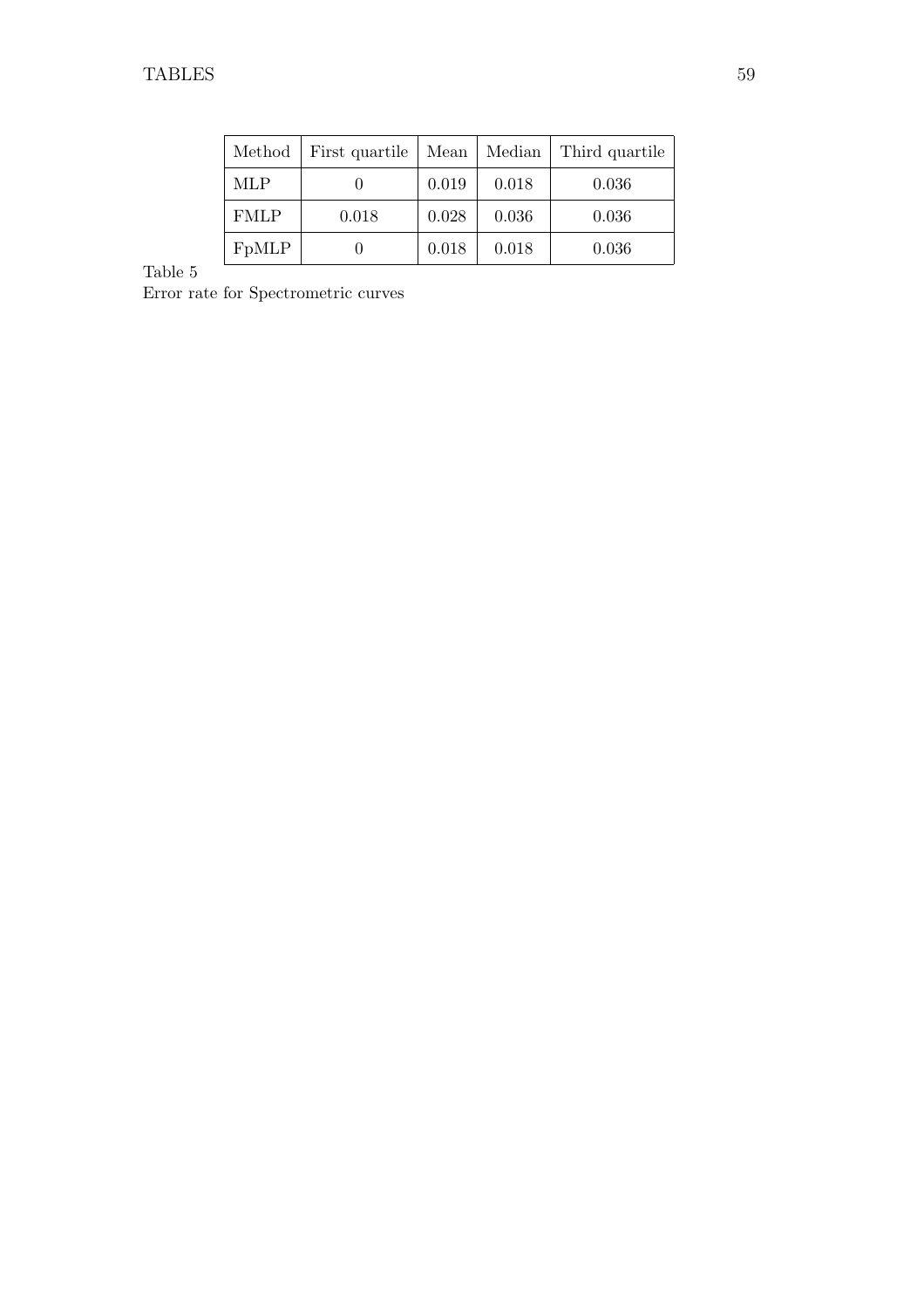| Method | First quartile | Mean | Median | Third quartile |
|---|---|---|---|---|
| MLP | 0 | 0.019 | 0.018 | 0.036 |
| FMLP | 0.018 | 0.028 | 0.036 | 0.036 |
| FpMLP | 0 | 0.018 | 0.018 | 0.036 |

Table 5
Error rate for Spectrometric curves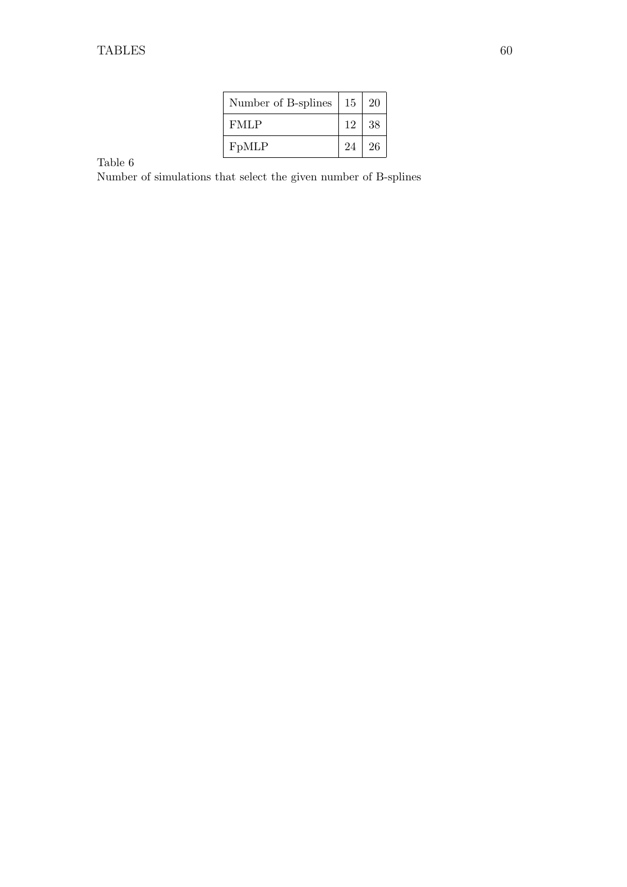| Number of B-splines | 15 | 20 |
|---|---|---|
| FMLP | 12 | 38 |
| FpMLP | 24 | 26 |

Table 6
Number of simulations that select the given number of B-splines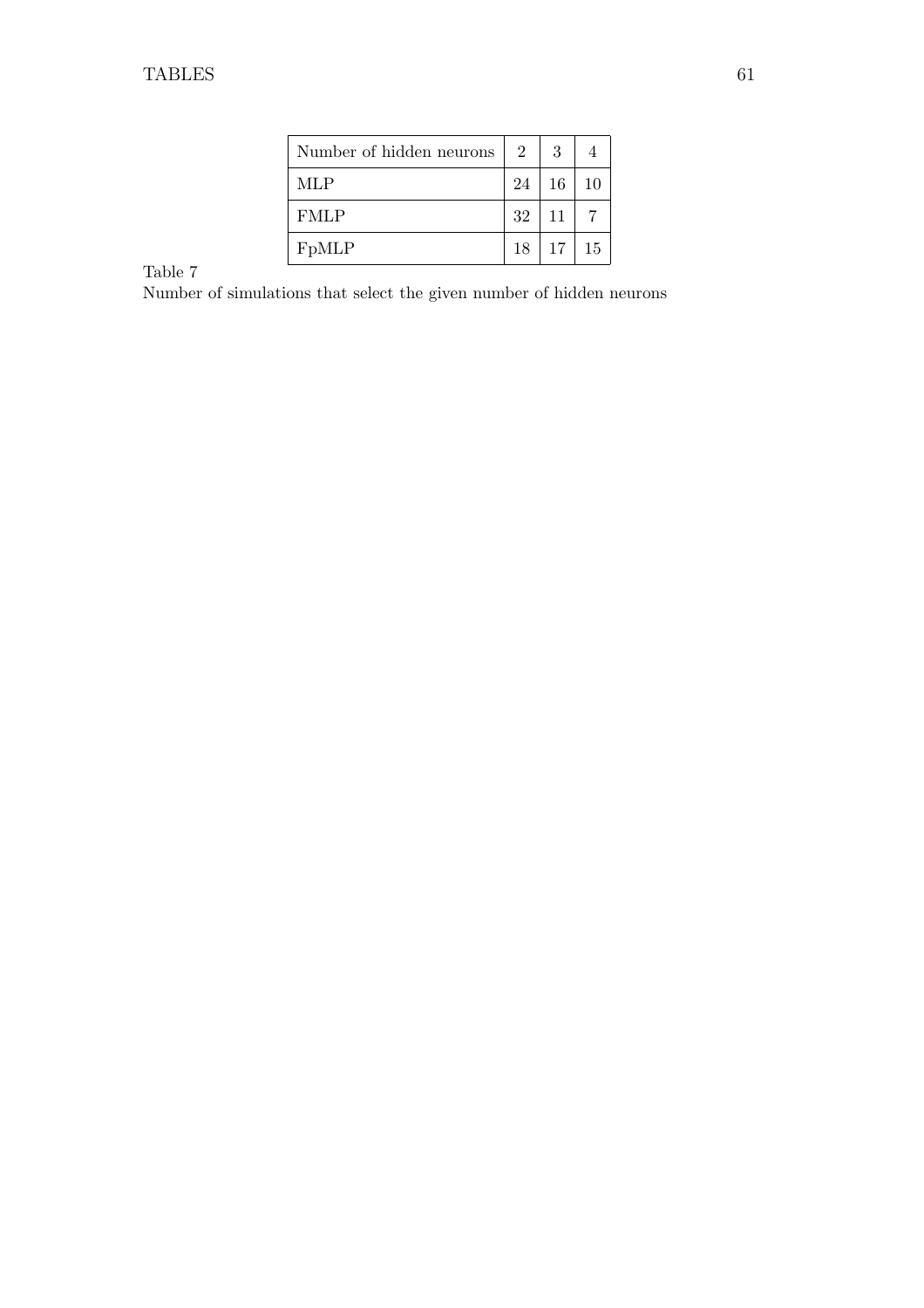| Number of hidden neurons | 2 | 3 | 4 |
|---|---|---|---|
| MLP | 24 | 16 | 10 |
| FMLP | 32 | 11 | 7 |
| FpMLP | 18 | 17 | 15 |

Table 7
Number of simulations that select the given number of hidden neurons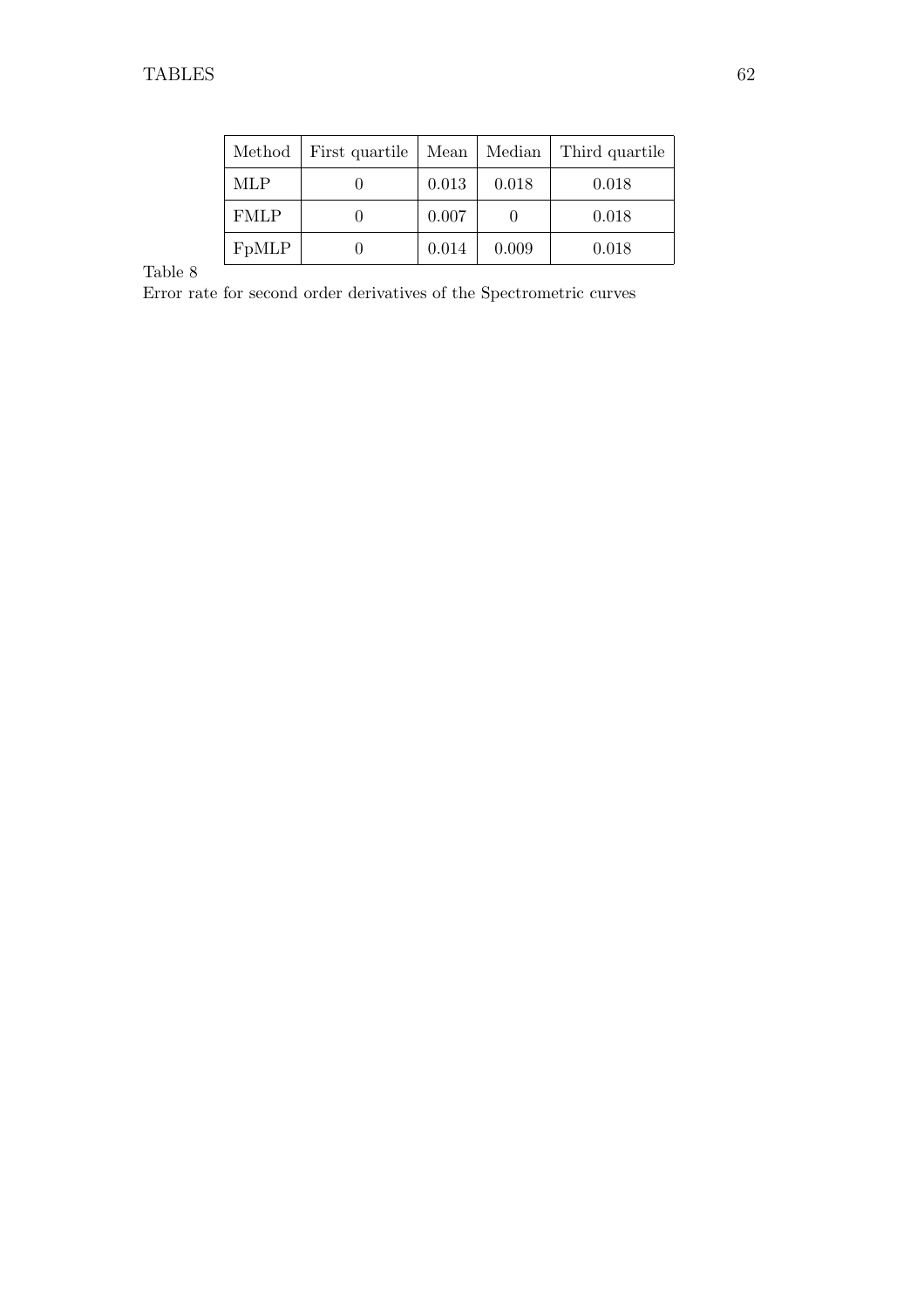| Method | First quartile | Mean | Median | Third quartile |
|---|---|---|---|---|
| MLP | 0 | 0.013 | 0.018 | 0.018 |
| FMLP | 0 | 0.007 | 0 | 0.018 |
| FpMLP | 0 | 0.014 | 0.009 | 0.018 |

Table 8
Error rate for second order derivatives of the Spectrometric curves